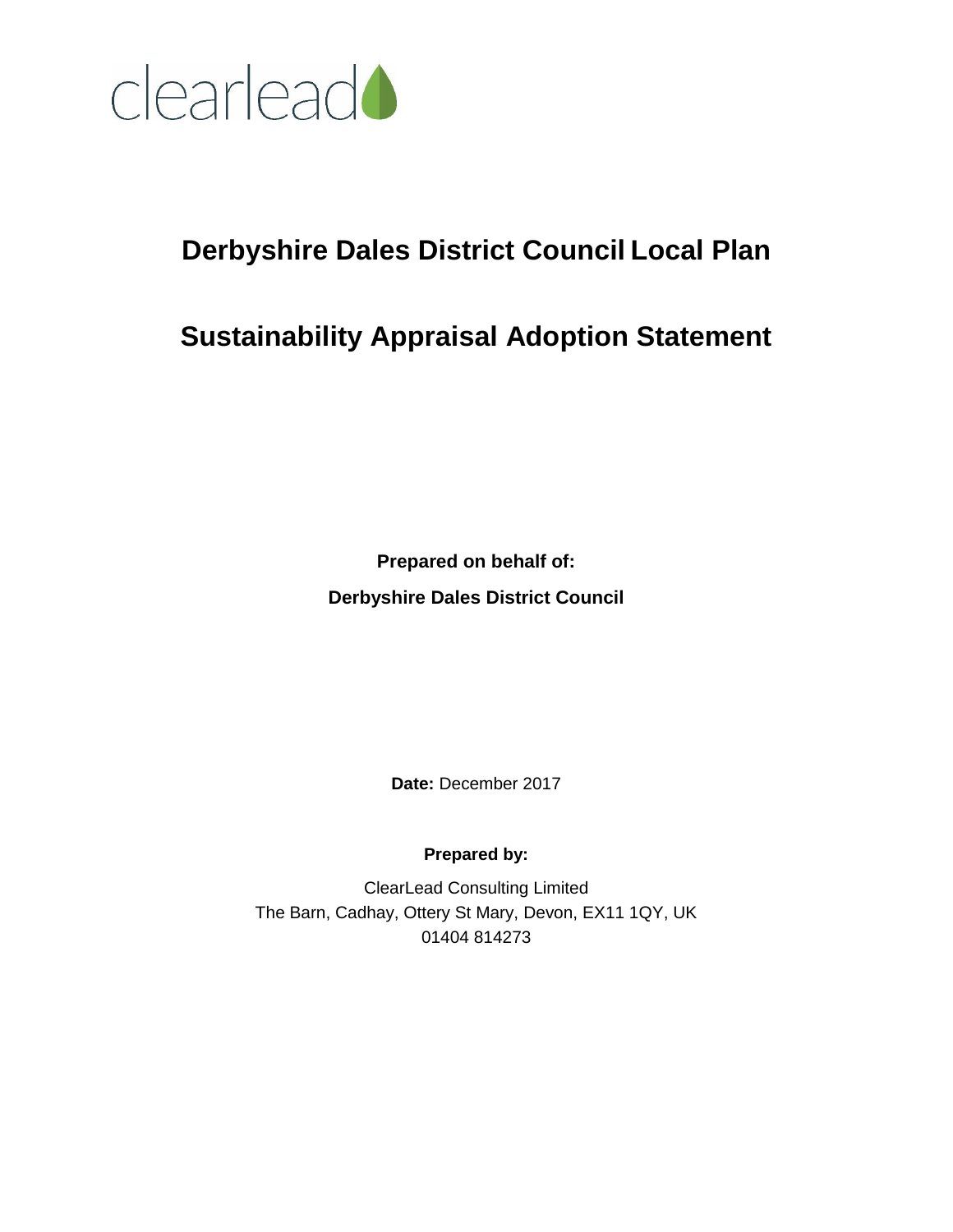clearlead

# Derbyshire Dales District Council Local Plan

# Sustainability Appraisal Adoption Statement

**Prepared on behalf of:**

**Derbyshire Dales District Council**

**Date:** December 2017

**Prepared by:**

ClearLead Consulting Limited
The Barn, Cadhay, Ottery St Mary, Devon, EX11 1QY, UK
01404 814273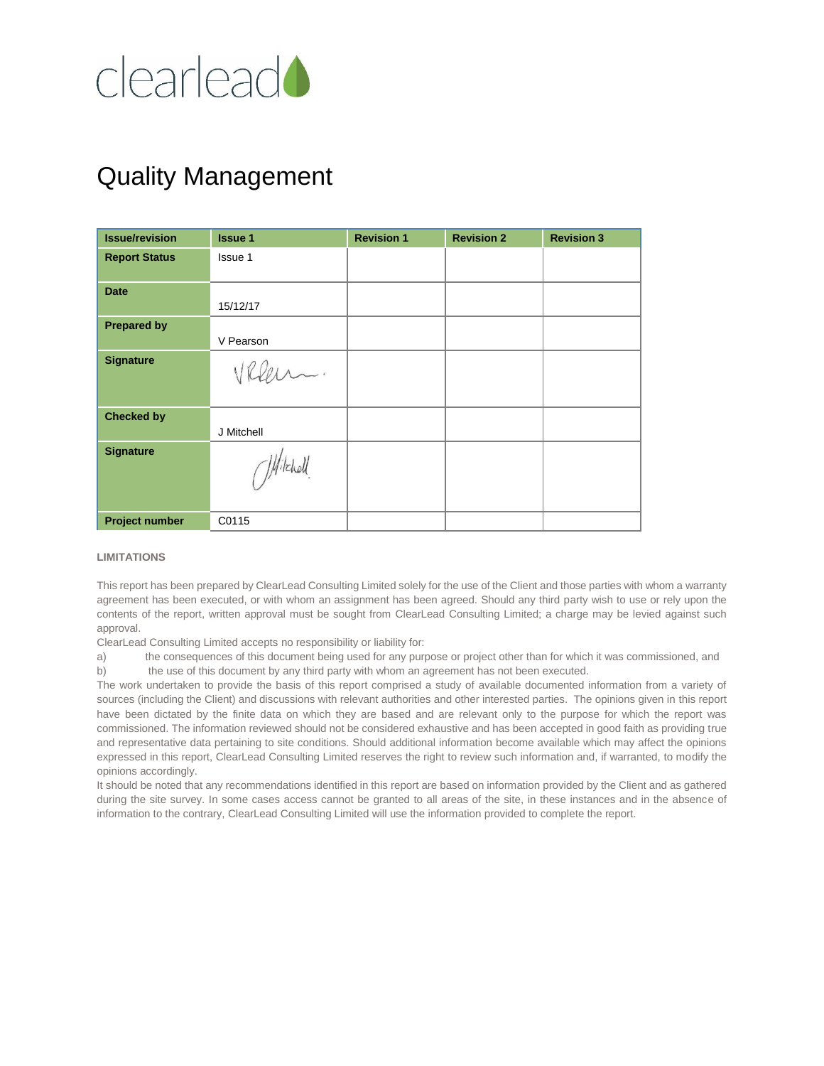clearlead

# Quality Management

| Issue/revision | Issue 1 | Revision 1 | Revision 2 | Revision 3 |
|---|---|---|---|---|
| Report Status | Issue 1 | | | |
| Date | 15/12/17 | | | |
| Prepared by | V Pearson | | | |
| Signature | VPearson. | | | |
| Checked by | J Mitchell | | | |
| Signature | JMitchell | | | |
| Project number | C0115 | | | |

**LIMITATIONS**

This report has been prepared by ClearLead Consulting Limited solely for the use of the Client and those parties with whom a warranty agreement has been executed, or with whom an assignment has been agreed. Should any third party wish to use or rely upon the contents of the report, written approval must be sought from ClearLead Consulting Limited; a charge may be levied against such approval.

ClearLead Consulting Limited accepts no responsibility or liability for:

a) the consequences of this document being used for any purpose or project other than for which it was commissioned, and

b) the use of this document by any third party with whom an agreement has not been executed.

The work undertaken to provide the basis of this report comprised a study of available documented information from a variety of sources (including the Client) and discussions with relevant authorities and other interested parties. The opinions given in this report have been dictated by the finite data on which they are based and are relevant only to the purpose for which the report was commissioned. The information reviewed should not be considered exhaustive and has been accepted in good faith as providing true and representative data pertaining to site conditions. Should additional information become available which may affect the opinions expressed in this report, ClearLead Consulting Limited reserves the right to review such information and, if warranted, to modify the opinions accordingly.

It should be noted that any recommendations identified in this report are based on information provided by the Client and as gathered during the site survey. In some cases access cannot be granted to all areas of the site, in these instances and in the absence of information to the contrary, ClearLead Consulting Limited will use the information provided to complete the report.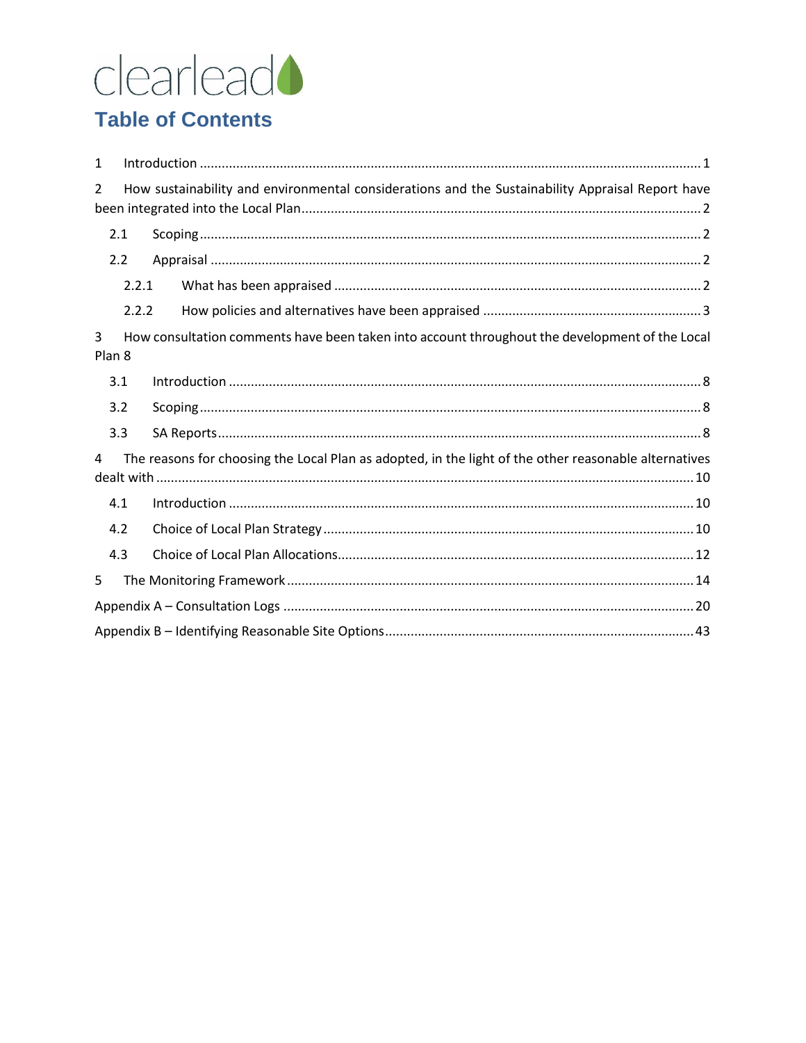clearlead

# Table of Contents

1 Introduction ........................................................................................................................................ 1

2 How sustainability and environmental considerations and the Sustainability Appraisal Report have been integrated into the Local Plan ............................................................................................................ 2

- 2.1 Scoping ........................................................................................................................................ 2
- 2.2 Appraisal ..................................................................................................................................... 2
  - 2.2.1 What has been appraised .................................................................................................... 2
  - 2.2.2 How policies and alternatives have been appraised ........................................................... 3

3 How consultation comments have been taken into account throughout the development of the Local Plan 8

- 3.1 Introduction ................................................................................................................................ 8
- 3.2 Scoping ........................................................................................................................................ 8
- 3.3 SA Reports ................................................................................................................................... 8

4 The reasons for choosing the Local Plan as adopted, in the light of the other reasonable alternatives dealt with .............................................................................................................................................. 10

- 4.1 Introduction .............................................................................................................................. 10
- 4.2 Choice of Local Plan Strategy .................................................................................................... 10
- 4.3 Choice of Local Plan Allocations ................................................................................................ 12

5 The Monitoring Framework ............................................................................................................... 14

Appendix A – Consultation Logs ............................................................................................................... 20

Appendix B – Identifying Reasonable Site Options ................................................................................... 43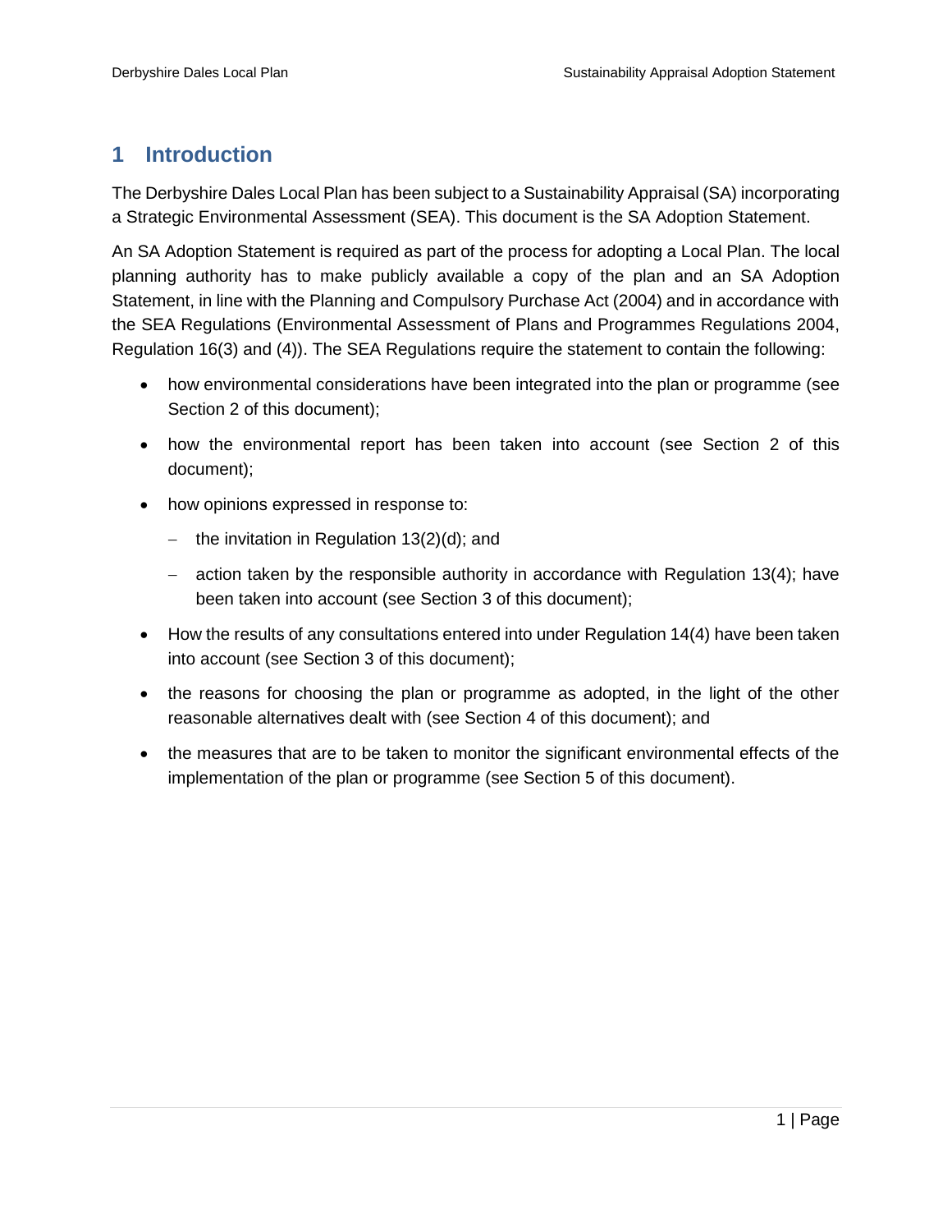# 1 Introduction

The Derbyshire Dales Local Plan has been subject to a Sustainability Appraisal (SA) incorporating a Strategic Environmental Assessment (SEA). This document is the SA Adoption Statement.

An SA Adoption Statement is required as part of the process for adopting a Local Plan. The local planning authority has to make publicly available a copy of the plan and an SA Adoption Statement, in line with the Planning and Compulsory Purchase Act (2004) and in accordance with the SEA Regulations (Environmental Assessment of Plans and Programmes Regulations 2004, Regulation 16(3) and (4)). The SEA Regulations require the statement to contain the following:

- how environmental considerations have been integrated into the plan or programme (see Section 2 of this document);
- how the environmental report has been taken into account (see Section 2 of this document);
- how opinions expressed in response to:
  - the invitation in Regulation 13(2)(d); and
  - action taken by the responsible authority in accordance with Regulation 13(4); have been taken into account (see Section 3 of this document);
- How the results of any consultations entered into under Regulation 14(4) have been taken into account (see Section 3 of this document);
- the reasons for choosing the plan or programme as adopted, in the light of the other reasonable alternatives dealt with (see Section 4 of this document); and
- the measures that are to be taken to monitor the significant environmental effects of the implementation of the plan or programme (see Section 5 of this document).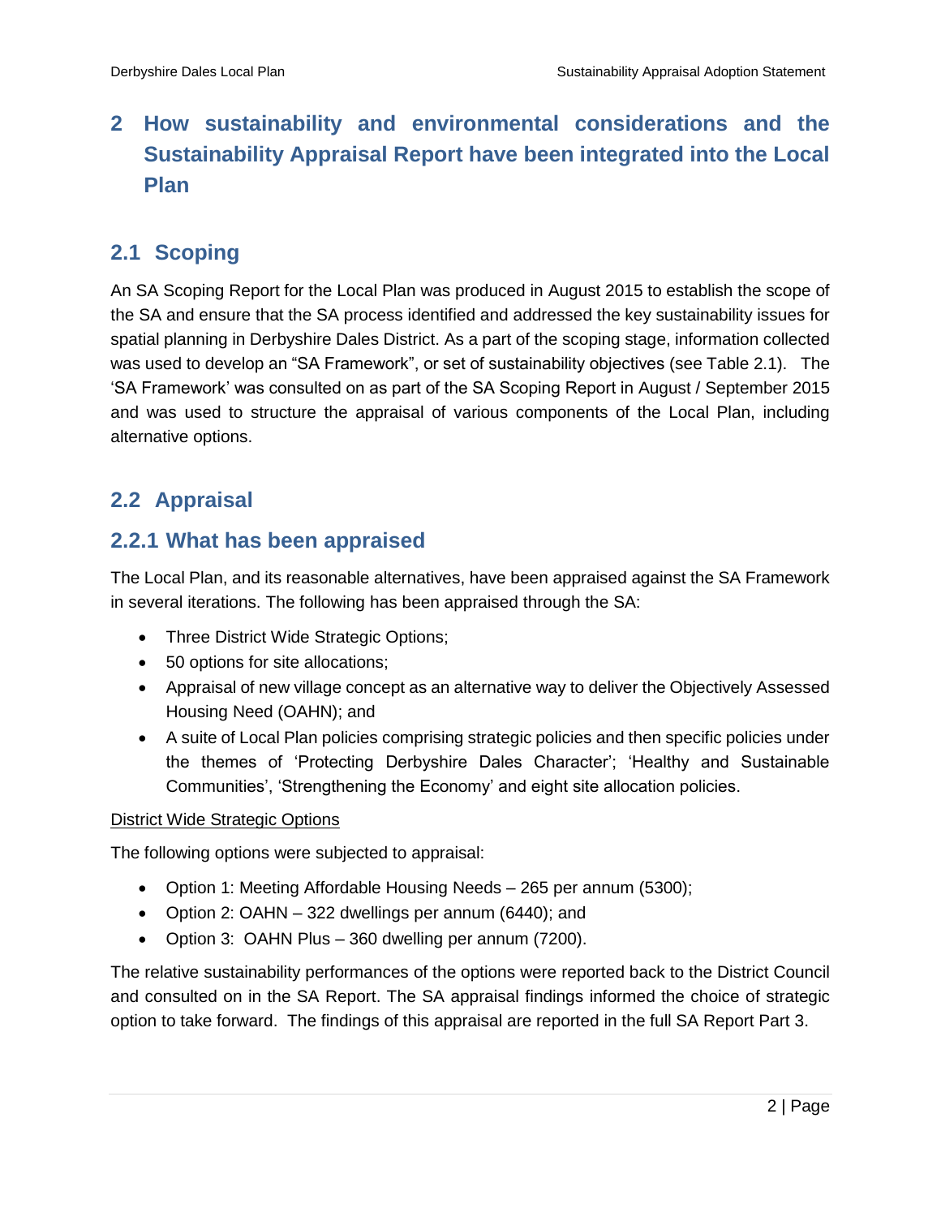# 2 How sustainability and environmental considerations and the Sustainability Appraisal Report have been integrated into the Local Plan

## 2.1 Scoping

An SA Scoping Report for the Local Plan was produced in August 2015 to establish the scope of the SA and ensure that the SA process identified and addressed the key sustainability issues for spatial planning in Derbyshire Dales District. As a part of the scoping stage, information collected was used to develop an "SA Framework", or set of sustainability objectives (see Table 2.1). The 'SA Framework' was consulted on as part of the SA Scoping Report in August / September 2015 and was used to structure the appraisal of various components of the Local Plan, including alternative options.

## 2.2 Appraisal

### 2.2.1 What has been appraised

The Local Plan, and its reasonable alternatives, have been appraised against the SA Framework in several iterations. The following has been appraised through the SA:

- Three District Wide Strategic Options;
- 50 options for site allocations;
- Appraisal of new village concept as an alternative way to deliver the Objectively Assessed Housing Need (OAHN); and
- A suite of Local Plan policies comprising strategic policies and then specific policies under the themes of 'Protecting Derbyshire Dales Character'; 'Healthy and Sustainable Communities', 'Strengthening the Economy' and eight site allocation policies.

<u>District Wide Strategic Options</u>

The following options were subjected to appraisal:

- Option 1: Meeting Affordable Housing Needs – 265 per annum (5300);
- Option 2: OAHN – 322 dwellings per annum (6440); and
- Option 3: OAHN Plus – 360 dwelling per annum (7200).

The relative sustainability performances of the options were reported back to the District Council and consulted on in the SA Report. The SA appraisal findings informed the choice of strategic option to take forward. The findings of this appraisal are reported in the full SA Report Part 3.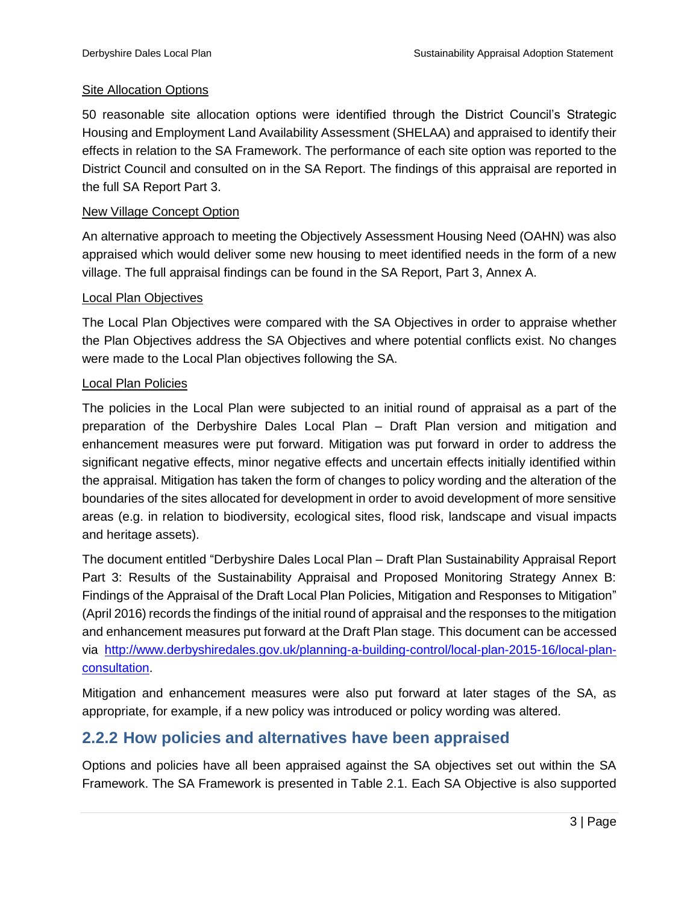Site Allocation Options

50 reasonable site allocation options were identified through the District Council's Strategic Housing and Employment Land Availability Assessment (SHELAA) and appraised to identify their effects in relation to the SA Framework. The performance of each site option was reported to the District Council and consulted on in the SA Report. The findings of this appraisal are reported in the full SA Report Part 3.

New Village Concept Option

An alternative approach to meeting the Objectively Assessment Housing Need (OAHN) was also appraised which would deliver some new housing to meet identified needs in the form of a new village. The full appraisal findings can be found in the SA Report, Part 3, Annex A.

Local Plan Objectives

The Local Plan Objectives were compared with the SA Objectives in order to appraise whether the Plan Objectives address the SA Objectives and where potential conflicts exist. No changes were made to the Local Plan objectives following the SA.

Local Plan Policies

The policies in the Local Plan were subjected to an initial round of appraisal as a part of the preparation of the Derbyshire Dales Local Plan – Draft Plan version and mitigation and enhancement measures were put forward. Mitigation was put forward in order to address the significant negative effects, minor negative effects and uncertain effects initially identified within the appraisal. Mitigation has taken the form of changes to policy wording and the alteration of the boundaries of the sites allocated for development in order to avoid development of more sensitive areas (e.g. in relation to biodiversity, ecological sites, flood risk, landscape and visual impacts and heritage assets).

The document entitled "Derbyshire Dales Local Plan – Draft Plan Sustainability Appraisal Report Part 3: Results of the Sustainability Appraisal and Proposed Monitoring Strategy Annex B: Findings of the Appraisal of the Draft Local Plan Policies, Mitigation and Responses to Mitigation" (April 2016) records the findings of the initial round of appraisal and the responses to the mitigation and enhancement measures put forward at the Draft Plan stage. This document can be accessed via [http://www.derbyshiredales.gov.uk/planning-a-building-control/local-plan-2015-16/local-plan-consultation](http://www.derbyshiredales.gov.uk/planning-a-building-control/local-plan-2015-16/local-plan-consultation).

Mitigation and enhancement measures were also put forward at later stages of the SA, as appropriate, for example, if a new policy was introduced or policy wording was altered.

### 2.2.2 How policies and alternatives have been appraised

Options and policies have all been appraised against the SA objectives set out within the SA Framework. The SA Framework is presented in Table 2.1. Each SA Objective is also supported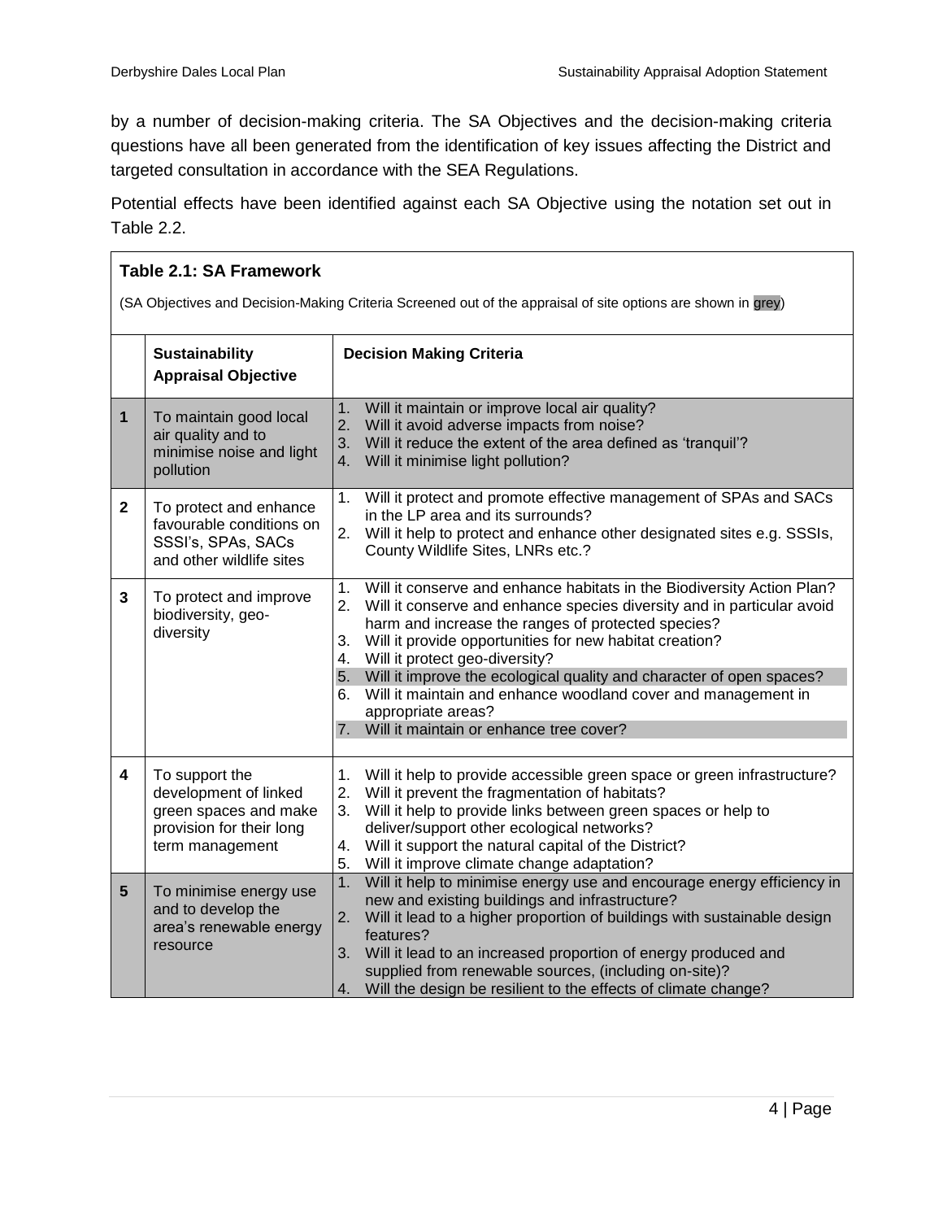by a number of decision-making criteria. The SA Objectives and the decision-making criteria questions have all been generated from the identification of key issues affecting the District and targeted consultation in accordance with the SEA Regulations.

Potential effects have been identified against each SA Objective using the notation set out in Table 2.2.

**Table 2.1: SA Framework**

(SA Objectives and Decision-Making Criteria Screened out of the appraisal of site options are shown in grey)

| | Sustainability Appraisal Objective | Decision Making Criteria |
|---|---|---|
| **1** | To maintain good local air quality and to minimise noise and light pollution | 1. Will it maintain or improve local air quality?<br>2. Will it avoid adverse impacts from noise?<br>3. Will it reduce the extent of the area defined as 'tranquil'?<br>4. Will it minimise light pollution? |
| **2** | To protect and enhance favourable conditions on SSSI's, SPAs, SACs and other wildlife sites | 1. Will it protect and promote effective management of SPAs and SACs in the LP area and its surrounds?<br>2. Will it help to protect and enhance other designated sites e.g. SSSIs, County Wildlife Sites, LNRs etc.? |
| **3** | To protect and improve biodiversity, geo-diversity | 1. Will it conserve and enhance habitats in the Biodiversity Action Plan?<br>2. Will it conserve and enhance species diversity and in particular avoid harm and increase the ranges of protected species?<br>3. Will it provide opportunities for new habitat creation?<br>4. Will it protect geo-diversity?<br>5. Will it improve the ecological quality and character of open spaces?<br>6. Will it maintain and enhance woodland cover and management in appropriate areas?<br>7. Will it maintain or enhance tree cover? |
| **4** | To support the development of linked green spaces and make provision for their long term management | 1. Will it help to provide accessible green space or green infrastructure?<br>2. Will it prevent the fragmentation of habitats?<br>3. Will it help to provide links between green spaces or help to deliver/support other ecological networks?<br>4. Will it support the natural capital of the District?<br>5. Will it improve climate change adaptation? |
| **5** | To minimise energy use and to develop the area's renewable energy resource | 1. Will it help to minimise energy use and encourage energy efficiency in new and existing buildings and infrastructure?<br>2. Will it lead to a higher proportion of buildings with sustainable design features?<br>3. Will it lead to an increased proportion of energy produced and supplied from renewable sources, (including on-site)?<br>4. Will the design be resilient to the effects of climate change? |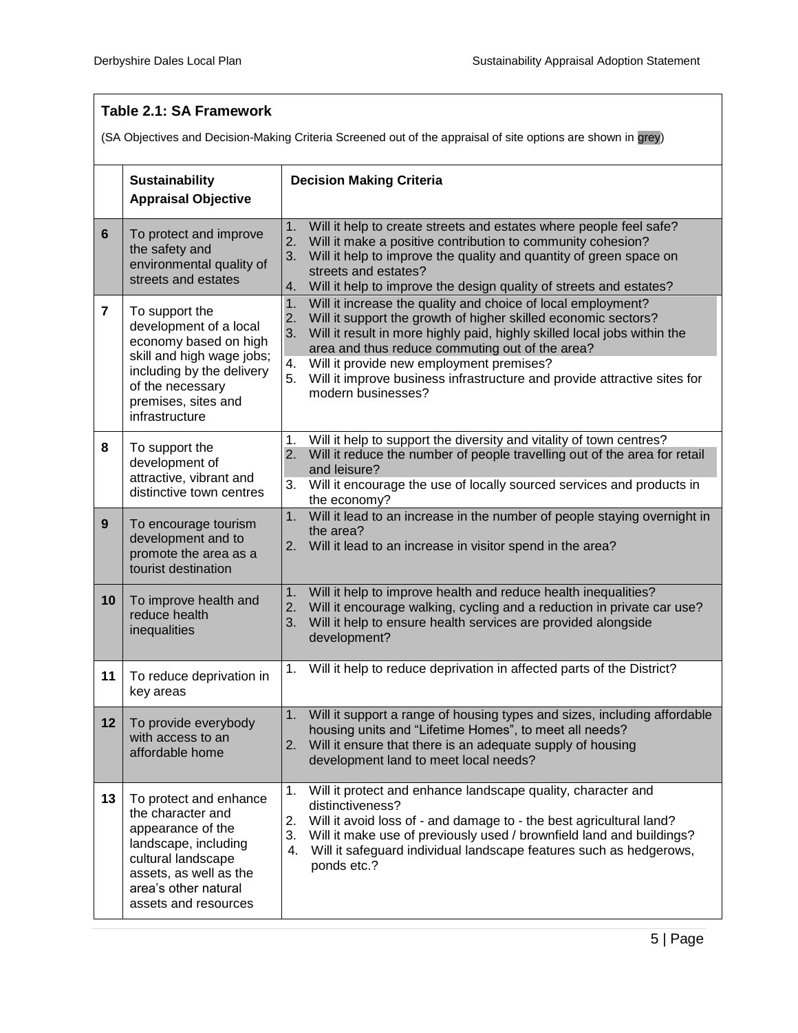**Table 2.1: SA Framework**

(SA Objectives and Decision-Making Criteria Screened out of the appraisal of site options are shown in grey)

| | Sustainability Appraisal Objective | Decision Making Criteria |
|---|---|---|
| 6 | To protect and improve the safety and environmental quality of streets and estates | 1. Will it help to create streets and estates where people feel safe?<br>2. Will it make a positive contribution to community cohesion?<br>3. Will it help to improve the quality and quantity of green space on streets and estates?<br>4. Will it help to improve the design quality of streets and estates? |
| 7 | To support the development of a local economy based on high skill and high wage jobs; including by the delivery of the necessary premises, sites and infrastructure | 1. Will it increase the quality and choice of local employment?<br>2. Will it support the growth of higher skilled economic sectors?<br>3. Will it result in more highly paid, highly skilled local jobs within the area and thus reduce commuting out of the area?<br>4. Will it provide new employment premises?<br>5. Will it improve business infrastructure and provide attractive sites for modern businesses? |
| 8 | To support the development of attractive, vibrant and distinctive town centres | 1. Will it help to support the diversity and vitality of town centres?<br>2. Will it reduce the number of people travelling out of the area for retail and leisure?<br>3. Will it encourage the use of locally sourced services and products in the economy? |
| 9 | To encourage tourism development and to promote the area as a tourist destination | 1. Will it lead to an increase in the number of people staying overnight in the area?<br>2. Will it lead to an increase in visitor spend in the area? |
| 10 | To improve health and reduce health inequalities | 1. Will it help to improve health and reduce health inequalities?<br>2. Will it encourage walking, cycling and a reduction in private car use?<br>3. Will it help to ensure health services are provided alongside development? |
| 11 | To reduce deprivation in key areas | 1. Will it help to reduce deprivation in affected parts of the District? |
| 12 | To provide everybody with access to an affordable home | 1. Will it support a range of housing types and sizes, including affordable housing units and "Lifetime Homes", to meet all needs?<br>2. Will it ensure that there is an adequate supply of housing development land to meet local needs? |
| 13 | To protect and enhance the character and appearance of the landscape, including cultural landscape assets, as well as the area's other natural assets and resources | 1. Will it protect and enhance landscape quality, character and distinctiveness?<br>2. Will it avoid loss of - and damage to - the best agricultural land?<br>3. Will it make use of previously used / brownfield land and buildings?<br>4. Will it safeguard individual landscape features such as hedgerows, ponds etc.? |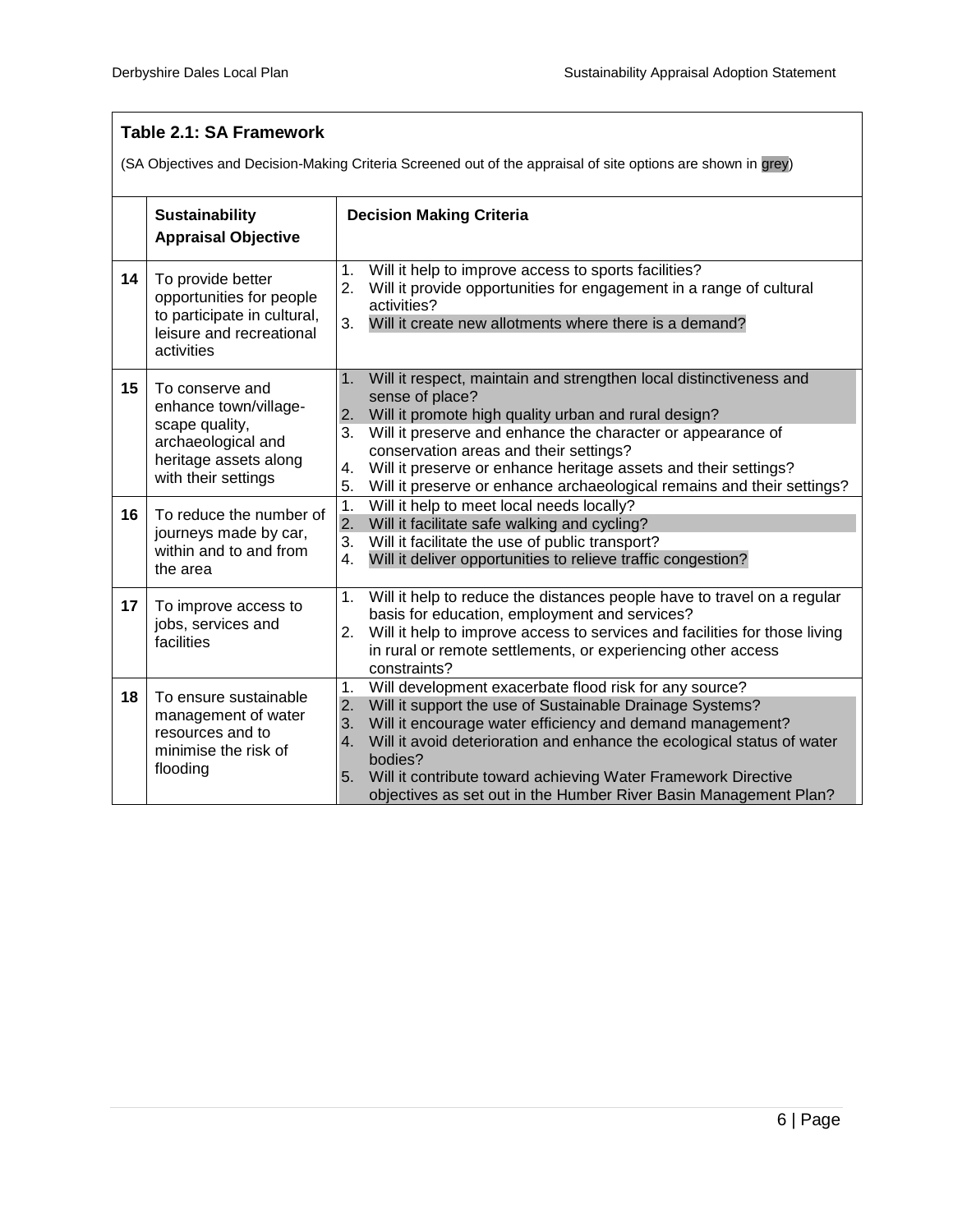**Table 2.1: SA Framework**

(SA Objectives and Decision-Making Criteria Screened out of the appraisal of site options are shown in grey)

| | Sustainability Appraisal Objective | Decision Making Criteria |
|---|---|---|
| 14 | To provide better opportunities for people to participate in cultural, leisure and recreational activities | 1. Will it help to improve access to sports facilities?<br>2. Will it provide opportunities for engagement in a range of cultural activities?<br>3. Will it create new allotments where there is a demand? |
| 15 | To conserve and enhance town/village-scape quality, archaeological and heritage assets along with their settings | 1. Will it respect, maintain and strengthen local distinctiveness and sense of place?<br>2. Will it promote high quality urban and rural design?<br>3. Will it preserve and enhance the character or appearance of conservation areas and their settings?<br>4. Will it preserve or enhance heritage assets and their settings?<br>5. Will it preserve or enhance archaeological remains and their settings? |
| 16 | To reduce the number of journeys made by car, within and to and from the area | 1. Will it help to meet local needs locally?<br>2. Will it facilitate safe walking and cycling?<br>3. Will it facilitate the use of public transport?<br>4. Will it deliver opportunities to relieve traffic congestion? |
| 17 | To improve access to jobs, services and facilities | 1. Will it help to reduce the distances people have to travel on a regular basis for education, employment and services?<br>2. Will it help to improve access to services and facilities for those living in rural or remote settlements, or experiencing other access constraints? |
| 18 | To ensure sustainable management of water resources and to minimise the risk of flooding | 1. Will development exacerbate flood risk for any source?<br>2. Will it support the use of Sustainable Drainage Systems?<br>3. Will it encourage water efficiency and demand management?<br>4. Will it avoid deterioration and enhance the ecological status of water bodies?<br>5. Will it contribute toward achieving Water Framework Directive objectives as set out in the Humber River Basin Management Plan? |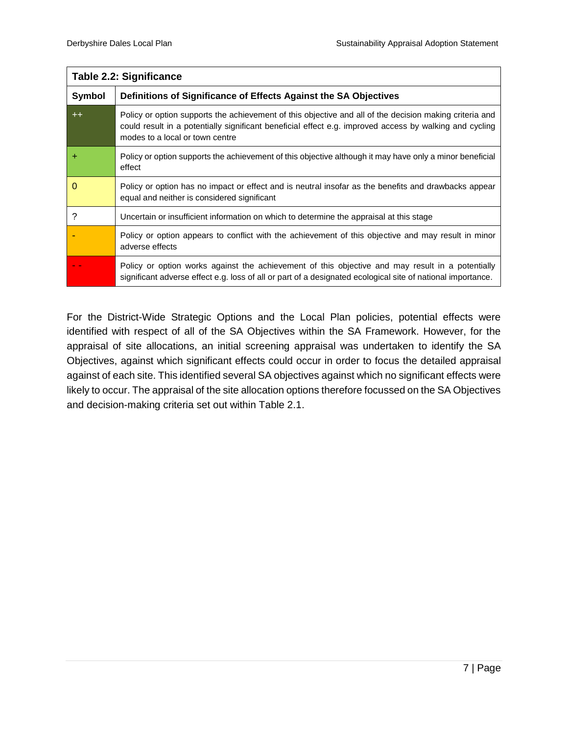| Table 2.2: Significance | |
|---|---|
| **Symbol** | **Definitions of Significance of Effects Against the SA Objectives** |
| ++ | Policy or option supports the achievement of this objective and all of the decision making criteria and could result in a potentially significant beneficial effect e.g. improved access by walking and cycling modes to a local or town centre |
| + | Policy or option supports the achievement of this objective although it may have only a minor beneficial effect |
| 0 | Policy or option has no impact or effect and is neutral insofar as the benefits and drawbacks appear equal and neither is considered significant |
| ? | Uncertain or insufficient information on which to determine the appraisal at this stage |
| - | Policy or option appears to conflict with the achievement of this objective and may result in minor adverse effects |
| - - | Policy or option works against the achievement of this objective and may result in a potentially significant adverse effect e.g. loss of all or part of a designated ecological site of national importance. |

For the District-Wide Strategic Options and the Local Plan policies, potential effects were identified with respect of all of the SA Objectives within the SA Framework. However, for the appraisal of site allocations, an initial screening appraisal was undertaken to identify the SA Objectives, against which significant effects could occur in order to focus the detailed appraisal against of each site. This identified several SA objectives against which no significant effects were likely to occur. The appraisal of the site allocation options therefore focussed on the SA Objectives and decision-making criteria set out within Table 2.1.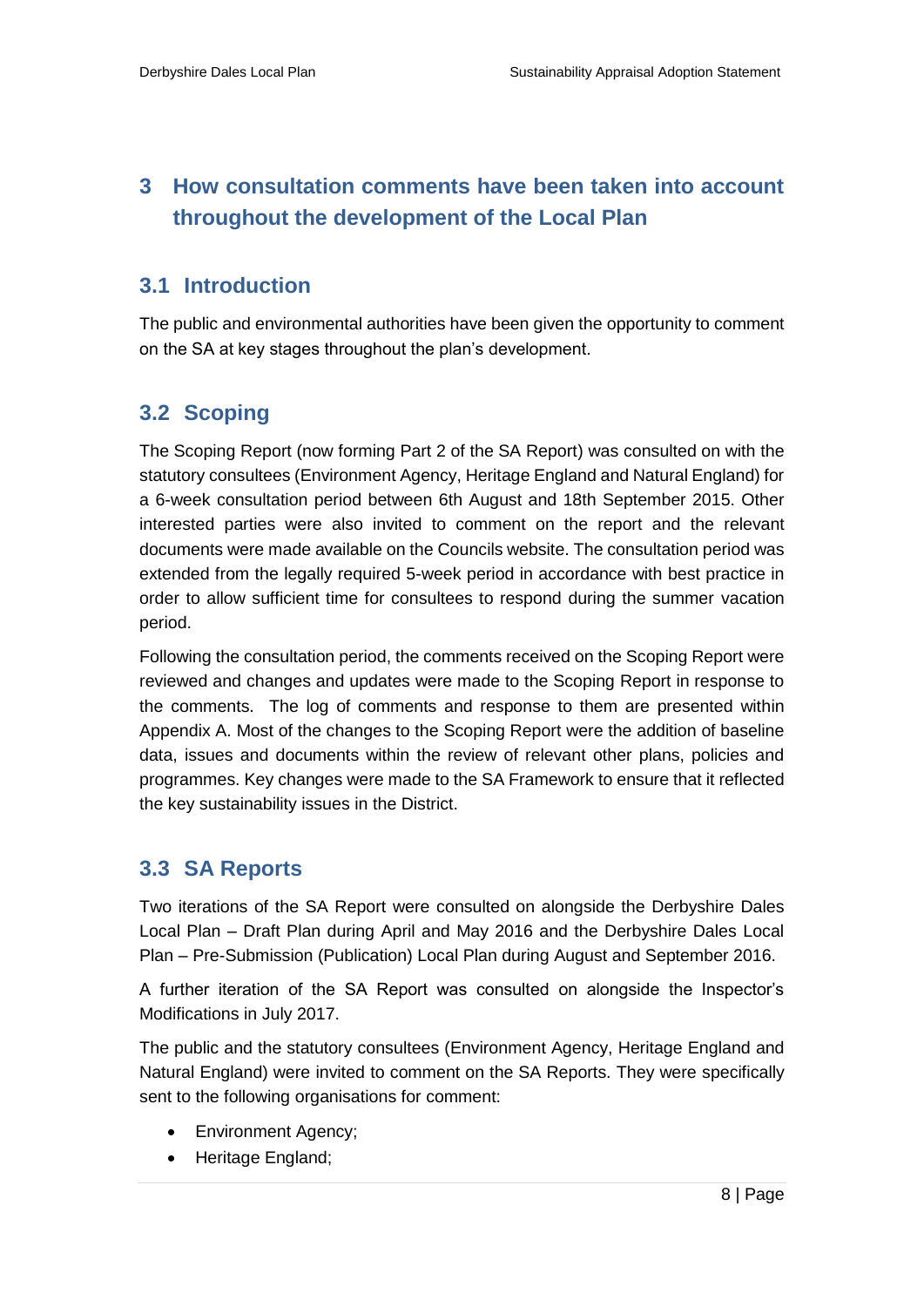## 3 How consultation comments have been taken into account throughout the development of the Local Plan

### 3.1 Introduction

The public and environmental authorities have been given the opportunity to comment on the SA at key stages throughout the plan's development.

### 3.2 Scoping

The Scoping Report (now forming Part 2 of the SA Report) was consulted on with the statutory consultees (Environment Agency, Heritage England and Natural England) for a 6-week consultation period between 6th August and 18th September 2015. Other interested parties were also invited to comment on the report and the relevant documents were made available on the Councils website. The consultation period was extended from the legally required 5-week period in accordance with best practice in order to allow sufficient time for consultees to respond during the summer vacation period.

Following the consultation period, the comments received on the Scoping Report were reviewed and changes and updates were made to the Scoping Report in response to the comments. The log of comments and response to them are presented within Appendix A. Most of the changes to the Scoping Report were the addition of baseline data, issues and documents within the review of relevant other plans, policies and programmes. Key changes were made to the SA Framework to ensure that it reflected the key sustainability issues in the District.

### 3.3 SA Reports

Two iterations of the SA Report were consulted on alongside the Derbyshire Dales Local Plan – Draft Plan during April and May 2016 and the Derbyshire Dales Local Plan – Pre-Submission (Publication) Local Plan during August and September 2016.

A further iteration of the SA Report was consulted on alongside the Inspector's Modifications in July 2017.

The public and the statutory consultees (Environment Agency, Heritage England and Natural England) were invited to comment on the SA Reports. They were specifically sent to the following organisations for comment:

- Environment Agency;
- Heritage England;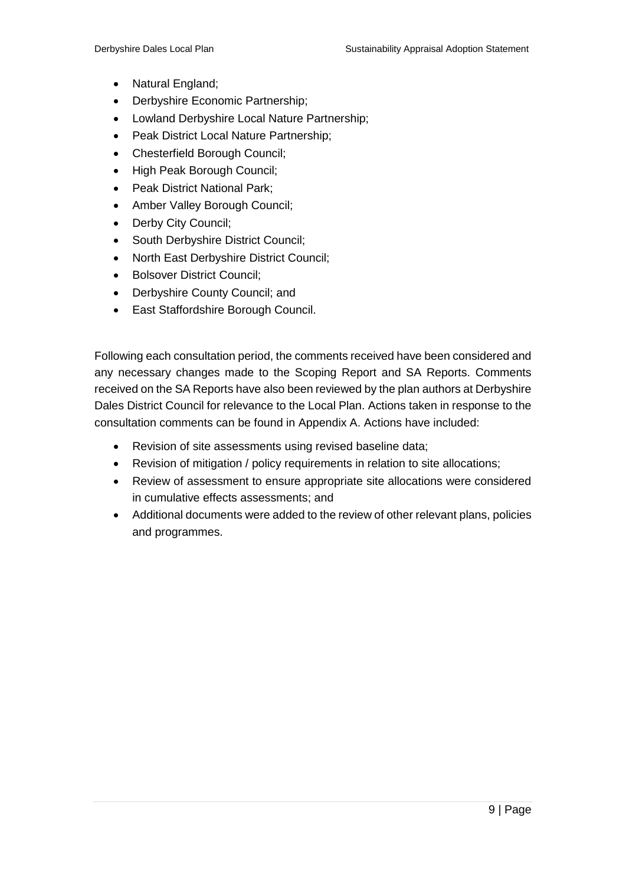- Natural England;
- Derbyshire Economic Partnership;
- Lowland Derbyshire Local Nature Partnership;
- Peak District Local Nature Partnership;
- Chesterfield Borough Council;
- High Peak Borough Council;
- Peak District National Park;
- Amber Valley Borough Council;
- Derby City Council;
- South Derbyshire District Council;
- North East Derbyshire District Council;
- Bolsover District Council;
- Derbyshire County Council; and
- East Staffordshire Borough Council.

Following each consultation period, the comments received have been considered and any necessary changes made to the Scoping Report and SA Reports. Comments received on the SA Reports have also been reviewed by the plan authors at Derbyshire Dales District Council for relevance to the Local Plan. Actions taken in response to the consultation comments can be found in Appendix A. Actions have included:

- Revision of site assessments using revised baseline data;
- Revision of mitigation / policy requirements in relation to site allocations;
- Review of assessment to ensure appropriate site allocations were considered in cumulative effects assessments; and
- Additional documents were added to the review of other relevant plans, policies and programmes.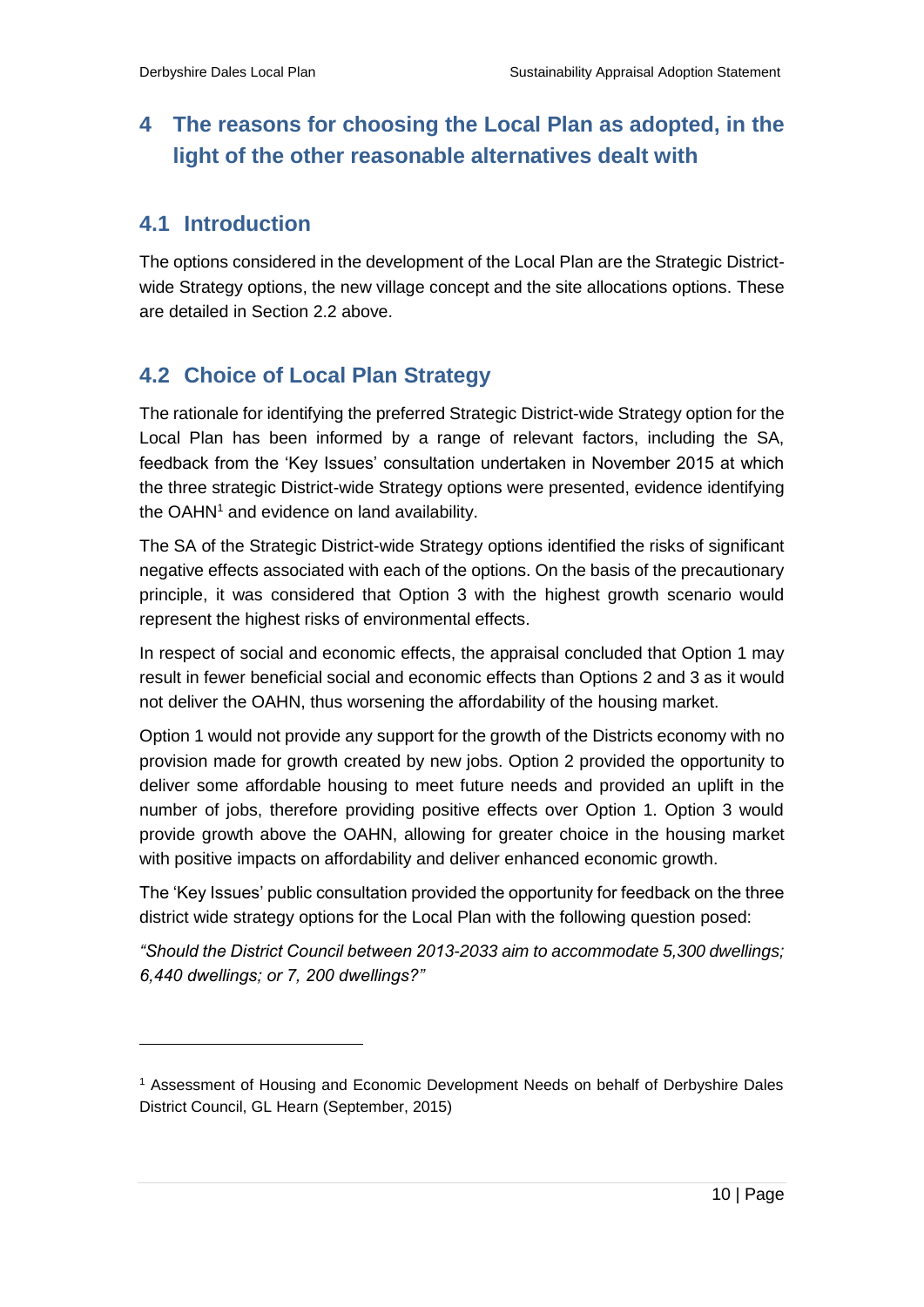# 4 The reasons for choosing the Local Plan as adopted, in the light of the other reasonable alternatives dealt with

## 4.1 Introduction

The options considered in the development of the Local Plan are the Strategic District-wide Strategy options, the new village concept and the site allocations options. These are detailed in Section 2.2 above.

## 4.2 Choice of Local Plan Strategy

The rationale for identifying the preferred Strategic District-wide Strategy option for the Local Plan has been informed by a range of relevant factors, including the SA, feedback from the 'Key Issues' consultation undertaken in November 2015 at which the three strategic District-wide Strategy options were presented, evidence identifying the OAHN[1] and evidence on land availability.

The SA of the Strategic District-wide Strategy options identified the risks of significant negative effects associated with each of the options. On the basis of the precautionary principle, it was considered that Option 3 with the highest growth scenario would represent the highest risks of environmental effects.

In respect of social and economic effects, the appraisal concluded that Option 1 may result in fewer beneficial social and economic effects than Options 2 and 3 as it would not deliver the OAHN, thus worsening the affordability of the housing market.

Option 1 would not provide any support for the growth of the Districts economy with no provision made for growth created by new jobs. Option 2 provided the opportunity to deliver some affordable housing to meet future needs and provided an uplift in the number of jobs, therefore providing positive effects over Option 1. Option 3 would provide growth above the OAHN, allowing for greater choice in the housing market with positive impacts on affordability and deliver enhanced economic growth.

The 'Key Issues' public consultation provided the opportunity for feedback on the three district wide strategy options for the Local Plan with the following question posed:

*"Should the District Council between 2013-2033 aim to accommodate 5,300 dwellings; 6,440 dwellings; or 7, 200 dwellings?"*

---

[1] Assessment of Housing and Economic Development Needs on behalf of Derbyshire Dales District Council, GL Hearn (September, 2015)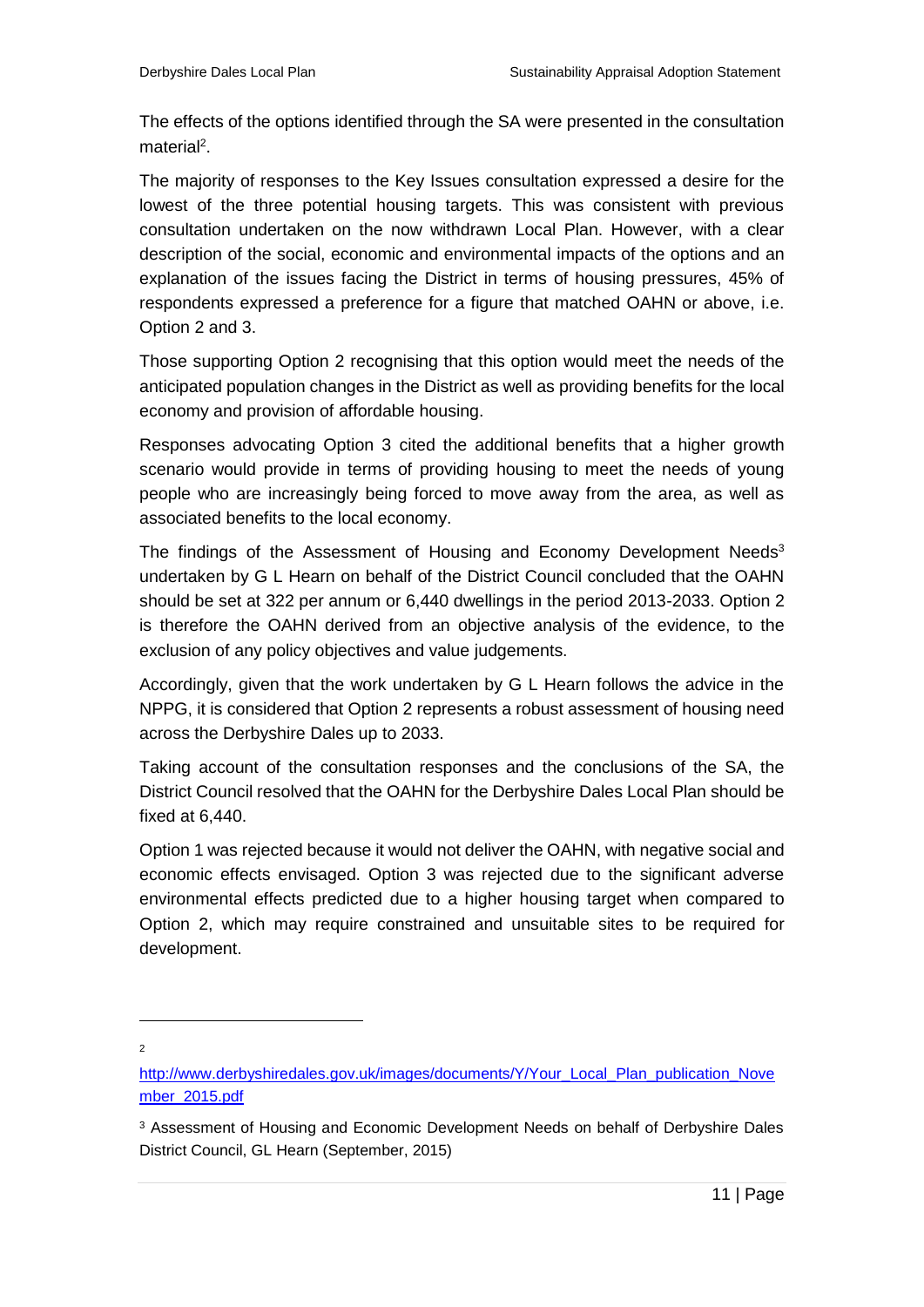The effects of the options identified through the SA were presented in the consultation material[2].

The majority of responses to the Key Issues consultation expressed a desire for the lowest of the three potential housing targets. This was consistent with previous consultation undertaken on the now withdrawn Local Plan. However, with a clear description of the social, economic and environmental impacts of the options and an explanation of the issues facing the District in terms of housing pressures, 45% of respondents expressed a preference for a figure that matched OAHN or above, i.e. Option 2 and 3.

Those supporting Option 2 recognising that this option would meet the needs of the anticipated population changes in the District as well as providing benefits for the local economy and provision of affordable housing.

Responses advocating Option 3 cited the additional benefits that a higher growth scenario would provide in terms of providing housing to meet the needs of young people who are increasingly being forced to move away from the area, as well as associated benefits to the local economy.

The findings of the Assessment of Housing and Economy Development Needs[3] undertaken by G L Hearn on behalf of the District Council concluded that the OAHN should be set at 322 per annum or 6,440 dwellings in the period 2013-2033. Option 2 is therefore the OAHN derived from an objective analysis of the evidence, to the exclusion of any policy objectives and value judgements.

Accordingly, given that the work undertaken by G L Hearn follows the advice in the NPPG, it is considered that Option 2 represents a robust assessment of housing need across the Derbyshire Dales up to 2033.

Taking account of the consultation responses and the conclusions of the SA, the District Council resolved that the OAHN for the Derbyshire Dales Local Plan should be fixed at 6,440.

Option 1 was rejected because it would not deliver the OAHN, with negative social and economic effects envisaged. Option 3 was rejected due to the significant adverse environmental effects predicted due to a higher housing target when compared to Option 2, which may require constrained and unsuitable sites to be required for development.

---

[2] http://www.derbyshiredales.gov.uk/images/documents/Y/Your_Local_Plan_publication_November_2015.pdf

[3] Assessment of Housing and Economic Development Needs on behalf of Derbyshire Dales District Council, GL Hearn (September, 2015)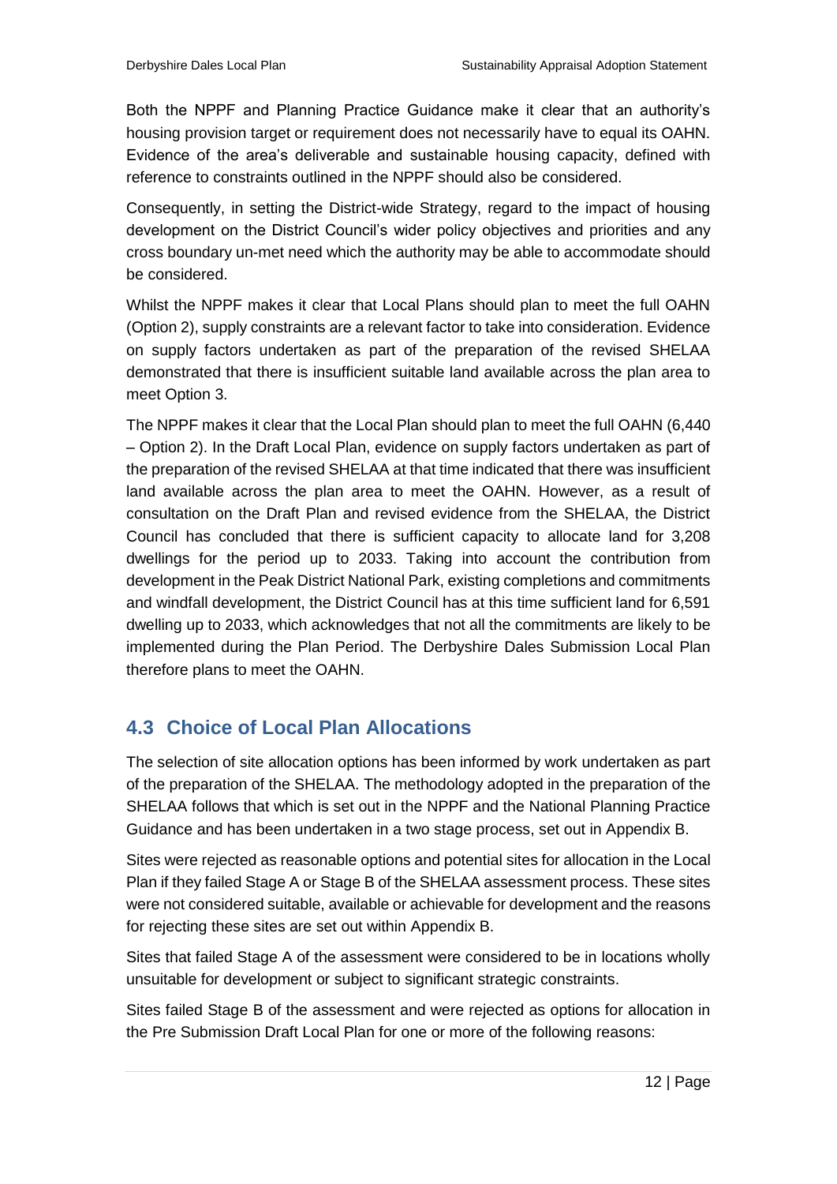Both the NPPF and Planning Practice Guidance make it clear that an authority's housing provision target or requirement does not necessarily have to equal its OAHN. Evidence of the area's deliverable and sustainable housing capacity, defined with reference to constraints outlined in the NPPF should also be considered.

Consequently, in setting the District-wide Strategy, regard to the impact of housing development on the District Council's wider policy objectives and priorities and any cross boundary un-met need which the authority may be able to accommodate should be considered.

Whilst the NPPF makes it clear that Local Plans should plan to meet the full OAHN (Option 2), supply constraints are a relevant factor to take into consideration. Evidence on supply factors undertaken as part of the preparation of the revised SHELAA demonstrated that there is insufficient suitable land available across the plan area to meet Option 3.

The NPPF makes it clear that the Local Plan should plan to meet the full OAHN (6,440 – Option 2). In the Draft Local Plan, evidence on supply factors undertaken as part of the preparation of the revised SHELAA at that time indicated that there was insufficient land available across the plan area to meet the OAHN. However, as a result of consultation on the Draft Plan and revised evidence from the SHELAA, the District Council has concluded that there is sufficient capacity to allocate land for 3,208 dwellings for the period up to 2033. Taking into account the contribution from development in the Peak District National Park, existing completions and commitments and windfall development, the District Council has at this time sufficient land for 6,591 dwelling up to 2033, which acknowledges that not all the commitments are likely to be implemented during the Plan Period. The Derbyshire Dales Submission Local Plan therefore plans to meet the OAHN.

## 4.3 Choice of Local Plan Allocations

The selection of site allocation options has been informed by work undertaken as part of the preparation of the SHELAA. The methodology adopted in the preparation of the SHELAA follows that which is set out in the NPPF and the National Planning Practice Guidance and has been undertaken in a two stage process, set out in Appendix B.

Sites were rejected as reasonable options and potential sites for allocation in the Local Plan if they failed Stage A or Stage B of the SHELAA assessment process. These sites were not considered suitable, available or achievable for development and the reasons for rejecting these sites are set out within Appendix B.

Sites that failed Stage A of the assessment were considered to be in locations wholly unsuitable for development or subject to significant strategic constraints.

Sites failed Stage B of the assessment and were rejected as options for allocation in the Pre Submission Draft Local Plan for one or more of the following reasons: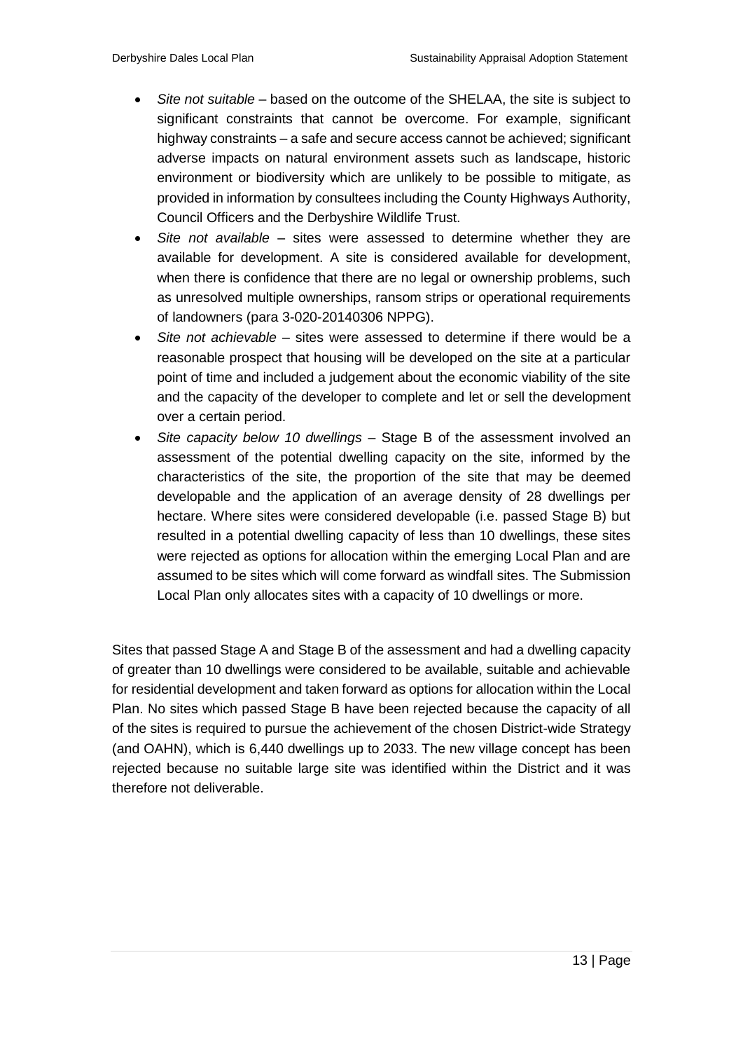- *Site not suitable* – based on the outcome of the SHELAA, the site is subject to significant constraints that cannot be overcome. For example, significant highway constraints – a safe and secure access cannot be achieved; significant adverse impacts on natural environment assets such as landscape, historic environment or biodiversity which are unlikely to be possible to mitigate, as provided in information by consultees including the County Highways Authority, Council Officers and the Derbyshire Wildlife Trust.
- *Site not available* – sites were assessed to determine whether they are available for development. A site is considered available for development, when there is confidence that there are no legal or ownership problems, such as unresolved multiple ownerships, ransom strips or operational requirements of landowners (para 3-020-20140306 NPPG).
- *Site not achievable* – sites were assessed to determine if there would be a reasonable prospect that housing will be developed on the site at a particular point of time and included a judgement about the economic viability of the site and the capacity of the developer to complete and let or sell the development over a certain period.
- *Site capacity below 10 dwellings* – Stage B of the assessment involved an assessment of the potential dwelling capacity on the site, informed by the characteristics of the site, the proportion of the site that may be deemed developable and the application of an average density of 28 dwellings per hectare. Where sites were considered developable (i.e. passed Stage B) but resulted in a potential dwelling capacity of less than 10 dwellings, these sites were rejected as options for allocation within the emerging Local Plan and are assumed to be sites which will come forward as windfall sites. The Submission Local Plan only allocates sites with a capacity of 10 dwellings or more.

Sites that passed Stage A and Stage B of the assessment and had a dwelling capacity of greater than 10 dwellings were considered to be available, suitable and achievable for residential development and taken forward as options for allocation within the Local Plan. No sites which passed Stage B have been rejected because the capacity of all of the sites is required to pursue the achievement of the chosen District-wide Strategy (and OAHN), which is 6,440 dwellings up to 2033. The new village concept has been rejected because no suitable large site was identified within the District and it was therefore not deliverable.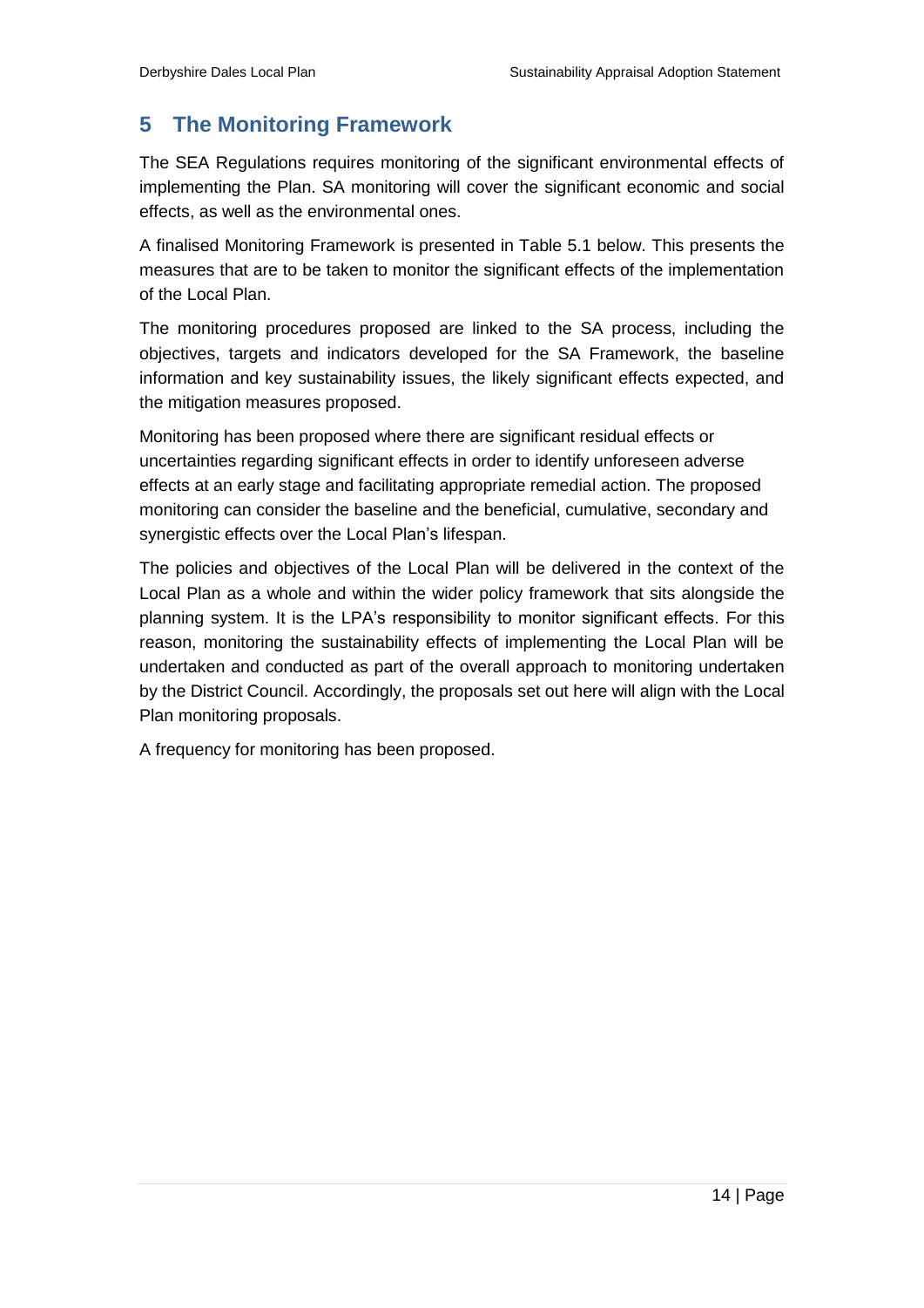## 5 The Monitoring Framework

The SEA Regulations requires monitoring of the significant environmental effects of implementing the Plan. SA monitoring will cover the significant economic and social effects, as well as the environmental ones.

A finalised Monitoring Framework is presented in Table 5.1 below. This presents the measures that are to be taken to monitor the significant effects of the implementation of the Local Plan.

The monitoring procedures proposed are linked to the SA process, including the objectives, targets and indicators developed for the SA Framework, the baseline information and key sustainability issues, the likely significant effects expected, and the mitigation measures proposed.

Monitoring has been proposed where there are significant residual effects or uncertainties regarding significant effects in order to identify unforeseen adverse effects at an early stage and facilitating appropriate remedial action. The proposed monitoring can consider the baseline and the beneficial, cumulative, secondary and synergistic effects over the Local Plan's lifespan.

The policies and objectives of the Local Plan will be delivered in the context of the Local Plan as a whole and within the wider policy framework that sits alongside the planning system. It is the LPA's responsibility to monitor significant effects. For this reason, monitoring the sustainability effects of implementing the Local Plan will be undertaken and conducted as part of the overall approach to monitoring undertaken by the District Council. Accordingly, the proposals set out here will align with the Local Plan monitoring proposals.

A frequency for monitoring has been proposed.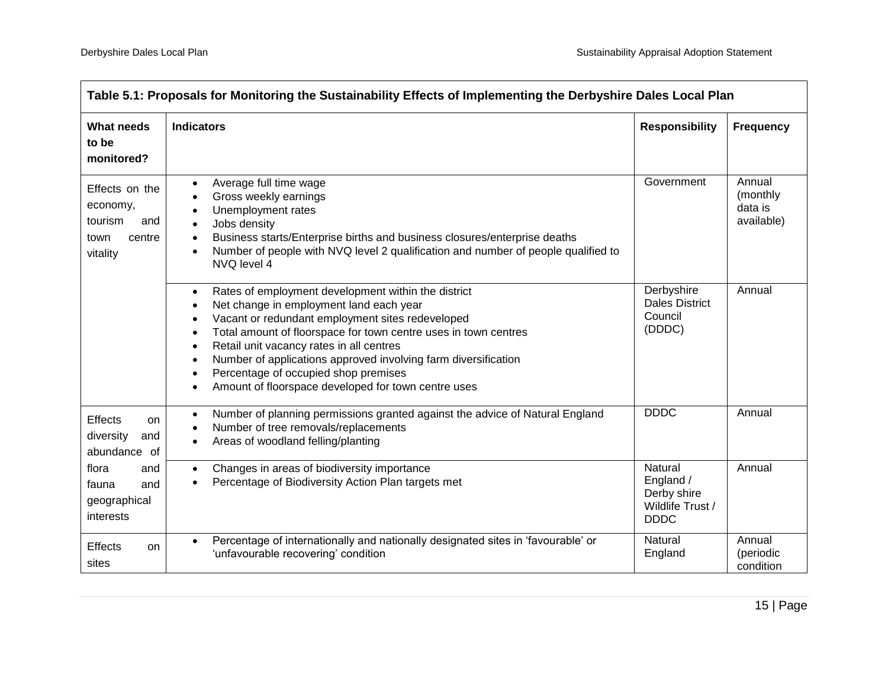| Table 5.1: Proposals for Monitoring the Sustainability Effects of Implementing the Derbyshire Dales Local Plan | | | |
|---|---|---|---|
| **What needs to be monitored?** | **Indicators** | **Responsibility** | **Frequency** |
| Effects on the economy, tourism and town centre vitality | • Average full time wage<br>• Gross weekly earnings<br>• Unemployment rates<br>• Jobs density<br>• Business starts/Enterprise births and business closures/enterprise deaths<br>• Number of people with NVQ level 2 qualification and number of people qualified to NVQ level 4 | Government | Annual (monthly data is available) |
| | • Rates of employment development within the district<br>• Net change in employment land each year<br>• Vacant or redundant employment sites redeveloped<br>• Total amount of floorspace for town centre uses in town centres<br>• Retail unit vacancy rates in all centres<br>• Number of applications approved involving farm diversification<br>• Percentage of occupied shop premises<br>• Amount of floorspace developed for town centre uses | Derbyshire Dales District Council (DDDC) | Annual |
| Effects on diversity and abundance of flora and fauna and geographical interests | • Number of planning permissions granted against the advice of Natural England<br>• Number of tree removals/replacements<br>• Areas of woodland felling/planting | DDDC | Annual |
| | • Changes in areas of biodiversity importance<br>• Percentage of Biodiversity Action Plan targets met | Natural England / Derby shire Wildlife Trust / DDDC | Annual |
| Effects on sites | • Percentage of internationally and nationally designated sites in 'favourable' or 'unfavourable recovering' condition | Natural England | Annual (periodic condition |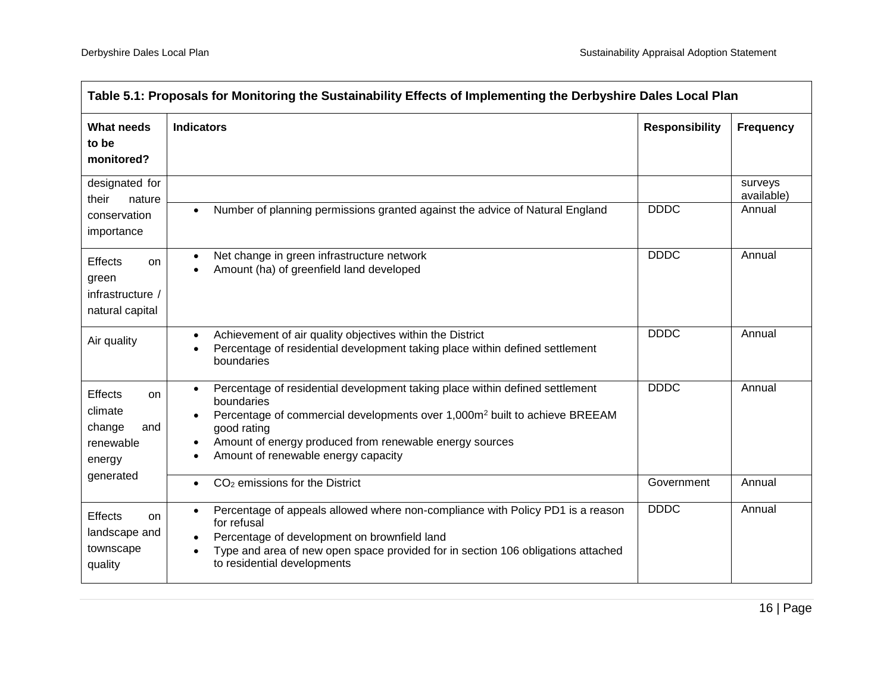**Table 5.1: Proposals for Monitoring the Sustainability Effects of Implementing the Derbyshire Dales Local Plan**

| What needs to be monitored? | Indicators | Responsibility | Frequency |
| --- | --- | --- | --- |
| designated for their nature conservation importance | | | surveys available) |
| | • Number of planning permissions granted against the advice of Natural England | DDDC | Annual |
| Effects on green infrastructure / natural capital | • Net change in green infrastructure network<br>• Amount (ha) of greenfield land developed | DDDC | Annual |
| Air quality | • Achievement of air quality objectives within the District<br>• Percentage of residential development taking place within defined settlement boundaries | DDDC | Annual |
| Effects on climate change and renewable energy generated | • Percentage of residential development taking place within defined settlement boundaries<br>• Percentage of commercial developments over 1,000m$^2$ built to achieve BREEAM good rating<br>• Amount of energy produced from renewable energy sources<br>• Amount of renewable energy capacity | DDDC | Annual |
| | • $CO_2$ emissions for the District | Government | Annual |
| Effects on landscape and townscape quality | • Percentage of appeals allowed where non-compliance with Policy PD1 is a reason for refusal<br>• Percentage of development on brownfield land<br>• Type and area of new open space provided for in section 106 obligations attached to residential developments | DDDC | Annual |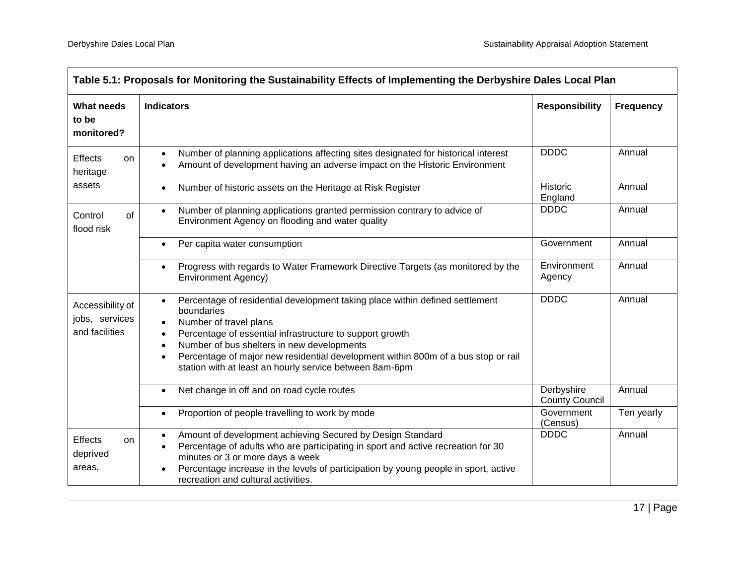| Table 5.1: Proposals for Monitoring the Sustainability Effects of Implementing the Derbyshire Dales Local Plan | | | |
|---|---|---|---|
| **What needs to be monitored?** | **Indicators** | **Responsibility** | **Frequency** |
| Effects on heritage assets | • Number of planning applications affecting sites designated for historical interest<br>• Amount of development having an adverse impact on the Historic Environment | DDDC | Annual |
| | • Number of historic assets on the Heritage at Risk Register | Historic England | Annual |
| Control of flood risk | • Number of planning applications granted permission contrary to advice of Environment Agency on flooding and water quality | DDDC | Annual |
| | • Per capita water consumption | Government | Annual |
| | • Progress with regards to Water Framework Directive Targets (as monitored by the Environment Agency) | Environment Agency | Annual |
| Accessibility of jobs, services and facilities | • Percentage of residential development taking place within defined settlement boundaries<br>• Number of travel plans<br>• Percentage of essential infrastructure to support growth<br>• Number of bus shelters in new developments<br>• Percentage of major new residential development within 800m of a bus stop or rail station with at least an hourly service between 8am-6pm | DDDC | Annual |
| | • Net change in off and on road cycle routes | Derbyshire County Council | Annual |
| | • Proportion of people travelling to work by mode | Government (Census) | Ten yearly |
| Effects on deprived areas, | • Amount of development achieving Secured by Design Standard<br>• Percentage of adults who are participating in sport and active recreation for 30 minutes or 3 or more days a week<br>• Percentage increase in the levels of participation by young people in sport, active recreation and cultural activities. | DDDC | Annual |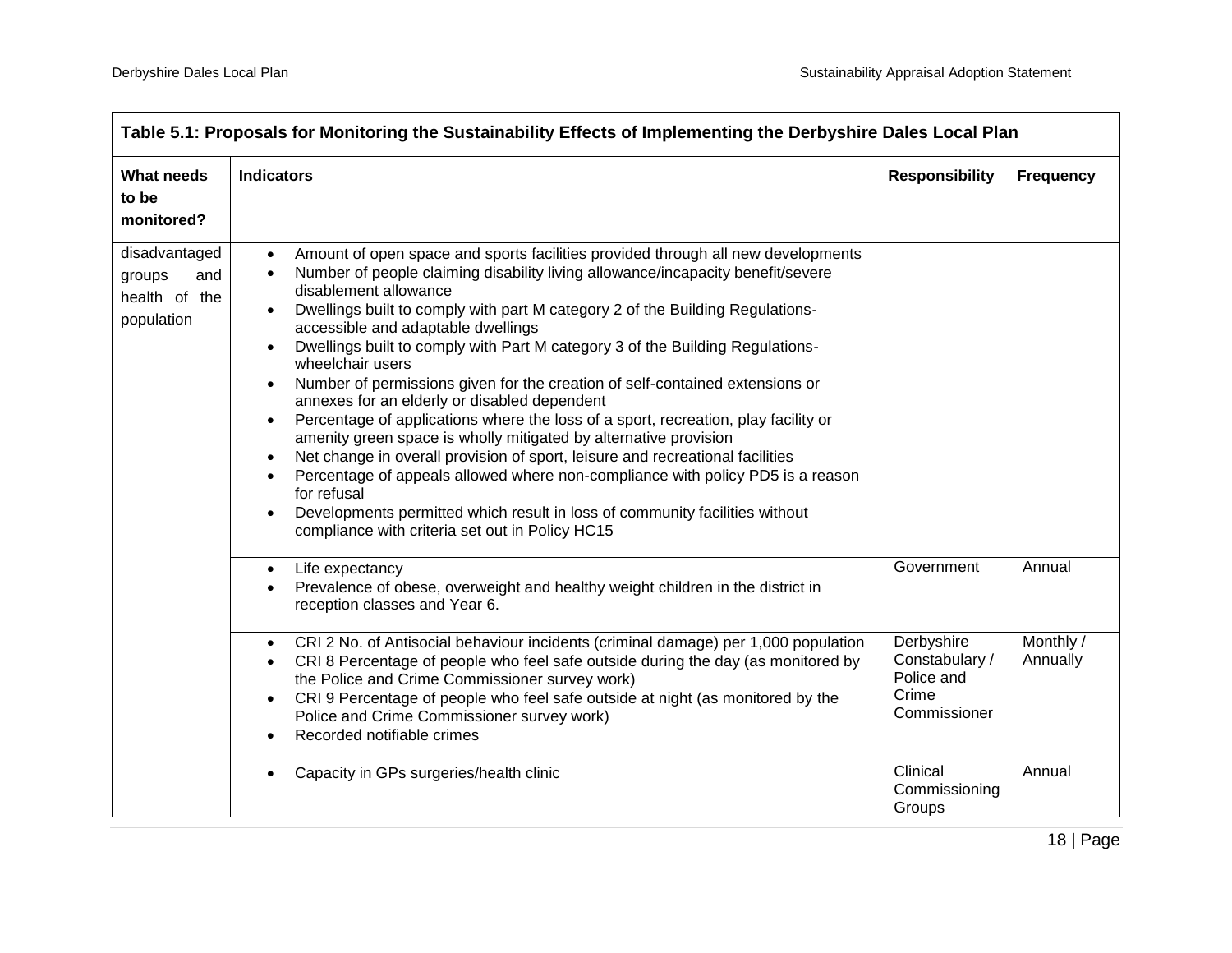| Table 5.1: Proposals for Monitoring the Sustainability Effects of Implementing the Derbyshire Dales Local Plan | | | |
|---|---|---|---|
| **What needs to be monitored?** | **Indicators** | **Responsibility** | **Frequency** |
| disadvantaged groups and health of the population | • Amount of open space and sports facilities provided through all new developments<br>• Number of people claiming disability living allowance/incapacity benefit/severe disablement allowance<br>• Dwellings built to comply with part M category 2 of the Building Regulations- accessible and adaptable dwellings<br>• Dwellings built to comply with Part M category 3 of the Building Regulations- wheelchair users<br>• Number of permissions given for the creation of self-contained extensions or annexes for an elderly or disabled dependent<br>• Percentage of applications where the loss of a sport, recreation, play facility or amenity green space is wholly mitigated by alternative provision<br>• Net change in overall provision of sport, leisure and recreational facilities<br>• Percentage of appeals allowed where non-compliance with policy PD5 is a reason for refusal<br>• Developments permitted which result in loss of community facilities without compliance with criteria set out in Policy HC15 | | |
| | • Life expectancy<br>• Prevalence of obese, overweight and healthy weight children in the district in reception classes and Year 6. | Government | Annual |
| | • CRI 2 No. of Antisocial behaviour incidents (criminal damage) per 1,000 population<br>• CRI 8 Percentage of people who feel safe outside during the day (as monitored by the Police and Crime Commissioner survey work)<br>• CRI 9 Percentage of people who feel safe outside at night (as monitored by the Police and Crime Commissioner survey work)<br>• Recorded notifiable crimes | Derbyshire Constabulary / Police and Crime Commissioner | Monthly / Annually |
| | • Capacity in GPs surgeries/health clinic | Clinical Commissioning Groups | Annual |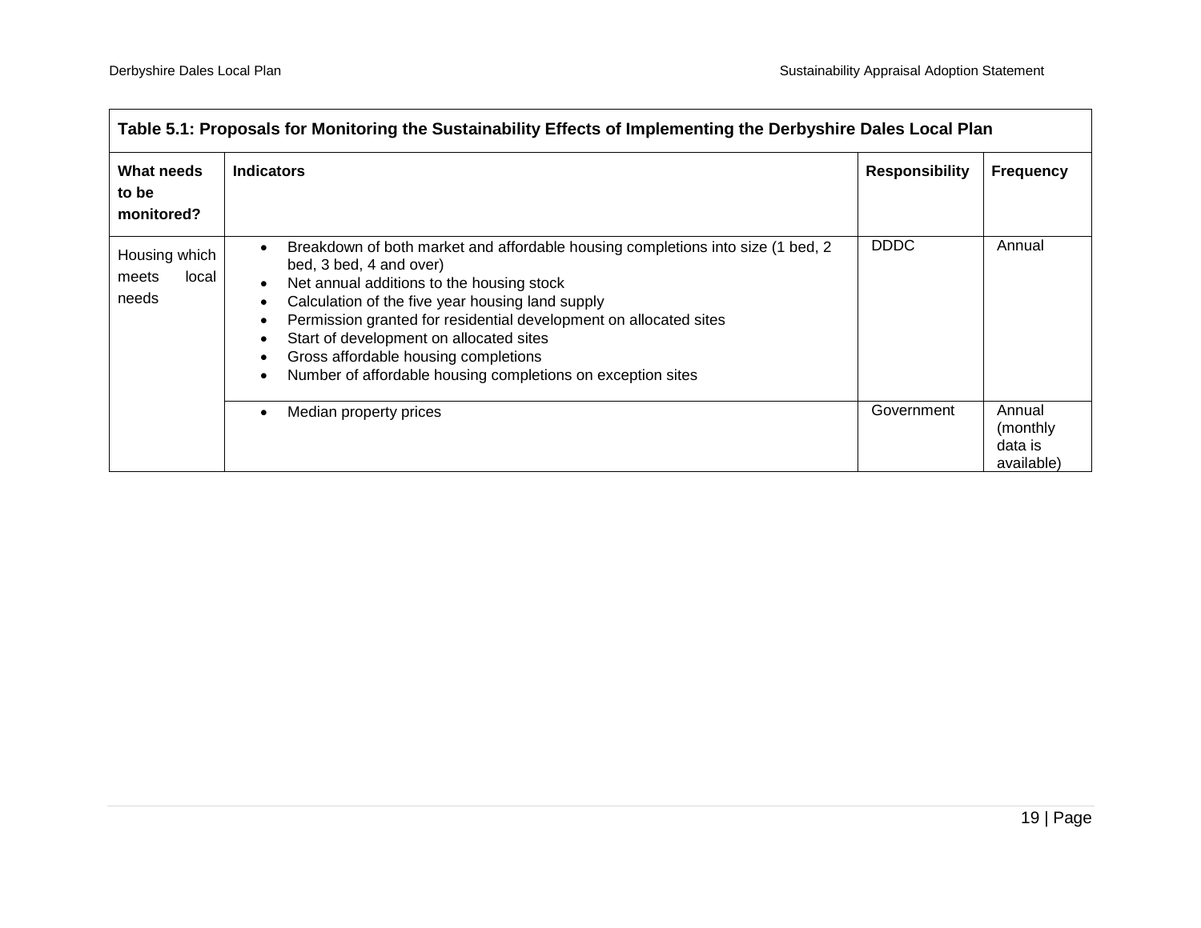**Table 5.1: Proposals for Monitoring the Sustainability Effects of Implementing the Derbyshire Dales Local Plan**

| What needs to be monitored? | Indicators | Responsibility | Frequency |
|---|---|---|---|
| Housing which meets local needs | • Breakdown of both market and affordable housing completions into size (1 bed, 2 bed, 3 bed, 4 and over)<br>• Net annual additions to the housing stock<br>• Calculation of the five year housing land supply<br>• Permission granted for residential development on allocated sites<br>• Start of development on allocated sites<br>• Gross affordable housing completions<br>• Number of affordable housing completions on exception sites | DDDC | Annual |
| | • Median property prices | Government | Annual (monthly data is available) |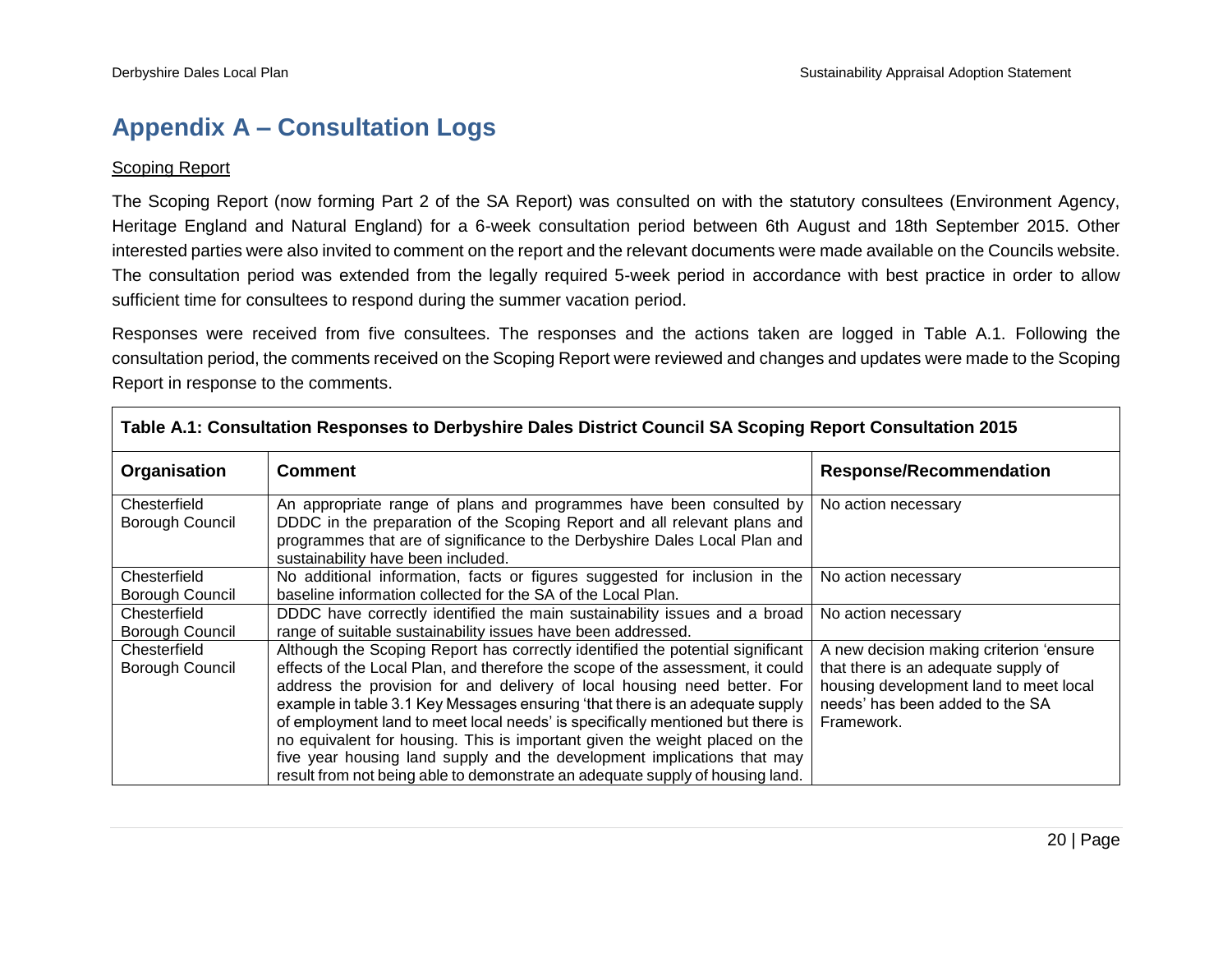# Appendix A – Consultation Logs

Scoping Report

The Scoping Report (now forming Part 2 of the SA Report) was consulted on with the statutory consultees (Environment Agency, Heritage England and Natural England) for a 6-week consultation period between 6th August and 18th September 2015. Other interested parties were also invited to comment on the report and the relevant documents were made available on the Councils website. The consultation period was extended from the legally required 5-week period in accordance with best practice in order to allow sufficient time for consultees to respond during the summer vacation period.

Responses were received from five consultees. The responses and the actions taken are logged in Table A.1. Following the consultation period, the comments received on the Scoping Report were reviewed and changes and updates were made to the Scoping Report in response to the comments.

**Table A.1: Consultation Responses to Derbyshire Dales District Council SA Scoping Report Consultation 2015**

| Organisation | Comment | Response/Recommendation |
|---|---|---|
| Chesterfield Borough Council | An appropriate range of plans and programmes have been consulted by DDDC in the preparation of the Scoping Report and all relevant plans and programmes that are of significance to the Derbyshire Dales Local Plan and sustainability have been included. | No action necessary |
| Chesterfield Borough Council | No additional information, facts or figures suggested for inclusion in the baseline information collected for the SA of the Local Plan. | No action necessary |
| Chesterfield Borough Council | DDDC have correctly identified the main sustainability issues and a broad range of suitable sustainability issues have been addressed. | No action necessary |
| Chesterfield Borough Council | Although the Scoping Report has correctly identified the potential significant effects of the Local Plan, and therefore the scope of the assessment, it could address the provision for and delivery of local housing need better. For example in table 3.1 Key Messages ensuring 'that there is an adequate supply of employment land to meet local needs' is specifically mentioned but there is no equivalent for housing. This is important given the weight placed on the five year housing land supply and the development implications that may result from not being able to demonstrate an adequate supply of housing land. | A new decision making criterion 'ensure that there is an adequate supply of housing development land to meet local needs' has been added to the SA Framework. |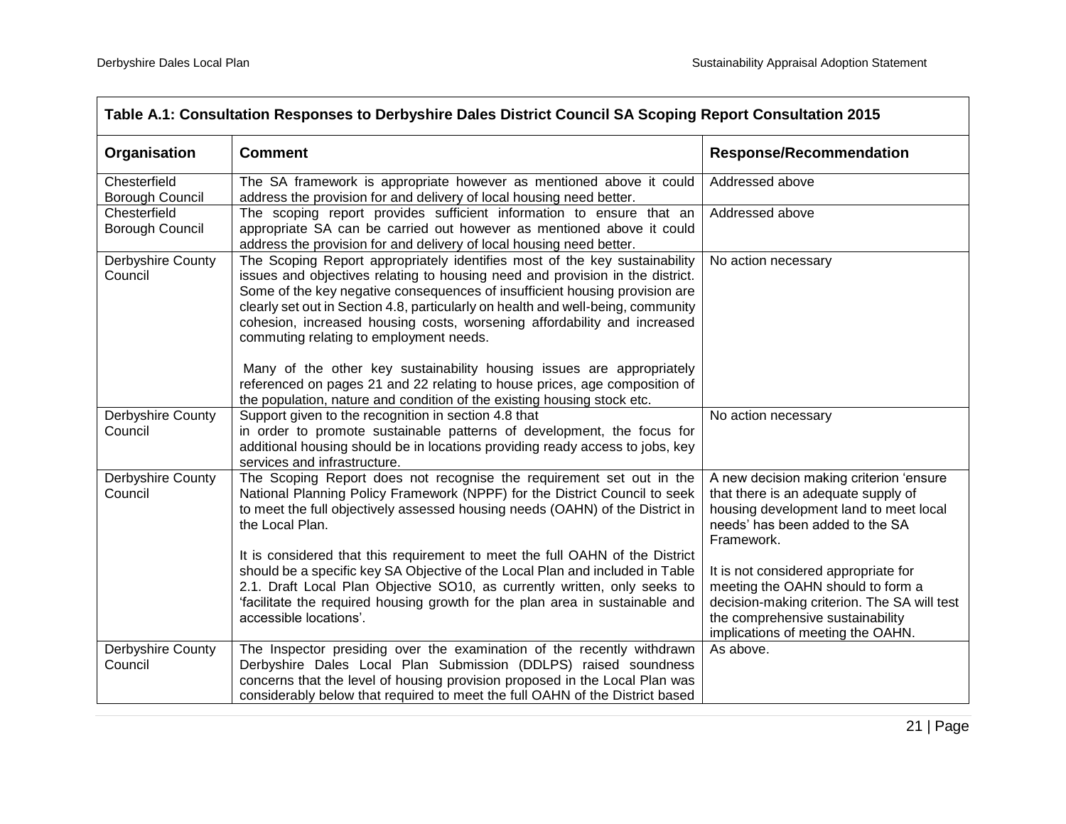**Table A.1: Consultation Responses to Derbyshire Dales District Council SA Scoping Report Consultation 2015**

| Organisation | Comment | Response/Recommendation |
|---|---|---|
| Chesterfield Borough Council | The SA framework is appropriate however as mentioned above it could address the provision for and delivery of local housing need better. | Addressed above |
| Chesterfield Borough Council | The scoping report provides sufficient information to ensure that an appropriate SA can be carried out however as mentioned above it could address the provision for and delivery of local housing need better. | Addressed above |
| Derbyshire County Council | The Scoping Report appropriately identifies most of the key sustainability issues and objectives relating to housing need and provision in the district. Some of the key negative consequences of insufficient housing provision are clearly set out in Section 4.8, particularly on health and well-being, community cohesion, increased housing costs, worsening affordability and increased commuting relating to employment needs.<br><br>Many of the other key sustainability housing issues are appropriately referenced on pages 21 and 22 relating to house prices, age composition of the population, nature and condition of the existing housing stock etc. | No action necessary |
| Derbyshire County Council | Support given to the recognition in section 4.8 that in order to promote sustainable patterns of development, the focus for additional housing should be in locations providing ready access to jobs, key services and infrastructure. | No action necessary |
| Derbyshire County Council | The Scoping Report does not recognise the requirement set out in the National Planning Policy Framework (NPPF) for the District Council to seek to meet the full objectively assessed housing needs (OAHN) of the District in the Local Plan.<br><br>It is considered that this requirement to meet the full OAHN of the District should be a specific key SA Objective of the Local Plan and included in Table 2.1. Draft Local Plan Objective SO10, as currently written, only seeks to 'facilitate the required housing growth for the plan area in sustainable and accessible locations'. | A new decision making criterion 'ensure that there is an adequate supply of housing development land to meet local needs' has been added to the SA Framework.<br><br>It is not considered appropriate for meeting the OAHN should to form a decision-making criterion. The SA will test the comprehensive sustainability implications of meeting the OAHN. |
| Derbyshire County Council | The Inspector presiding over the examination of the recently withdrawn Derbyshire Dales Local Plan Submission (DDLPS) raised soundness concerns that the level of housing provision proposed in the Local Plan was considerably below that required to meet the full OAHN of the District based | As above. |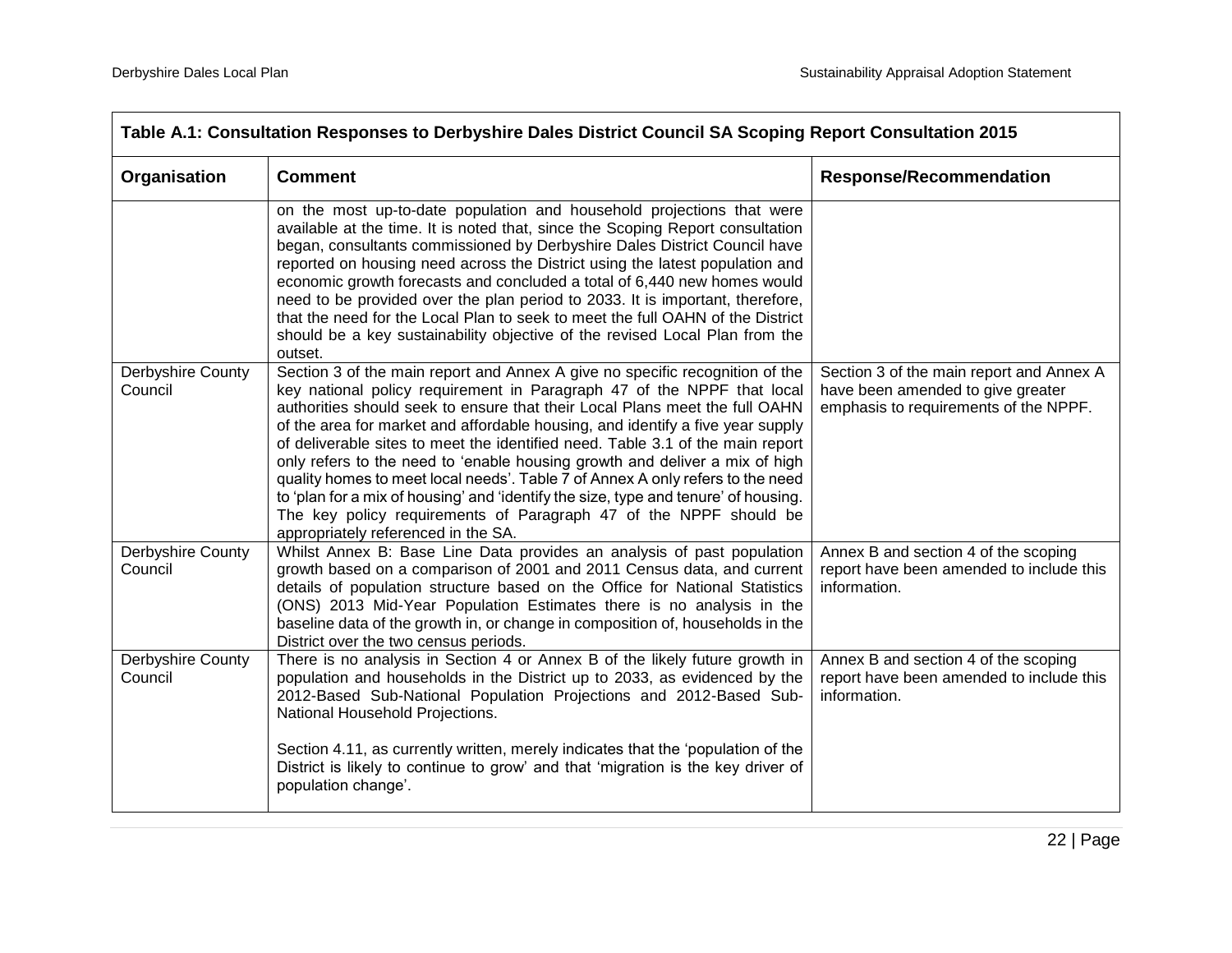| Table A.1: Consultation Responses to Derbyshire Dales District Council SA Scoping Report Consultation 2015 | | |
|---|---|---|
| **Organisation** | **Comment** | **Response/Recommendation** |
| | on the most up-to-date population and household projections that were available at the time. It is noted that, since the Scoping Report consultation began, consultants commissioned by Derbyshire Dales District Council have reported on housing need across the District using the latest population and economic growth forecasts and concluded a total of 6,440 new homes would need to be provided over the plan period to 2033. It is important, therefore, that the need for the Local Plan to seek to meet the full OAHN of the District should be a key sustainability objective of the revised Local Plan from the outset. | |
| Derbyshire County Council | Section 3 of the main report and Annex A give no specific recognition of the key national policy requirement in Paragraph 47 of the NPPF that local authorities should seek to ensure that their Local Plans meet the full OAHN of the area for market and affordable housing, and identify a five year supply of deliverable sites to meet the identified need. Table 3.1 of the main report only refers to the need to 'enable housing growth and deliver a mix of high quality homes to meet local needs'. Table 7 of Annex A only refers to the need to 'plan for a mix of housing' and 'identify the size, type and tenure' of housing. The key policy requirements of Paragraph 47 of the NPPF should be appropriately referenced in the SA. | Section 3 of the main report and Annex A have been amended to give greater emphasis to requirements of the NPPF. |
| Derbyshire County Council | Whilst Annex B: Base Line Data provides an analysis of past population growth based on a comparison of 2001 and 2011 Census data, and current details of population structure based on the Office for National Statistics (ONS) 2013 Mid-Year Population Estimates there is no analysis in the baseline data of the growth in, or change in composition of, households in the District over the two census periods. | Annex B and section 4 of the scoping report have been amended to include this information. |
| Derbyshire County Council | There is no analysis in Section 4 or Annex B of the likely future growth in population and households in the District up to 2033, as evidenced by the 2012-Based Sub-National Population Projections and 2012-Based Sub-National Household Projections.<br><br>Section 4.11, as currently written, merely indicates that the 'population of the District is likely to continue to grow' and that 'migration is the key driver of population change'. | Annex B and section 4 of the scoping report have been amended to include this information. |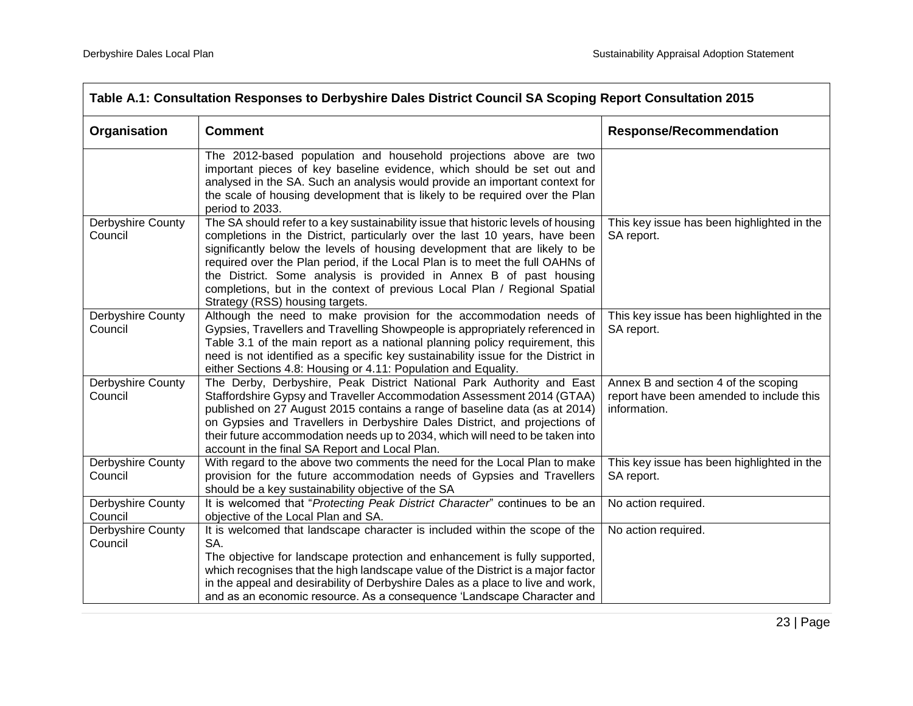| Table A.1: Consultation Responses to Derbyshire Dales District Council SA Scoping Report Consultation 2015 | | |
|---|---|---|
| **Organisation** | **Comment** | **Response/Recommendation** |
| | The 2012-based population and household projections above are two important pieces of key baseline evidence, which should be set out and analysed in the SA. Such an analysis would provide an important context for the scale of housing development that is likely to be required over the Plan period to 2033. | |
| Derbyshire County Council | The SA should refer to a key sustainability issue that historic levels of housing completions in the District, particularly over the last 10 years, have been significantly below the levels of housing development that are likely to be required over the Plan period, if the Local Plan is to meet the full OAHNs of the District. Some analysis is provided in Annex B of past housing completions, but in the context of previous Local Plan / Regional Spatial Strategy (RSS) housing targets. | This key issue has been highlighted in the SA report. |
| Derbyshire County Council | Although the need to make provision for the accommodation needs of Gypsies, Travellers and Travelling Showpeople is appropriately referenced in Table 3.1 of the main report as a national planning policy requirement, this need is not identified as a specific key sustainability issue for the District in either Sections 4.8: Housing or 4.11: Population and Equality. | This key issue has been highlighted in the SA report. |
| Derbyshire County Council | The Derby, Derbyshire, Peak District National Park Authority and East Staffordshire Gypsy and Traveller Accommodation Assessment 2014 (GTAA) published on 27 August 2015 contains a range of baseline data (as at 2014) on Gypsies and Travellers in Derbyshire Dales District, and projections of their future accommodation needs up to 2034, which will need to be taken into account in the final SA Report and Local Plan. | Annex B and section 4 of the scoping report have been amended to include this information. |
| Derbyshire County Council | With regard to the above two comments the need for the Local Plan to make provision for the future accommodation needs of Gypsies and Travellers should be a key sustainability objective of the SA | This key issue has been highlighted in the SA report. |
| Derbyshire County Council | It is welcomed that "*Protecting Peak District Character*" continues to be an objective of the Local Plan and SA. | No action required. |
| Derbyshire County Council | It is welcomed that landscape character is included within the scope of the SA.<br>The objective for landscape protection and enhancement is fully supported, which recognises that the high landscape value of the District is a major factor in the appeal and desirability of Derbyshire Dales as a place to live and work, and as an economic resource. As a consequence 'Landscape Character and | No action required. |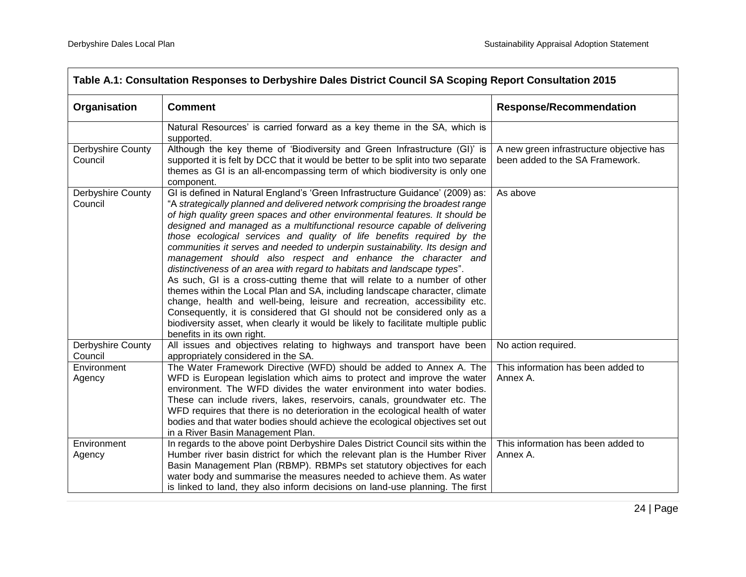| Table A.1: Consultation Responses to Derbyshire Dales District Council SA Scoping Report Consultation 2015 | | |
|---|---|---|
| **Organisation** | **Comment** | **Response/Recommendation** |
| | Natural Resources' is carried forward as a key theme in the SA, which is supported. | |
| Derbyshire County Council | Although the key theme of 'Biodiversity and Green Infrastructure (GI)' is supported it is felt by DCC that it would be better to be split into two separate themes as GI is an all-encompassing term of which biodiversity is only one component. | A new green infrastructure objective has been added to the SA Framework. |
| Derbyshire County Council | GI is defined in Natural England's 'Green Infrastructure Guidance' (2009) as: "*A strategically planned and delivered network comprising the broadest range of high quality green spaces and other environmental features. It should be designed and managed as a multifunctional resource capable of delivering those ecological services and quality of life benefits required by the communities it serves and needed to underpin sustainability. Its design and management should also respect and enhance the character and distinctiveness of an area with regard to habitats and landscape types*".<br>As such, GI is a cross-cutting theme that will relate to a number of other themes within the Local Plan and SA, including landscape character, climate change, health and well-being, leisure and recreation, accessibility etc. Consequently, it is considered that GI should not be considered only as a biodiversity asset, when clearly it would be likely to facilitate multiple public benefits in its own right. | As above |
| Derbyshire County Council | All issues and objectives relating to highways and transport have been appropriately considered in the SA. | No action required. |
| Environment Agency | The Water Framework Directive (WFD) should be added to Annex A. The WFD is European legislation which aims to protect and improve the water environment. The WFD divides the water environment into water bodies. These can include rivers, lakes, reservoirs, canals, groundwater etc. The WFD requires that there is no deterioration in the ecological health of water bodies and that water bodies should achieve the ecological objectives set out in a River Basin Management Plan. | This information has been added to Annex A. |
| Environment Agency | In regards to the above point Derbyshire Dales District Council sits within the Humber river basin district for which the relevant plan is the Humber River Basin Management Plan (RBMP). RBMPs set statutory objectives for each water body and summarise the measures needed to achieve them. As water is linked to land, they also inform decisions on land-use planning. The first | This information has been added to Annex A. |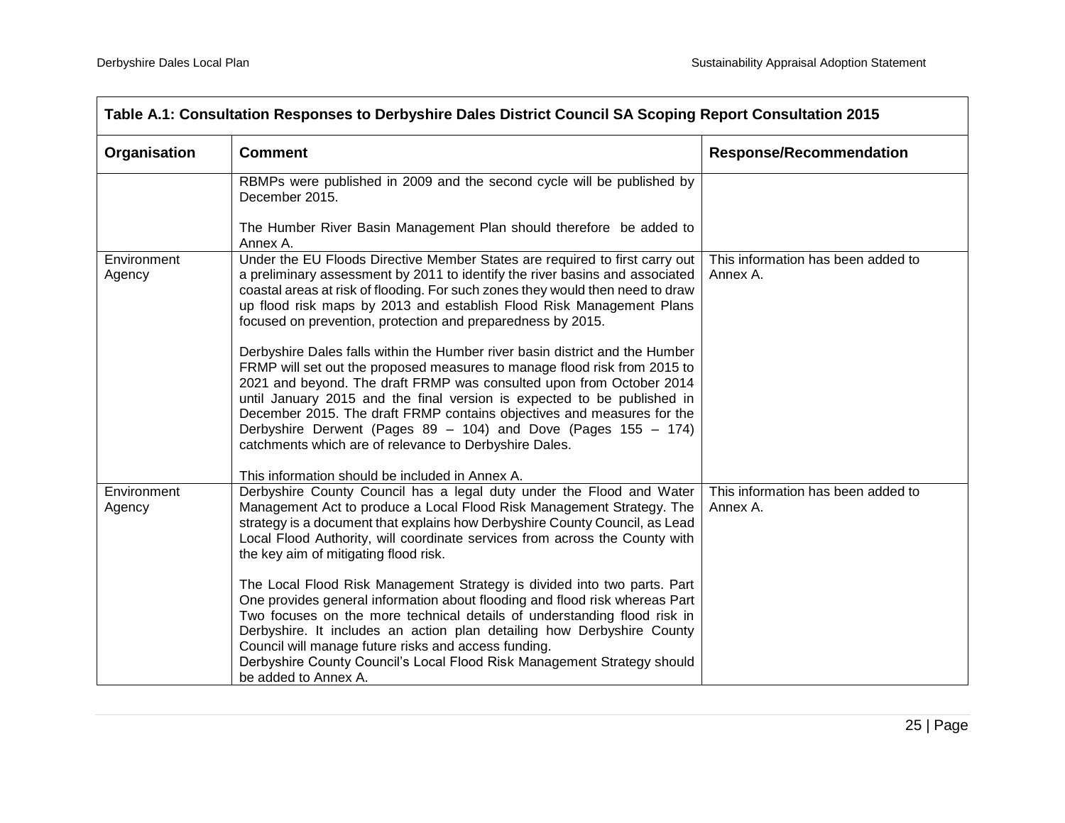| Table A.1: Consultation Responses to Derbyshire Dales District Council SA Scoping Report Consultation 2015 | | |
|---|---|---|
| **Organisation** | **Comment** | **Response/Recommendation** |
| | RBMPs were published in 2009 and the second cycle will be published by December 2015.<br><br>The Humber River Basin Management Plan should therefore be added to Annex A. | |
| Environment Agency | Under the EU Floods Directive Member States are required to first carry out a preliminary assessment by 2011 to identify the river basins and associated coastal areas at risk of flooding. For such zones they would then need to draw up flood risk maps by 2013 and establish Flood Risk Management Plans focused on prevention, protection and preparedness by 2015.<br><br>Derbyshire Dales falls within the Humber river basin district and the Humber FRMP will set out the proposed measures to manage flood risk from 2015 to 2021 and beyond. The draft FRMP was consulted upon from October 2014 until January 2015 and the final version is expected to be published in December 2015. The draft FRMP contains objectives and measures for the Derbyshire Derwent (Pages 89 – 104) and Dove (Pages 155 – 174) catchments which are of relevance to Derbyshire Dales.<br><br>This information should be included in Annex A. | This information has been added to Annex A. |
| Environment Agency | Derbyshire County Council has a legal duty under the Flood and Water Management Act to produce a Local Flood Risk Management Strategy. The strategy is a document that explains how Derbyshire County Council, as Lead Local Flood Authority, will coordinate services from across the County with the key aim of mitigating flood risk.<br><br>The Local Flood Risk Management Strategy is divided into two parts. Part One provides general information about flooding and flood risk whereas Part Two focuses on the more technical details of understanding flood risk in Derbyshire. It includes an action plan detailing how Derbyshire County Council will manage future risks and access funding.<br>Derbyshire County Council's Local Flood Risk Management Strategy should be added to Annex A. | This information has been added to Annex A. |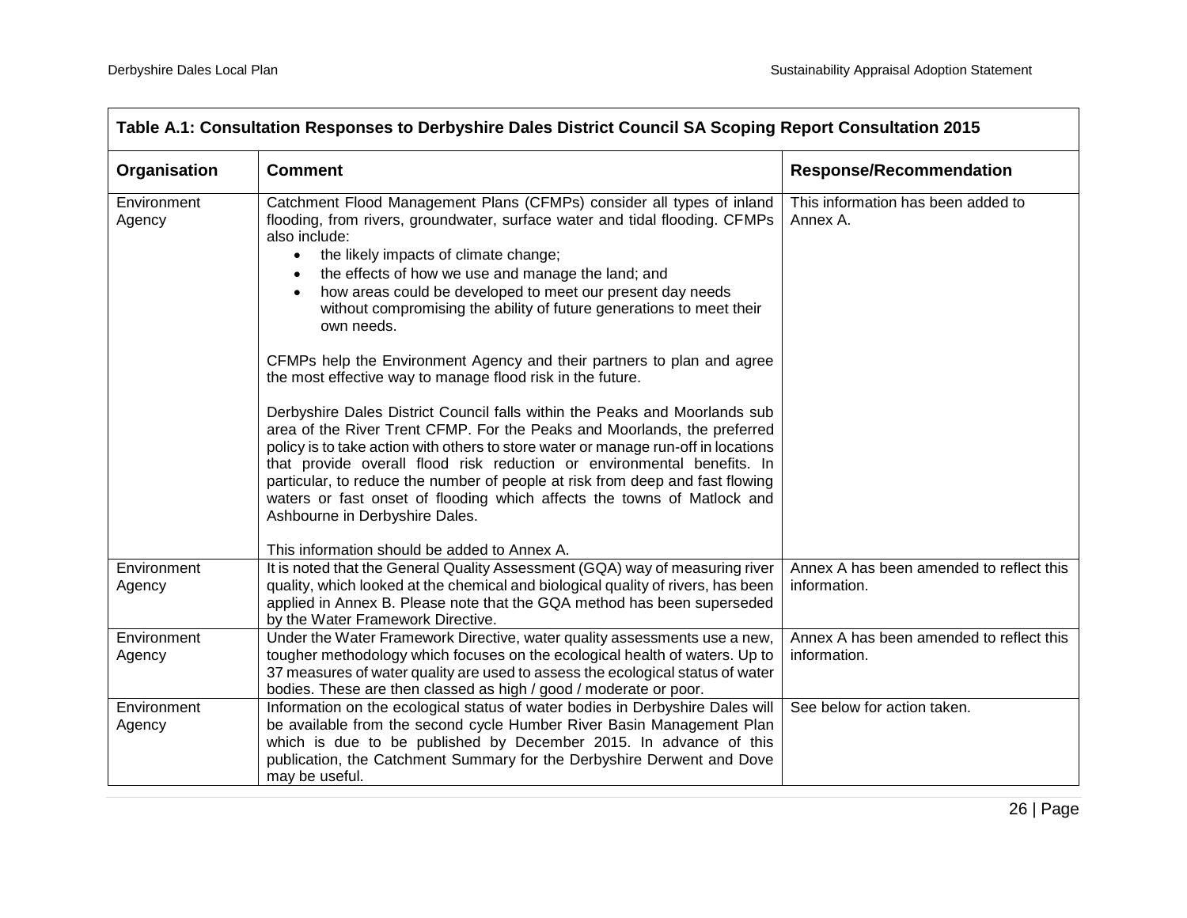| Table A.1: Consultation Responses to Derbyshire Dales District Council SA Scoping Report Consultation 2015 | | |
|---|---|---|
| **Organisation** | **Comment** | **Response/Recommendation** |
| Environment Agency | Catchment Flood Management Plans (CFMPs) consider all types of inland flooding, from rivers, groundwater, surface water and tidal flooding. CFMPs also include:<br>• the likely impacts of climate change;<br>• the effects of how we use and manage the land; and<br>• how areas could be developed to meet our present day needs without compromising the ability of future generations to meet their own needs.<br><br>CFMPs help the Environment Agency and their partners to plan and agree the most effective way to manage flood risk in the future.<br><br>Derbyshire Dales District Council falls within the Peaks and Moorlands sub area of the River Trent CFMP. For the Peaks and Moorlands, the preferred policy is to take action with others to store water or manage run-off in locations that provide overall flood risk reduction or environmental benefits. In particular, to reduce the number of people at risk from deep and fast flowing waters or fast onset of flooding which affects the towns of Matlock and Ashbourne in Derbyshire Dales.<br><br>This information should be added to Annex A. | This information has been added to Annex A. |
| Environment Agency | It is noted that the General Quality Assessment (GQA) way of measuring river quality, which looked at the chemical and biological quality of rivers, has been applied in Annex B. Please note that the GQA method has been superseded by the Water Framework Directive. | Annex A has been amended to reflect this information. |
| Environment Agency | Under the Water Framework Directive, water quality assessments use a new, tougher methodology which focuses on the ecological health of waters. Up to 37 measures of water quality are used to assess the ecological status of water bodies. These are then classed as high / good / moderate or poor. | Annex A has been amended to reflect this information. |
| Environment Agency | Information on the ecological status of water bodies in Derbyshire Dales will be available from the second cycle Humber River Basin Management Plan which is due to be published by December 2015. In advance of this publication, the Catchment Summary for the Derbyshire Derwent and Dove may be useful. | See below for action taken. |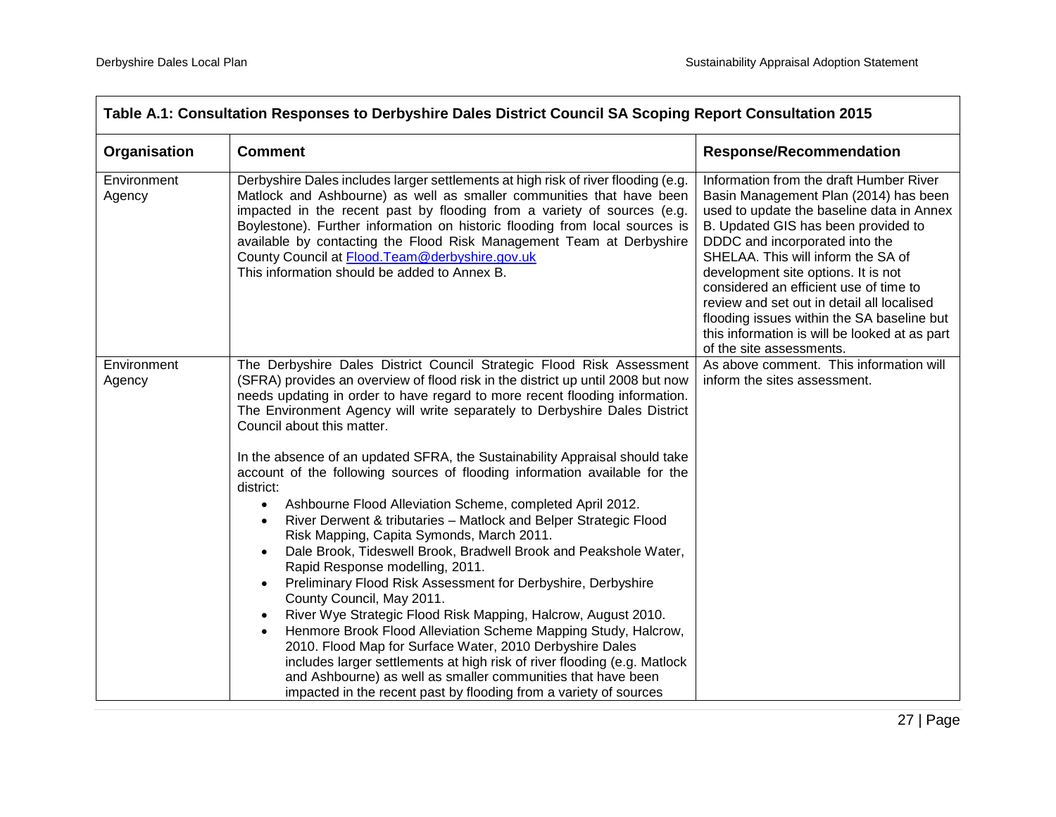| Table A.1: Consultation Responses to Derbyshire Dales District Council SA Scoping Report Consultation 2015 | | |
|---|---|---|
| **Organisation** | **Comment** | **Response/Recommendation** |
| Environment Agency | Derbyshire Dales includes larger settlements at high risk of river flooding (e.g. Matlock and Ashbourne) as well as smaller communities that have been impacted in the recent past by flooding from a variety of sources (e.g. Boylestone). Further information on historic flooding from local sources is available by contacting the Flood Risk Management Team at Derbyshire County Council at Flood.Team@derbyshire.gov.uk<br>This information should be added to Annex B. | Information from the draft Humber River Basin Management Plan (2014) has been used to update the baseline data in Annex B. Updated GIS has been provided to DDDC and incorporated into the SHELAA. This will inform the SA of development site options. It is not considered an efficient use of time to review and set out in detail all localised flooding issues within the SA baseline but this information is will be looked at as part of the site assessments. |
| Environment Agency | The Derbyshire Dales District Council Strategic Flood Risk Assessment (SFRA) provides an overview of flood risk in the district up until 2008 but now needs updating in order to have regard to more recent flooding information. The Environment Agency will write separately to Derbyshire Dales District Council about this matter.<br><br>In the absence of an updated SFRA, the Sustainability Appraisal should take account of the following sources of flooding information available for the district:<br>• Ashbourne Flood Alleviation Scheme, completed April 2012.<br>• River Derwent & tributaries – Matlock and Belper Strategic Flood Risk Mapping, Capita Symonds, March 2011.<br>• Dale Brook, Tideswell Brook, Bradwell Brook and Peakshole Water, Rapid Response modelling, 2011.<br>• Preliminary Flood Risk Assessment for Derbyshire, Derbyshire County Council, May 2011.<br>• River Wye Strategic Flood Risk Mapping, Halcrow, August 2010.<br>• Henmore Brook Flood Alleviation Scheme Mapping Study, Halcrow, 2010. Flood Map for Surface Water, 2010 Derbyshire Dales includes larger settlements at high risk of river flooding (e.g. Matlock and Ashbourne) as well as smaller communities that have been impacted in the recent past by flooding from a variety of sources | As above comment. This information will inform the sites assessment. |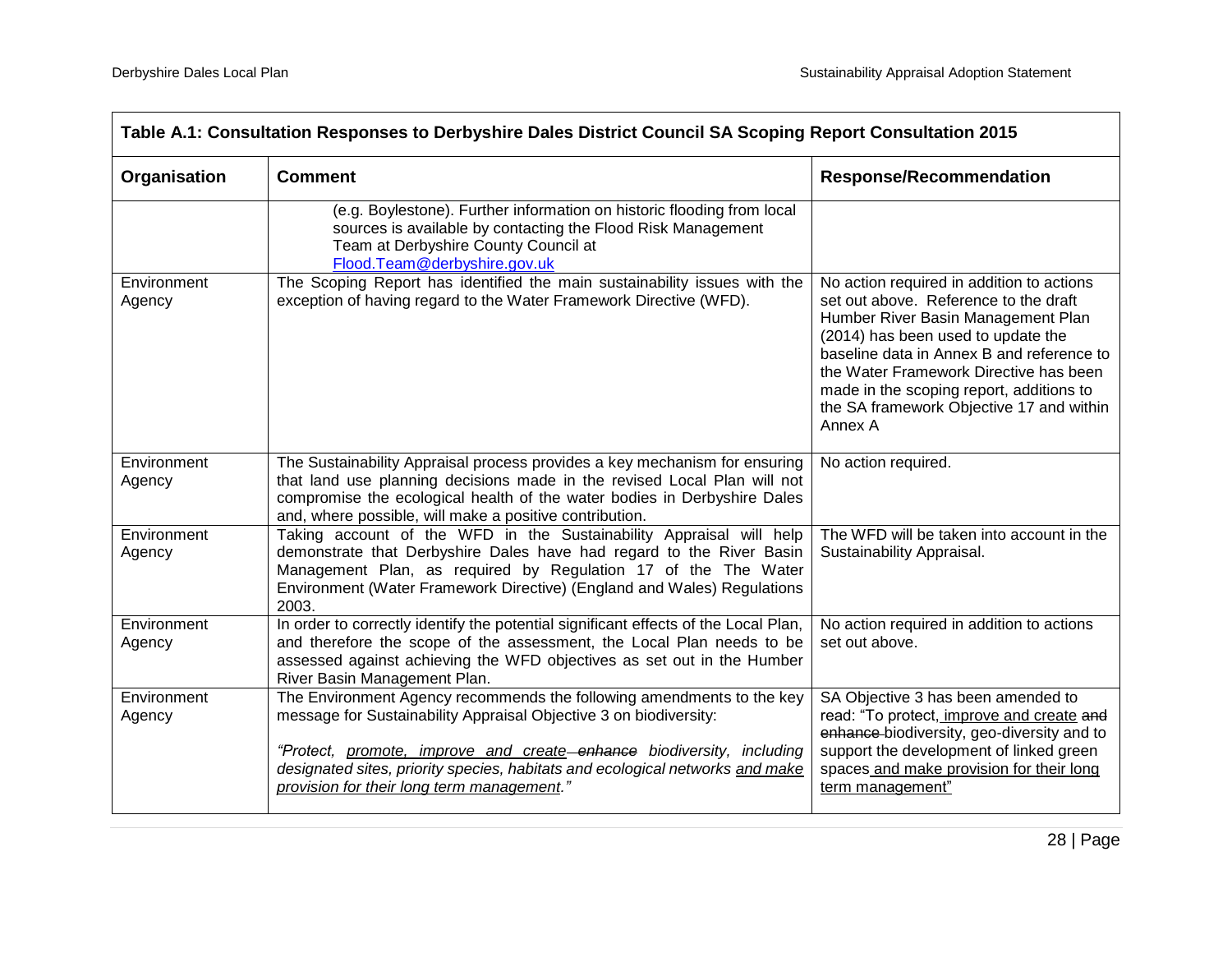| Table A.1: Consultation Responses to Derbyshire Dales District Council SA Scoping Report Consultation 2015 | | |
|---|---|---|
| **Organisation** | **Comment** | **Response/Recommendation** |
| | (e.g. Boylestone). Further information on historic flooding from local sources is available by contacting the Flood Risk Management Team at Derbyshire County Council at Flood.Team@derbyshire.gov.uk | |
| Environment Agency | The Scoping Report has identified the main sustainability issues with the exception of having regard to the Water Framework Directive (WFD). | No action required in addition to actions set out above. Reference to the draft Humber River Basin Management Plan (2014) has been used to update the baseline data in Annex B and reference to the Water Framework Directive has been made in the scoping report, additions to the SA framework Objective 17 and within Annex A |
| Environment Agency | The Sustainability Appraisal process provides a key mechanism for ensuring that land use planning decisions made in the revised Local Plan will not compromise the ecological health of the water bodies in Derbyshire Dales and, where possible, will make a positive contribution. | No action required. |
| Environment Agency | Taking account of the WFD in the Sustainability Appraisal will help demonstrate that Derbyshire Dales have had regard to the River Basin Management Plan, as required by Regulation 17 of the The Water Environment (Water Framework Directive) (England and Wales) Regulations 2003. | The WFD will be taken into account in the Sustainability Appraisal. |
| Environment Agency | In order to correctly identify the potential significant effects of the Local Plan, and therefore the scope of the assessment, the Local Plan needs to be assessed against achieving the WFD objectives as set out in the Humber River Basin Management Plan. | No action required in addition to actions set out above. |
| Environment Agency | The Environment Agency recommends the following amendments to the key message for Sustainability Appraisal Objective 3 on biodiversity:<br><br>*"Protect, <u>promote, improve and create</u> ~~enhance~~ biodiversity, including designated sites, priority species, habitats and ecological networks <u>and make provision for their long term management</u>."* | SA Objective 3 has been amended to read: "To protect<u>, improve and create</u> ~~and enhance~~ biodiversity, geo-diversity and to support the development of linked green spaces <u>and make provision for their long term management</u>" |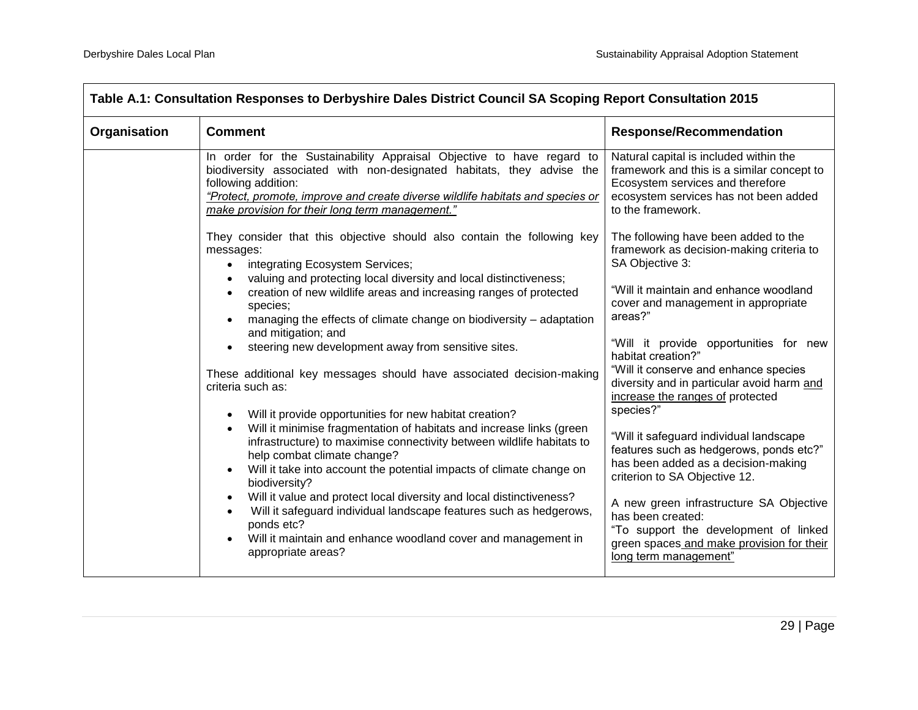| Table A.1: Consultation Responses to Derbyshire Dales District Council SA Scoping Report Consultation 2015 | | |
|---|---|---|
| **Organisation** | **Comment** | **Response/Recommendation** |
| | In order for the Sustainability Appraisal Objective to have regard to biodiversity associated with non-designated habitats, they advise the following addition:<br>*"Protect, promote, improve and create diverse wildlife habitats and species or make provision for their long term management."*<br><br>They consider that this objective should also contain the following key messages:<br>• integrating Ecosystem Services;<br>• valuing and protecting local diversity and local distinctiveness;<br>• creation of new wildlife areas and increasing ranges of protected species;<br>• managing the effects of climate change on biodiversity – adaptation and mitigation; and<br>• steering new development away from sensitive sites.<br><br>These additional key messages should have associated decision-making criteria such as:<br><br>• Will it provide opportunities for new habitat creation?<br>• Will it minimise fragmentation of habitats and increase links (green infrastructure) to maximise connectivity between wildlife habitats to help combat climate change?<br>• Will it take into account the potential impacts of climate change on biodiversity?<br>• Will it value and protect local diversity and local distinctiveness?<br>• Will it safeguard individual landscape features such as hedgerows, ponds etc?<br>• Will it maintain and enhance woodland cover and management in appropriate areas? | Natural capital is included within the framework and this is a similar concept to Ecosystem services and therefore ecosystem services has not been added to the framework.<br><br>The following have been added to the framework as decision-making criteria to SA Objective 3:<br><br>"Will it maintain and enhance woodland cover and management in appropriate areas?"<br><br>"Will it provide opportunities for new habitat creation?"<br>"Will it conserve and enhance species diversity and in particular avoid harm and increase the ranges of protected species?"<br><br>"Will it safeguard individual landscape features such as hedgerows, ponds etc?" has been added as a decision-making criterion to SA Objective 12.<br><br>A new green infrastructure SA Objective has been created:<br>"To support the development of linked green spaces and make provision for their long term management" |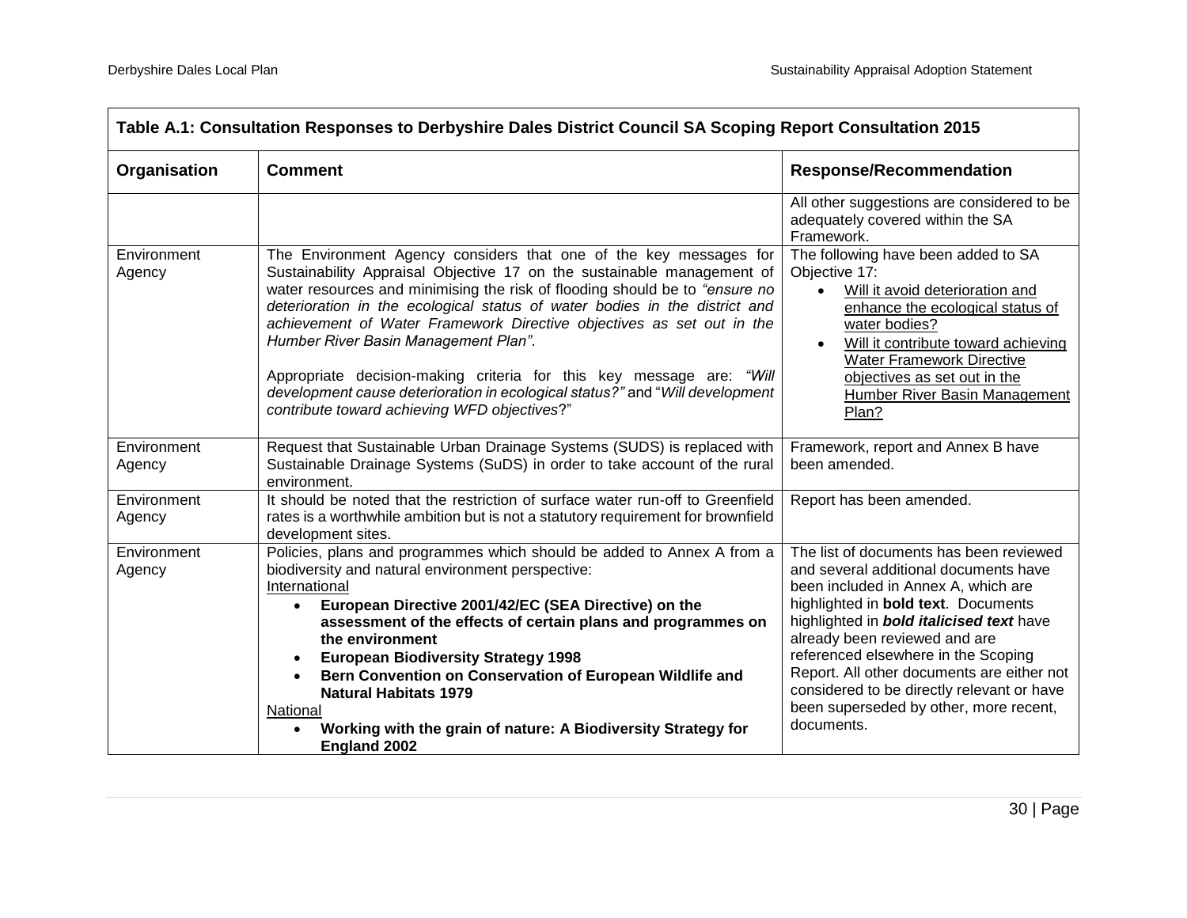| Table A.1: Consultation Responses to Derbyshire Dales District Council SA Scoping Report Consultation 2015 | | |
|---|---|---|
| **Organisation** | **Comment** | **Response/Recommendation** |
| | | All other suggestions are considered to be adequately covered within the SA Framework. |
| Environment Agency | The Environment Agency considers that one of the key messages for Sustainability Appraisal Objective 17 on the sustainable management of water resources and minimising the risk of flooding should be to *"ensure no deterioration in the ecological status of water bodies in the district and achievement of Water Framework Directive objectives as set out in the Humber River Basin Management Plan"*.<br><br>Appropriate decision-making criteria for this key message are: *"Will development cause deterioration in ecological status?"* and "*Will development contribute toward achieving WFD objectives*?" | The following have been added to SA Objective 17:<br>• <u>Will it avoid deterioration and enhance the ecological status of water bodies?</u><br>• <u>Will it contribute toward achieving Water Framework Directive objectives as set out in the Humber River Basin Management Plan?</u> |
| Environment Agency | Request that Sustainable Urban Drainage Systems (SUDS) is replaced with Sustainable Drainage Systems (SuDS) in order to take account of the rural environment. | Framework, report and Annex B have been amended. |
| Environment Agency | It should be noted that the restriction of surface water run-off to Greenfield rates is a worthwhile ambition but is not a statutory requirement for brownfield development sites. | Report has been amended. |
| Environment Agency | Policies, plans and programmes which should be added to Annex A from a biodiversity and natural environment perspective:<br><u>International</u><br>• **European Directive 2001/42/EC (SEA Directive) on the assessment of the effects of certain plans and programmes on the environment**<br>• **European Biodiversity Strategy 1998**<br>• **Bern Convention on Conservation of European Wildlife and Natural Habitats 1979**<br><u>National</u><br>• **Working with the grain of nature: A Biodiversity Strategy for England 2002** | The list of documents has been reviewed and several additional documents have been included in Annex A, which are highlighted in **bold text**. Documents highlighted in ***bold italicised text*** have already been reviewed and are referenced elsewhere in the Scoping Report. All other documents are either not considered to be directly relevant or have been superseded by other, more recent, documents. |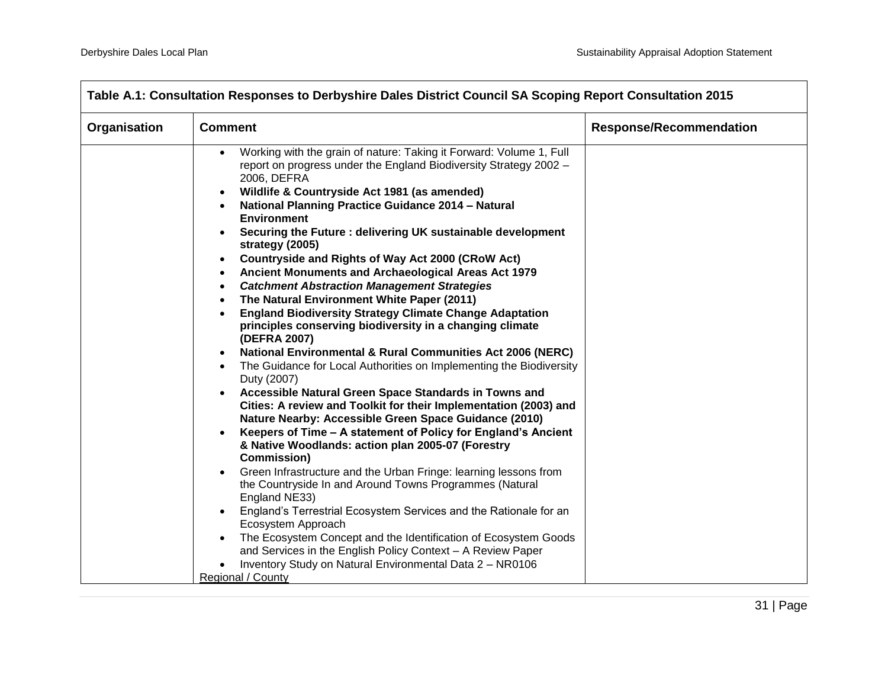| Table A.1: Consultation Responses to Derbyshire Dales District Council SA Scoping Report Consultation 2015 | | |
|---|---|---|
| **Organisation** | **Comment** | **Response/Recommendation** |
| | • Working with the grain of nature: Taking it Forward: Volume 1, Full report on progress under the England Biodiversity Strategy 2002 – 2006, DEFRA<br>• **Wildlife & Countryside Act 1981 (as amended)**<br>• **National Planning Practice Guidance 2014 – Natural Environment**<br>• **Securing the Future : delivering UK sustainable development strategy (2005)**<br>• **Countryside and Rights of Way Act 2000 (CRoW Act)**<br>• **Ancient Monuments and Archaeological Areas Act 1979**<br>• ***Catchment Abstraction Management Strategies***<br>• **The Natural Environment White Paper (2011)**<br>• **England Biodiversity Strategy Climate Change Adaptation principles conserving biodiversity in a changing climate (DEFRA 2007)**<br>• **National Environmental & Rural Communities Act 2006 (NERC)**<br>• The Guidance for Local Authorities on Implementing the Biodiversity Duty (2007)<br>• **Accessible Natural Green Space Standards in Towns and Cities: A review and Toolkit for their Implementation (2003) and Nature Nearby: Accessible Green Space Guidance (2010)**<br>• **Keepers of Time – A statement of Policy for England's Ancient & Native Woodlands: action plan 2005-07 (Forestry Commission)**<br>• Green Infrastructure and the Urban Fringe: learning lessons from the Countryside In and Around Towns Programmes (Natural England NE33)<br>• England's Terrestrial Ecosystem Services and the Rationale for an Ecosystem Approach<br>• The Ecosystem Concept and the Identification of Ecosystem Goods and Services in the English Policy Context – A Review Paper<br>• Inventory Study on Natural Environmental Data 2 – NR0106<br><u>Regional / County</u> | |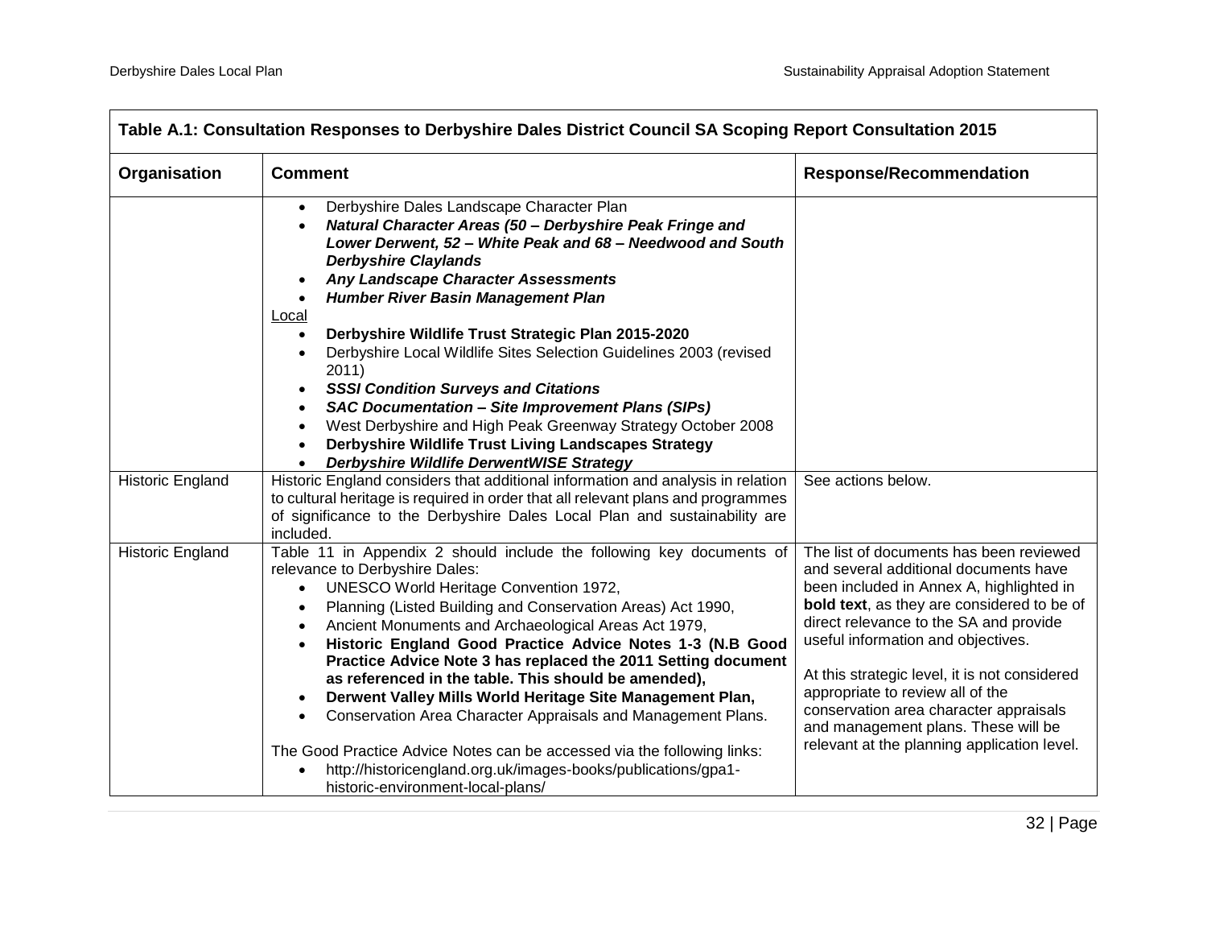| Table A.1: Consultation Responses to Derbyshire Dales District Council SA Scoping Report Consultation 2015 | | |
|---|---|---|
| **Organisation** | **Comment** | **Response/Recommendation** |
| | • Derbyshire Dales Landscape Character Plan<br>• ***Natural Character Areas (50 – Derbyshire Peak Fringe and Lower Derwent, 52 – White Peak and 68 – Needwood and South Derbyshire Claylands***<br>• ***Any Landscape Character Assessments***<br>• ***Humber River Basin Management Plan***<br>Local<br>• **Derbyshire Wildlife Trust Strategic Plan 2015-2020**<br>• Derbyshire Local Wildlife Sites Selection Guidelines 2003 (revised 2011)<br>• ***SSSI Condition Surveys and Citations***<br>• ***SAC Documentation – Site Improvement Plans (SIPs)***<br>• West Derbyshire and High Peak Greenway Strategy October 2008<br>• **Derbyshire Wildlife Trust Living Landscapes Strategy**<br>• ***Derbyshire Wildlife DerwentWISE Strategy*** | |
| Historic England | Historic England considers that additional information and analysis in relation to cultural heritage is required in order that all relevant plans and programmes of significance to the Derbyshire Dales Local Plan and sustainability are included. | See actions below. |
| Historic England | Table 11 in Appendix 2 should include the following key documents of relevance to Derbyshire Dales:<br>• UNESCO World Heritage Convention 1972,<br>• Planning (Listed Building and Conservation Areas) Act 1990,<br>• Ancient Monuments and Archaeological Areas Act 1979,<br>• **Historic England Good Practice Advice Notes 1-3 (N.B Good Practice Advice Note 3 has replaced the 2011 Setting document as referenced in the table. This should be amended),**<br>• **Derwent Valley Mills World Heritage Site Management Plan,**<br>• Conservation Area Character Appraisals and Management Plans.<br><br>The Good Practice Advice Notes can be accessed via the following links:<br>• http://historicengland.org.uk/images-books/publications/gpa1-historic-environment-local-plans/ | The list of documents has been reviewed and several additional documents have been included in Annex A, highlighted in **bold text**, as they are considered to be of direct relevance to the SA and provide useful information and objectives.<br><br>At this strategic level, it is not considered appropriate to review all of the conservation area character appraisals and management plans. These will be relevant at the planning application level. |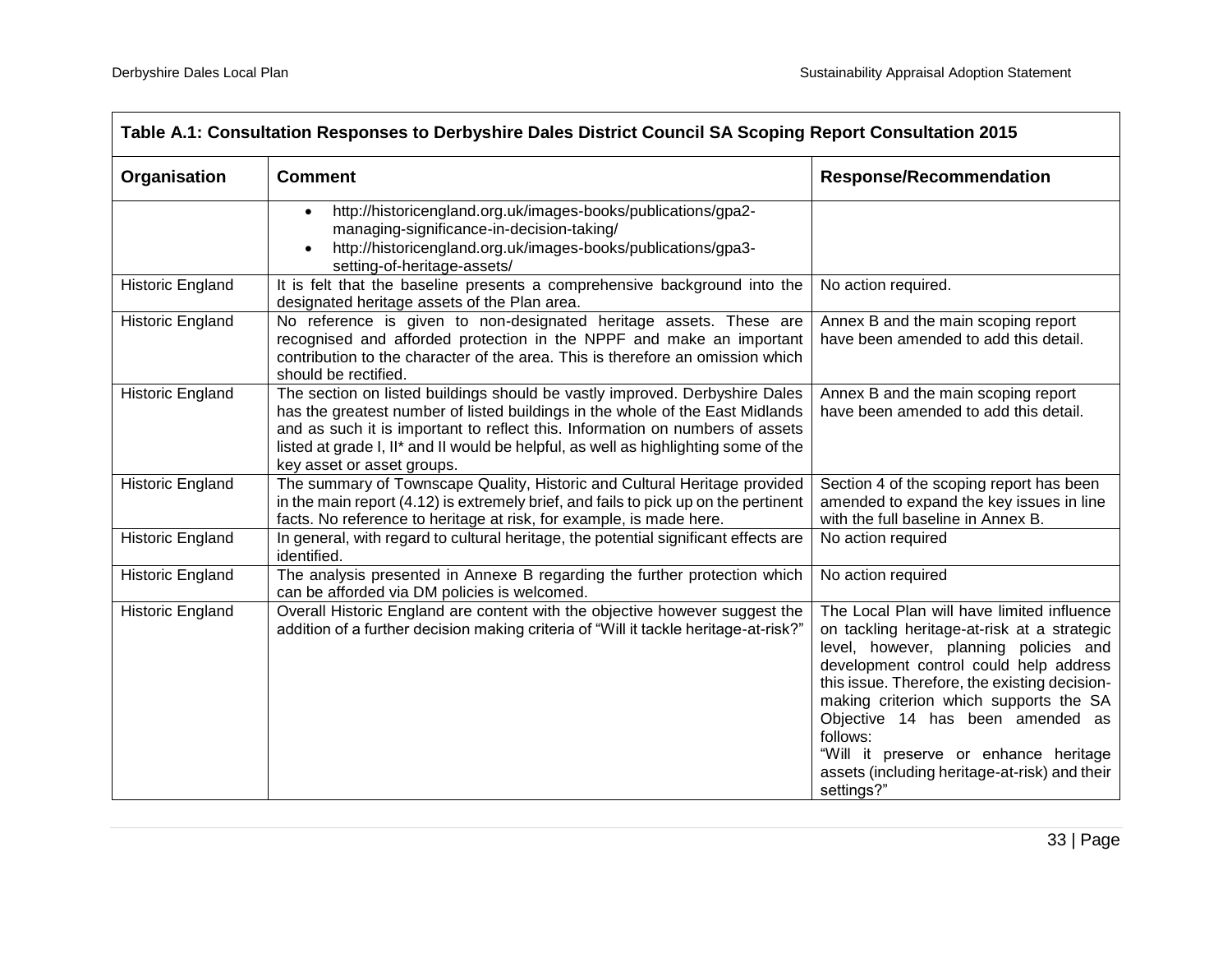| Table A.1: Consultation Responses to Derbyshire Dales District Council SA Scoping Report Consultation 2015 | | |
|---|---|---|
| **Organisation** | **Comment** | **Response/Recommendation** |
| | • http://historicengland.org.uk/images-books/publications/gpa2-managing-significance-in-decision-taking/ <br> • http://historicengland.org.uk/images-books/publications/gpa3-setting-of-heritage-assets/ | |
| Historic England | It is felt that the baseline presents a comprehensive background into the designated heritage assets of the Plan area. | No action required. |
| Historic England | No reference is given to non-designated heritage assets. These are recognised and afforded protection in the NPPF and make an important contribution to the character of the area. This is therefore an omission which should be rectified. | Annex B and the main scoping report have been amended to add this detail. |
| Historic England | The section on listed buildings should be vastly improved. Derbyshire Dales has the greatest number of listed buildings in the whole of the East Midlands and as such it is important to reflect this. Information on numbers of assets listed at grade I, II* and II would be helpful, as well as highlighting some of the key asset or asset groups. | Annex B and the main scoping report have been amended to add this detail. |
| Historic England | The summary of Townscape Quality, Historic and Cultural Heritage provided in the main report (4.12) is extremely brief, and fails to pick up on the pertinent facts. No reference to heritage at risk, for example, is made here. | Section 4 of the scoping report has been amended to expand the key issues in line with the full baseline in Annex B. |
| Historic England | In general, with regard to cultural heritage, the potential significant effects are identified. | No action required |
| Historic England | The analysis presented in Annexe B regarding the further protection which can be afforded via DM policies is welcomed. | No action required |
| Historic England | Overall Historic England are content with the objective however suggest the addition of a further decision making criteria of "Will it tackle heritage-at-risk?" | The Local Plan will have limited influence on tackling heritage-at-risk at a strategic level, however, planning policies and development control could help address this issue. Therefore, the existing decision-making criterion which supports the SA Objective 14 has been amended as follows: <br> "Will it preserve or enhance heritage assets (including heritage-at-risk) and their settings?" |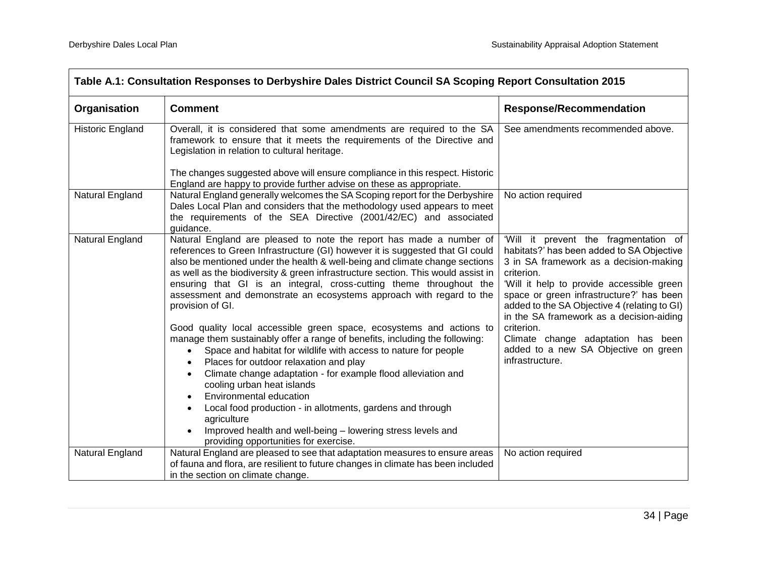| Table A.1: Consultation Responses to Derbyshire Dales District Council SA Scoping Report Consultation 2015 | | |
|---|---|---|
| **Organisation** | **Comment** | **Response/Recommendation** |
| Historic England | Overall, it is considered that some amendments are required to the SA framework to ensure that it meets the requirements of the Directive and Legislation in relation to cultural heritage.<br><br>The changes suggested above will ensure compliance in this respect. Historic England are happy to provide further advise on these as appropriate. | See amendments recommended above. |
| Natural England | Natural England generally welcomes the SA Scoping report for the Derbyshire Dales Local Plan and considers that the methodology used appears to meet the requirements of the SEA Directive (2001/42/EC) and associated guidance. | No action required |
| Natural England | Natural England are pleased to note the report has made a number of references to Green Infrastructure (GI) however it is suggested that GI could also be mentioned under the health & well-being and climate change sections as well as the biodiversity & green infrastructure section. This would assist in ensuring that GI is an integral, cross-cutting theme throughout the assessment and demonstrate an ecosystems approach with regard to the provision of GI.<br><br>Good quality local accessible green space, ecosystems and actions to manage them sustainably offer a range of benefits, including the following:<br>• Space and habitat for wildlife with access to nature for people<br>• Places for outdoor relaxation and play<br>• Climate change adaptation - for example flood alleviation and cooling urban heat islands<br>• Environmental education<br>• Local food production - in allotments, gardens and through agriculture<br>• Improved health and well-being – lowering stress levels and providing opportunities for exercise. | 'Will it prevent the fragmentation of habitats?' has been added to SA Objective 3 in SA framework as a decision-making criterion.<br>'Will it help to provide accessible green space or green infrastructure?' has been added to the SA Objective 4 (relating to GI) in the SA framework as a decision-aiding criterion.<br>Climate change adaptation has been added to a new SA Objective on green infrastructure. |
| Natural England | Natural England are pleased to see that adaptation measures to ensure areas of fauna and flora, are resilient to future changes in climate has been included in the section on climate change. | No action required |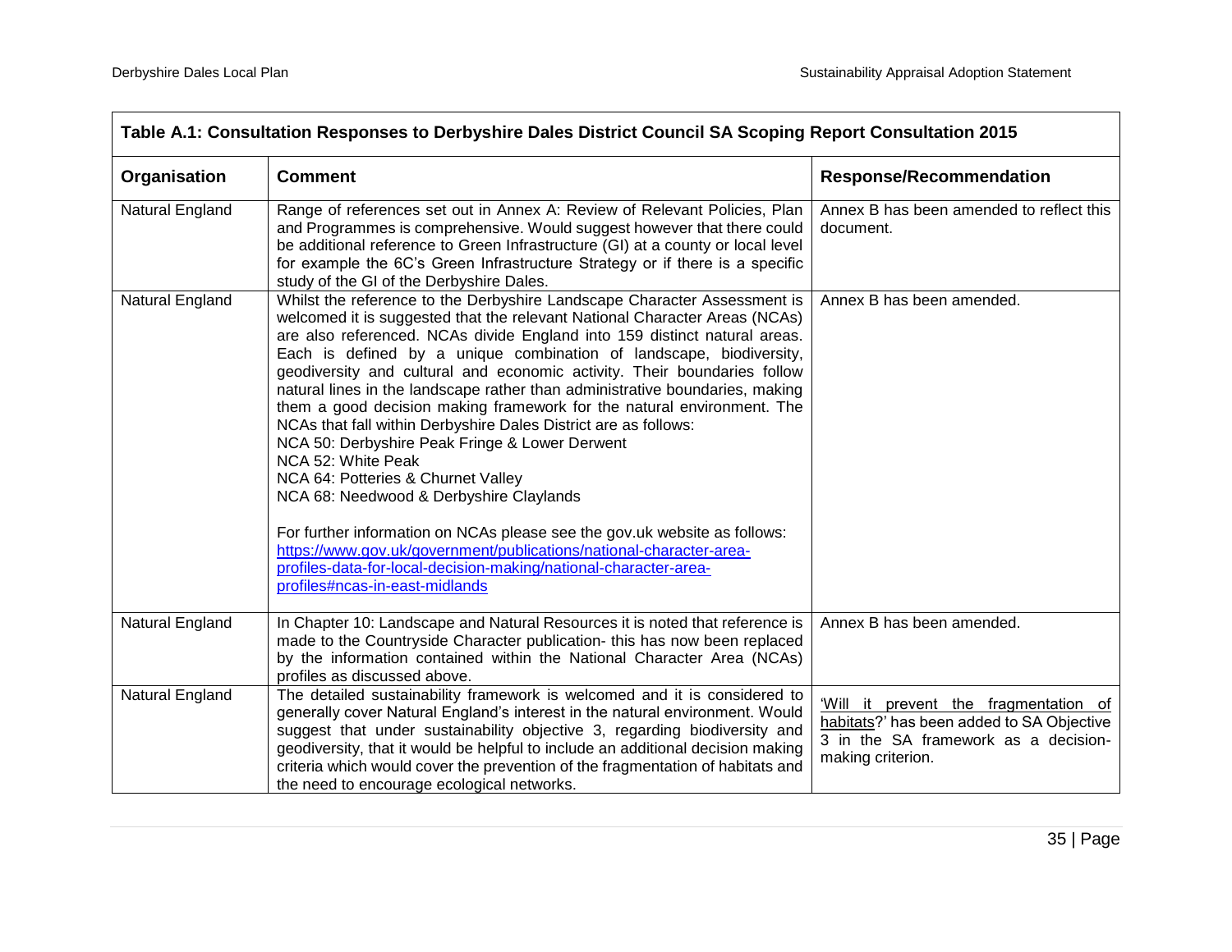**Table A.1: Consultation Responses to Derbyshire Dales District Council SA Scoping Report Consultation 2015**

| Organisation | Comment | Response/Recommendation |
|---|---|---|
| Natural England | Range of references set out in Annex A: Review of Relevant Policies, Plan and Programmes is comprehensive. Would suggest however that there could be additional reference to Green Infrastructure (GI) at a county or local level for example the 6C's Green Infrastructure Strategy or if there is a specific study of the GI of the Derbyshire Dales. | Annex B has been amended to reflect this document. |
| Natural England | Whilst the reference to the Derbyshire Landscape Character Assessment is welcomed it is suggested that the relevant National Character Areas (NCAs) are also referenced. NCAs divide England into 159 distinct natural areas. Each is defined by a unique combination of landscape, biodiversity, geodiversity and cultural and economic activity. Their boundaries follow natural lines in the landscape rather than administrative boundaries, making them a good decision making framework for the natural environment. The NCAs that fall within Derbyshire Dales District are as follows:<br>NCA 50: Derbyshire Peak Fringe & Lower Derwent<br>NCA 52: White Peak<br>NCA 64: Potteries & Churnet Valley<br>NCA 68: Needwood & Derbyshire Claylands<br><br>For further information on NCAs please see the gov.uk website as follows: [https://www.gov.uk/government/publications/national-character-area-profiles-data-for-local-decision-making/national-character-area-profiles#ncas-in-east-midlands](https://www.gov.uk/government/publications/national-character-area-profiles-data-for-local-decision-making/national-character-area-profiles#ncas-in-east-midlands) | Annex B has been amended. |
| Natural England | In Chapter 10: Landscape and Natural Resources it is noted that reference is made to the Countryside Character publication- this has now been replaced by the information contained within the National Character Area (NCAs) profiles as discussed above. | Annex B has been amended. |
| Natural England | The detailed sustainability framework is welcomed and it is considered to generally cover Natural England's interest in the natural environment. Would suggest that under sustainability objective 3, regarding biodiversity and geodiversity, that it would be helpful to include an additional decision making criteria which would cover the prevention of the fragmentation of habitats and the need to encourage ecological networks. | 'Will it prevent the fragmentation of habitats?' has been added to SA Objective 3 in the SA framework as a decision-making criterion. |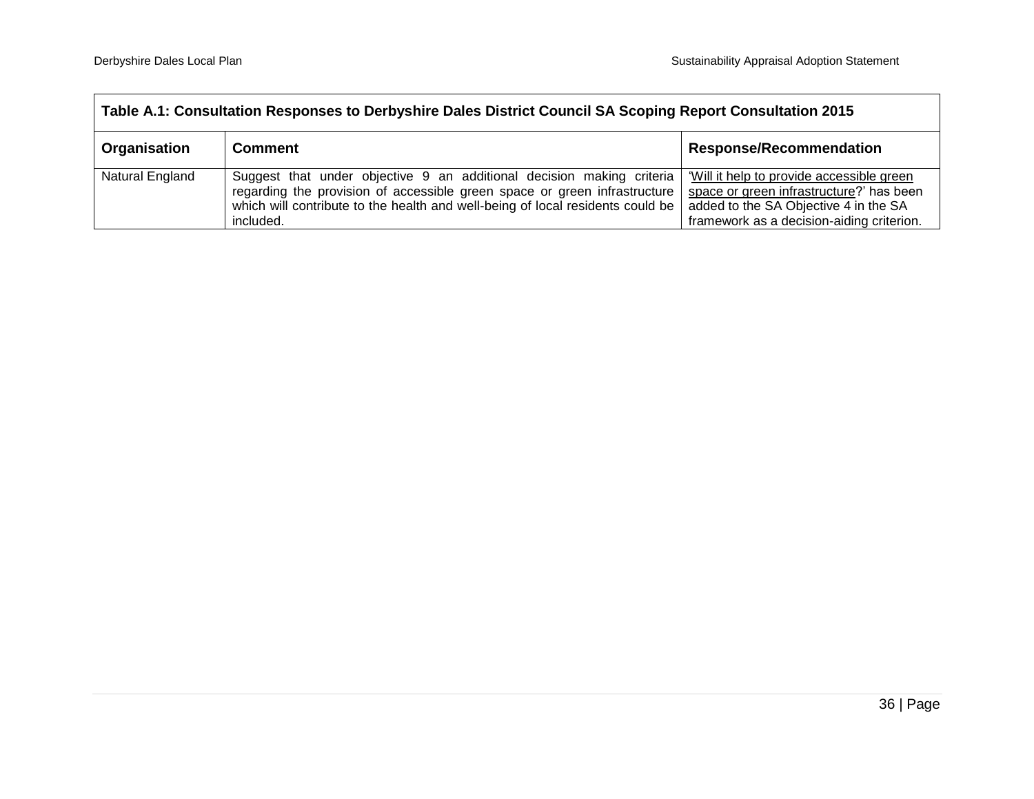| Table A.1: Consultation Responses to Derbyshire Dales District Council SA Scoping Report Consultation 2015 | | |
|---|---|---|
| **Organisation** | **Comment** | **Response/Recommendation** |
| Natural England | Suggest that under objective 9 an additional decision making criteria regarding the provision of accessible green space or green infrastructure which will contribute to the health and well-being of local residents could be included. | '<u>Will it help to provide accessible green space or green infrastructure</u>?' has been added to the SA Objective 4 in the SA framework as a decision-aiding criterion. |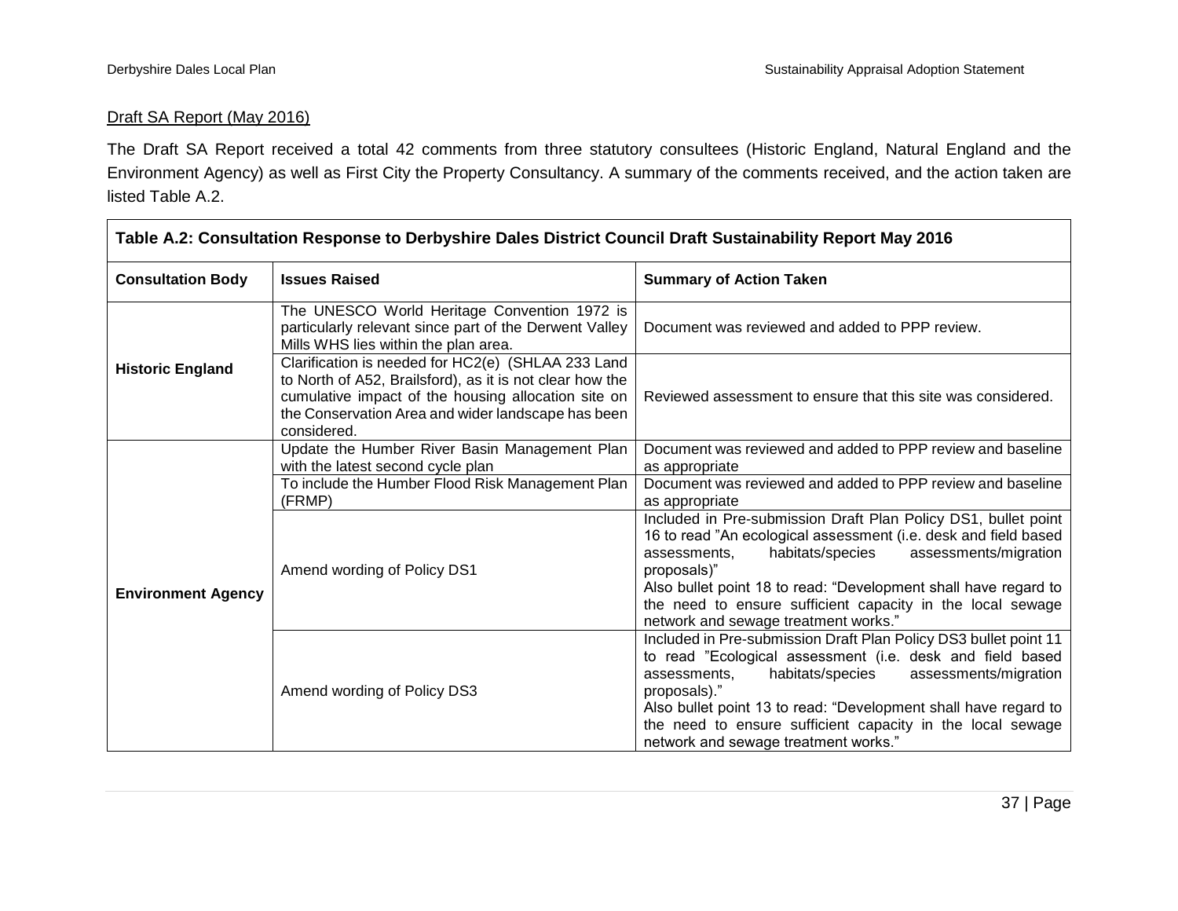Draft SA Report (May 2016)

The Draft SA Report received a total 42 comments from three statutory consultees (Historic England, Natural England and the Environment Agency) as well as First City the Property Consultancy. A summary of the comments received, and the action taken are listed Table A.2.

| Table A.2: Consultation Response to Derbyshire Dales District Council Draft Sustainability Report May 2016 | | |
|---|---|---|
| **Consultation Body** | **Issues Raised** | **Summary of Action Taken** |
| **Historic England** | The UNESCO World Heritage Convention 1972 is particularly relevant since part of the Derwent Valley Mills WHS lies within the plan area. | Document was reviewed and added to PPP review. |
| | Clarification is needed for HC2(e) (SHLAA 233 Land to North of A52, Brailsford), as it is not clear how the cumulative impact of the housing allocation site on the Conservation Area and wider landscape has been considered. | Reviewed assessment to ensure that this site was considered. |
| **Environment Agency** | Update the Humber River Basin Management Plan with the latest second cycle plan | Document was reviewed and added to PPP review and baseline as appropriate |
| | To include the Humber Flood Risk Management Plan (FRMP) | Document was reviewed and added to PPP review and baseline as appropriate |
| | Amend wording of Policy DS1 | Included in Pre-submission Draft Plan Policy DS1, bullet point 16 to read "An ecological assessment (i.e. desk and field based assessments, habitats/species assessments/migration proposals)"<br>Also bullet point 18 to read: "Development shall have regard to the need to ensure sufficient capacity in the local sewage network and sewage treatment works." |
| | Amend wording of Policy DS3 | Included in Pre-submission Draft Plan Policy DS3 bullet point 11 to read "Ecological assessment (i.e. desk and field based assessments, habitats/species assessments/migration proposals)."<br>Also bullet point 13 to read: "Development shall have regard to the need to ensure sufficient capacity in the local sewage network and sewage treatment works." |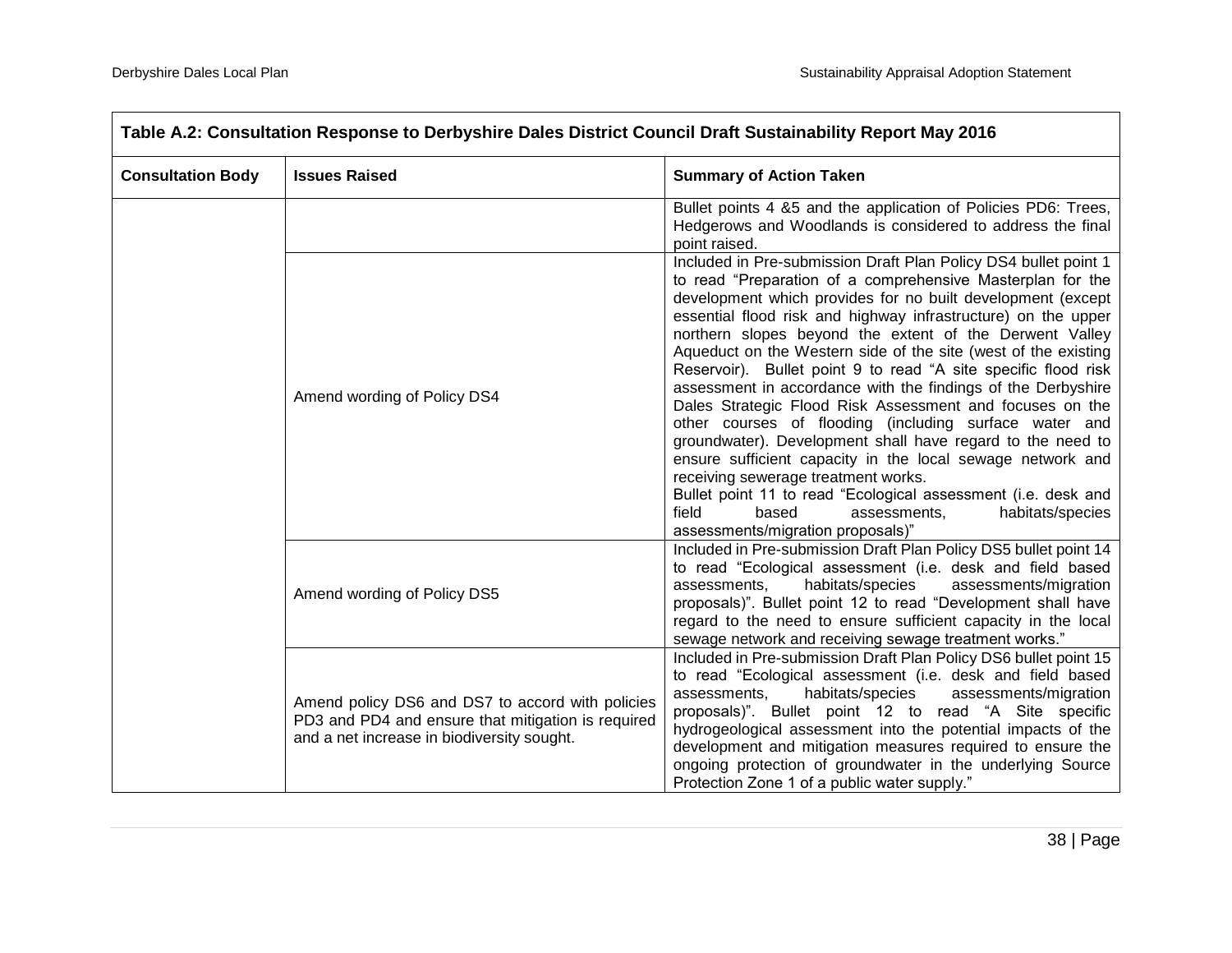| Table A.2: Consultation Response to Derbyshire Dales District Council Draft Sustainability Report May 2016 | | |
|---|---|---|
| **Consultation Body** | **Issues Raised** | **Summary of Action Taken** |
| | | Bullet points 4 &5 and the application of Policies PD6: Trees, Hedgerows and Woodlands is considered to address the final point raised. |
| | Amend wording of Policy DS4 | Included in Pre-submission Draft Plan Policy DS4 bullet point 1 to read "Preparation of a comprehensive Masterplan for the development which provides for no built development (except essential flood risk and highway infrastructure) on the upper northern slopes beyond the extent of the Derwent Valley Aqueduct on the Western side of the site (west of the existing Reservoir). Bullet point 9 to read "A site specific flood risk assessment in accordance with the findings of the Derbyshire Dales Strategic Flood Risk Assessment and focuses on the other courses of flooding (including surface water and groundwater). Development shall have regard to the need to ensure sufficient capacity in the local sewage network and receiving sewerage treatment works.<br>Bullet point 11 to read "Ecological assessment (i.e. desk and field based assessments, habitats/species assessments/migration proposals)" |
| | Amend wording of Policy DS5 | Included in Pre-submission Draft Plan Policy DS5 bullet point 14 to read "Ecological assessment (i.e. desk and field based assessments, habitats/species assessments/migration proposals)". Bullet point 12 to read "Development shall have regard to the need to ensure sufficient capacity in the local sewage network and receiving sewage treatment works." |
| | Amend policy DS6 and DS7 to accord with policies PD3 and PD4 and ensure that mitigation is required and a net increase in biodiversity sought. | Included in Pre-submission Draft Plan Policy DS6 bullet point 15 to read "Ecological assessment (i.e. desk and field based assessments, habitats/species assessments/migration proposals)". Bullet point 12 to read "A Site specific hydrogeological assessment into the potential impacts of the development and mitigation measures required to ensure the ongoing protection of groundwater in the underlying Source Protection Zone 1 of a public water supply." |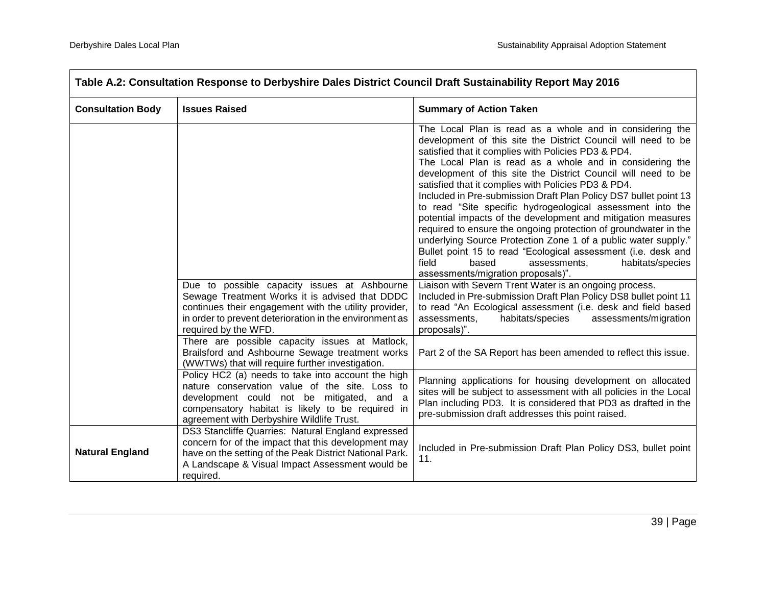| **Table A.2: Consultation Response to Derbyshire Dales District Council Draft Sustainability Report May 2016** | | |
|---|---|---|
| **Consultation Body** | **Issues Raised** | **Summary of Action Taken** |
| | | The Local Plan is read as a whole and in considering the development of this site the District Council will need to be satisfied that it complies with Policies PD3 & PD4.<br>The Local Plan is read as a whole and in considering the development of this site the District Council will need to be satisfied that it complies with Policies PD3 & PD4.<br>Included in Pre-submission Draft Plan Policy DS7 bullet point 13 to read "Site specific hydrogeological assessment into the potential impacts of the development and mitigation measures required to ensure the ongoing protection of groundwater in the underlying Source Protection Zone 1 of a public water supply."<br>Bullet point 15 to read "Ecological assessment (i.e. desk and field based assessments, habitats/species assessments/migration proposals)". |
| | Due to possible capacity issues at Ashbourne Sewage Treatment Works it is advised that DDDC continues their engagement with the utility provider, in order to prevent deterioration in the environment as required by the WFD. | Liaison with Severn Trent Water is an ongoing process.<br>Included in Pre-submission Draft Plan Policy DS8 bullet point 11 to read "An Ecological assessment (i.e. desk and field based assessments, habitats/species assessments/migration proposals)". |
| | There are possible capacity issues at Matlock, Brailsford and Ashbourne Sewage treatment works (WWTWs) that will require further investigation. | Part 2 of the SA Report has been amended to reflect this issue. |
| | Policy HC2 (a) needs to take into account the high nature conservation value of the site. Loss to development could not be mitigated, and a compensatory habitat is likely to be required in agreement with Derbyshire Wildlife Trust. | Planning applications for housing development on allocated sites will be subject to assessment with all policies in the Local Plan including PD3. It is considered that PD3 as drafted in the pre-submission draft addresses this point raised. |
| **Natural England** | DS3 Stancliffe Quarries: Natural England expressed concern for of the impact that this development may have on the setting of the Peak District National Park. A Landscape & Visual Impact Assessment would be required. | Included in Pre-submission Draft Plan Policy DS3, bullet point 11. |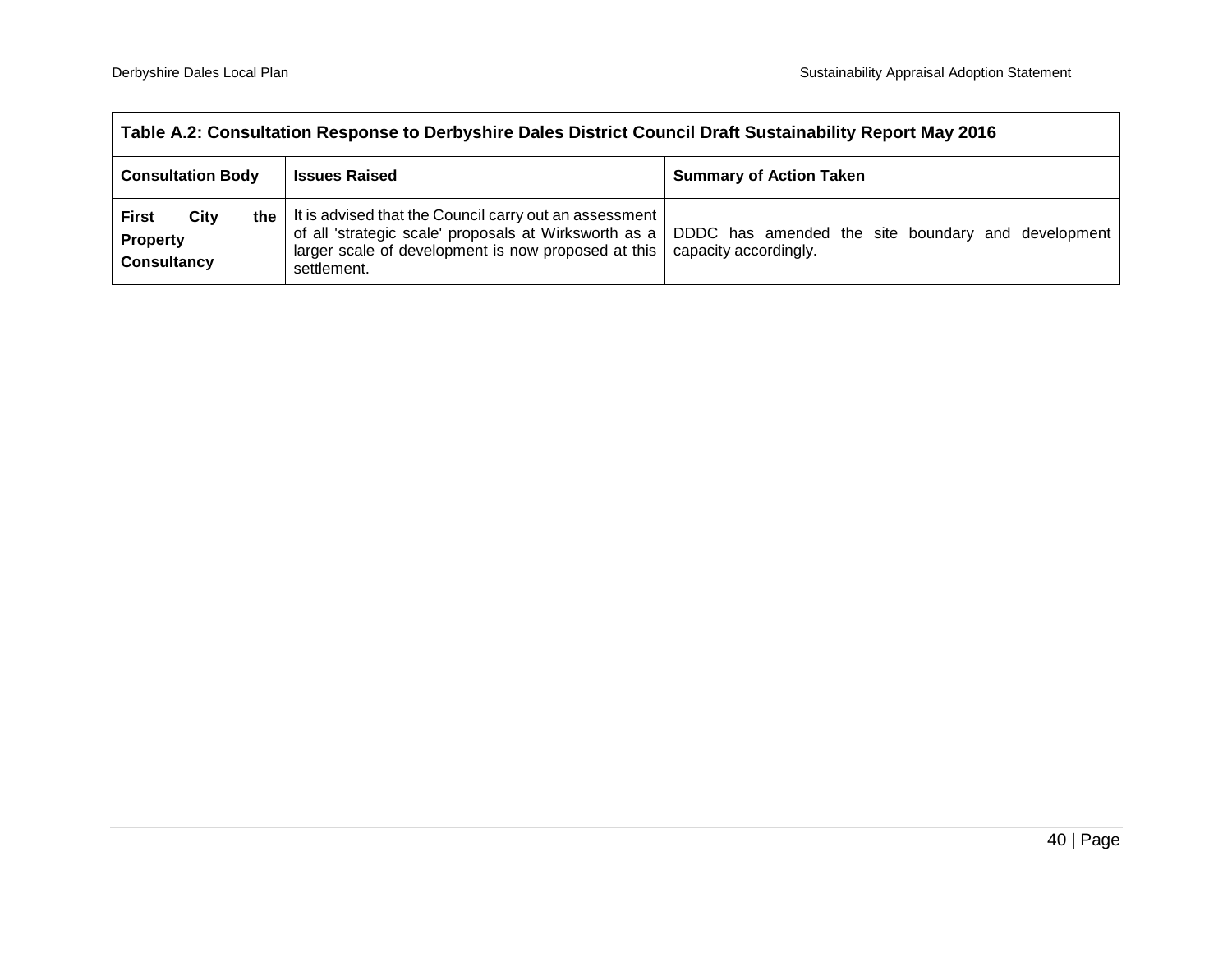| Table A.2: Consultation Response to Derbyshire Dales District Council Draft Sustainability Report May 2016 | | |
|---|---|---|
| **Consultation Body** | **Issues Raised** | **Summary of Action Taken** |
| **First City the Property Consultancy** | It is advised that the Council carry out an assessment of all 'strategic scale' proposals at Wirksworth as a larger scale of development is now proposed at this settlement. | DDDC has amended the site boundary and development capacity accordingly. |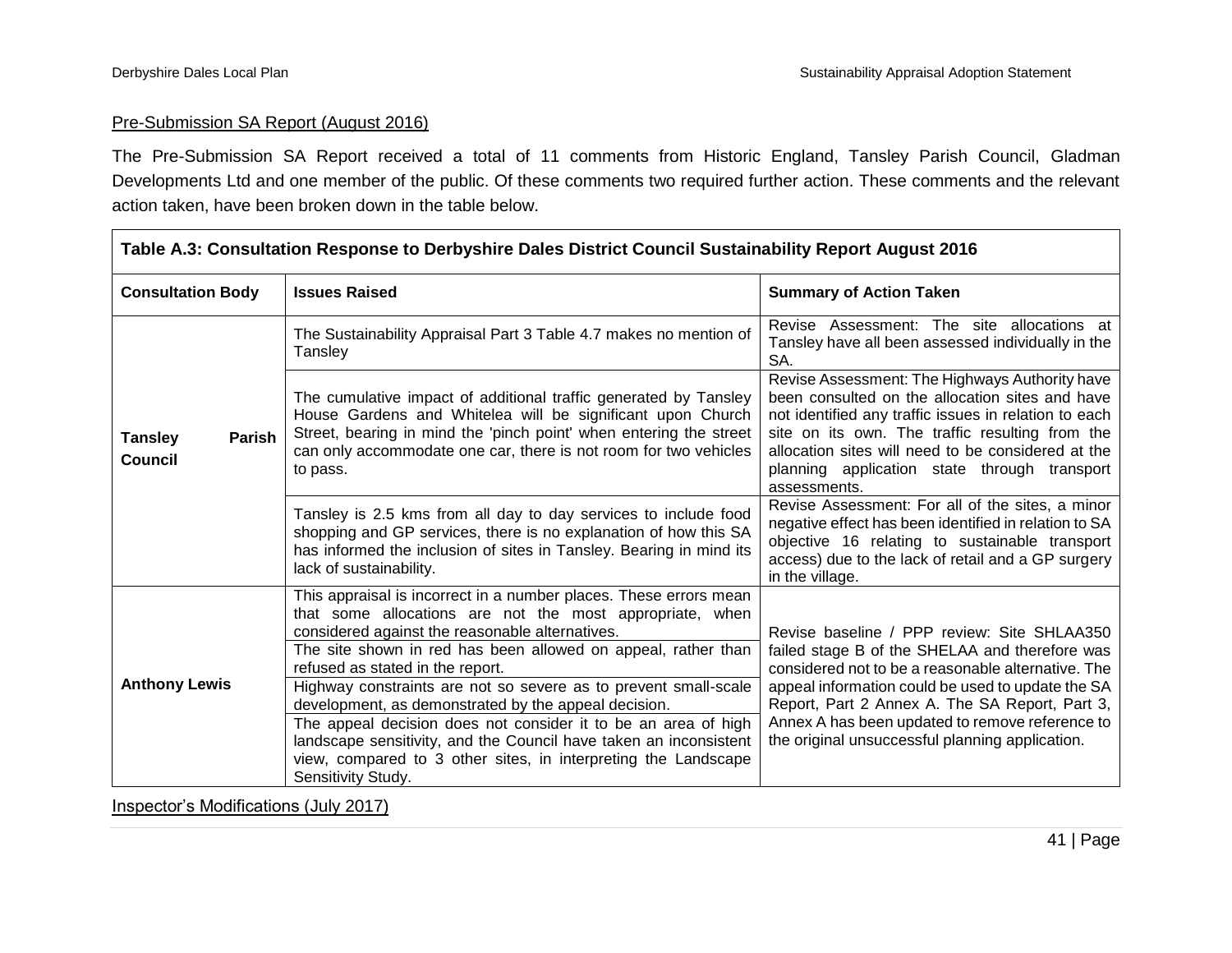Pre-Submission SA Report (August 2016)

The Pre-Submission SA Report received a total of 11 comments from Historic England, Tansley Parish Council, Gladman Developments Ltd and one member of the public. Of these comments two required further action. These comments and the relevant action taken, have been broken down in the table below.

| Table A.3: Consultation Response to Derbyshire Dales District Council Sustainability Report August 2016 | | |
|---|---|---|
| **Consultation Body** | **Issues Raised** | **Summary of Action Taken** |
| **Tansley Parish Council** | The Sustainability Appraisal Part 3 Table 4.7 makes no mention of Tansley | Revise Assessment: The site allocations at Tansley have all been assessed individually in the SA. |
| | The cumulative impact of additional traffic generated by Tansley House Gardens and Whitelea will be significant upon Church Street, bearing in mind the 'pinch point' when entering the street can only accommodate one car, there is not room for two vehicles to pass. | Revise Assessment: The Highways Authority have been consulted on the allocation sites and have not identified any traffic issues in relation to each site on its own. The traffic resulting from the allocation sites will need to be considered at the planning application state through transport assessments. |
| | Tansley is 2.5 kms from all day to day services to include food shopping and GP services, there is no explanation of how this SA has informed the inclusion of sites in Tansley. Bearing in mind its lack of sustainability. | Revise Assessment: For all of the sites, a minor negative effect has been identified in relation to SA objective 16 relating to sustainable transport access) due to the lack of retail and a GP surgery in the village. |
| **Anthony Lewis** | This appraisal is incorrect in a number places. These errors mean that some allocations are not the most appropriate, when considered against the reasonable alternatives. | Revise baseline / PPP review: Site SHLAA350 failed stage B of the SHELAA and therefore was considered not to be a reasonable alternative. The appeal information could be used to update the SA Report, Part 2 Annex A. The SA Report, Part 3, Annex A has been updated to remove reference to the original unsuccessful planning application. |
| | The site shown in red has been allowed on appeal, rather than refused as stated in the report. | |
| | Highway constraints are not so severe as to prevent small-scale development, as demonstrated by the appeal decision. | |
| | The appeal decision does not consider it to be an area of high landscape sensitivity, and the Council have taken an inconsistent view, compared to 3 other sites, in interpreting the Landscape Sensitivity Study. | |

Inspector's Modifications (July 2017)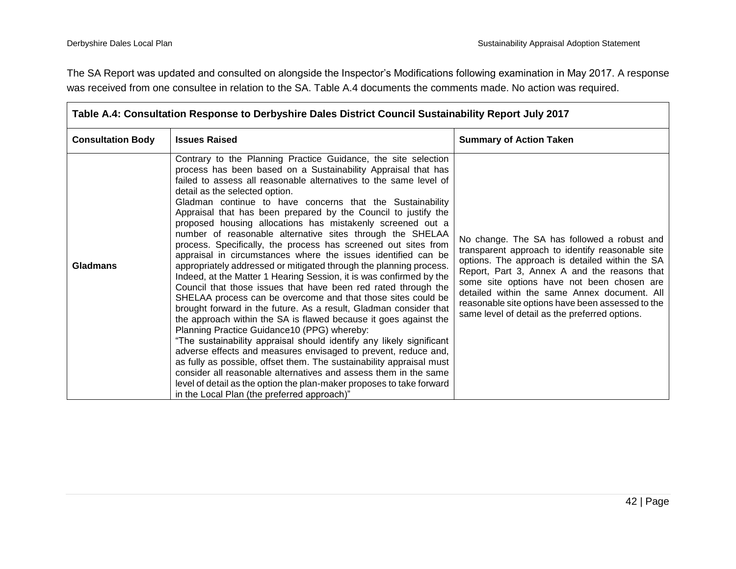The SA Report was updated and consulted on alongside the Inspector's Modifications following examination in May 2017. A response was received from one consultee in relation to the SA. Table A.4 documents the comments made. No action was required.

| **Table A.4: Consultation Response to Derbyshire Dales District Council Sustainability Report July 2017** | | |
|---|---|---|
| **Consultation Body** | **Issues Raised** | **Summary of Action Taken** |
| **Gladmans** | Contrary to the Planning Practice Guidance, the site selection process has been based on a Sustainability Appraisal that has failed to assess all reasonable alternatives to the same level of detail as the selected option.<br>Gladman continue to have concerns that the Sustainability Appraisal that has been prepared by the Council to justify the proposed housing allocations has mistakenly screened out a number of reasonable alternative sites through the SHELAA process. Specifically, the process has screened out sites from appraisal in circumstances where the issues identified can be appropriately addressed or mitigated through the planning process. Indeed, at the Matter 1 Hearing Session, it is was confirmed by the Council that those issues that have been red rated through the SHELAA process can be overcome and that those sites could be brought forward in the future. As a result, Gladman consider that the approach within the SA is flawed because it goes against the Planning Practice Guidance10 (PPG) whereby:<br>"The sustainability appraisal should identify any likely significant adverse effects and measures envisaged to prevent, reduce and, as fully as possible, offset them. The sustainability appraisal must consider all reasonable alternatives and assess them in the same level of detail as the option the plan-maker proposes to take forward in the Local Plan (the preferred approach)" | No change. The SA has followed a robust and transparent approach to identify reasonable site options. The approach is detailed within the SA Report, Part 3, Annex A and the reasons that some site options have not been chosen are detailed within the same Annex document. All reasonable site options have been assessed to the same level of detail as the preferred options. |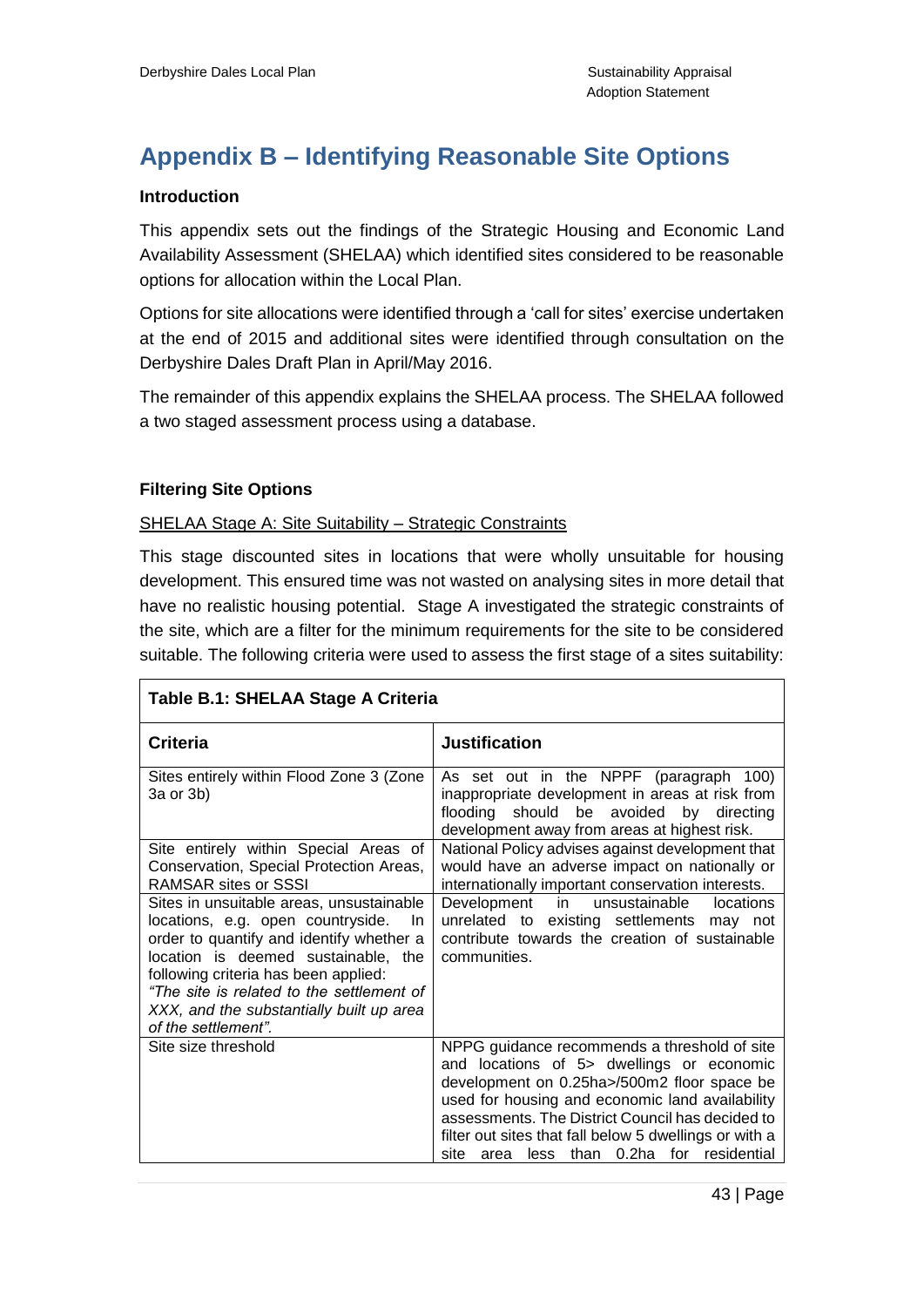# Appendix B – Identifying Reasonable Site Options

### Introduction

This appendix sets out the findings of the Strategic Housing and Economic Land Availability Assessment (SHELAA) which identified sites considered to be reasonable options for allocation within the Local Plan.

Options for site allocations were identified through a 'call for sites' exercise undertaken at the end of 2015 and additional sites were identified through consultation on the Derbyshire Dales Draft Plan in April/May 2016.

The remainder of this appendix explains the SHELAA process. The SHELAA followed a two staged assessment process using a database.

### Filtering Site Options

SHELAA Stage A: Site Suitability – Strategic Constraints

This stage discounted sites in locations that were wholly unsuitable for housing development. This ensured time was not wasted on analysing sites in more detail that have no realistic housing potential. Stage A investigated the strategic constraints of the site, which are a filter for the minimum requirements for the site to be considered suitable. The following criteria were used to assess the first stage of a sites suitability:

**Table B.1: SHELAA Stage A Criteria**

| Criteria | Justification |
|---|---|
| Sites entirely within Flood Zone 3 (Zone 3a or 3b) | As set out in the NPPF (paragraph 100) inappropriate development in areas at risk from flooding should be avoided by directing development away from areas at highest risk. |
| Site entirely within Special Areas of Conservation, Special Protection Areas, RAMSAR sites or SSSI | National Policy advises against development that would have an adverse impact on nationally or internationally important conservation interests. |
| Sites in unsuitable areas, unsustainable locations, e.g. open countryside. In order to quantify and identify whether a location is deemed sustainable, the following criteria has been applied: *"The site is related to the settlement of XXX, and the substantially built up area of the settlement".* | Development in unsustainable locations unrelated to existing settlements may not contribute towards the creation of sustainable communities. |
| Site size threshold | NPPG guidance recommends a threshold of site and locations of 5> dwellings or economic development on 0.25ha>/500m2 floor space be used for housing and economic land availability assessments. The District Council has decided to filter out sites that fall below 5 dwellings or with a site area less than 0.2ha for residential |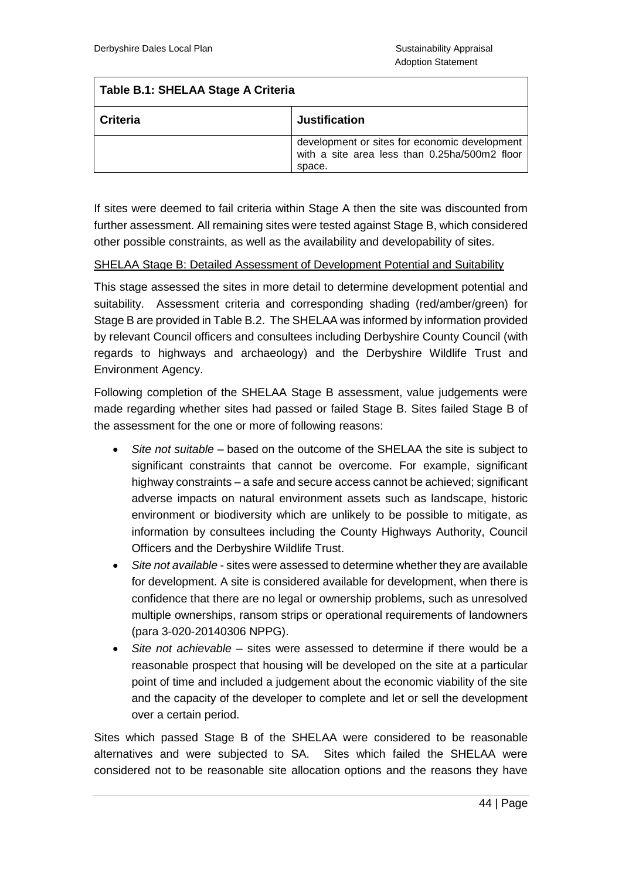| Table B.1: SHELAA Stage A Criteria | |
|---|---|
| **Criteria** | **Justification** |
| | development or sites for economic development with a site area less than 0.25ha/500m2 floor space. |

If sites were deemed to fail criteria within Stage A then the site was discounted from further assessment. All remaining sites were tested against Stage B, which considered other possible constraints, as well as the availability and developability of sites.

SHELAA Stage B: Detailed Assessment of Development Potential and Suitability

This stage assessed the sites in more detail to determine development potential and suitability. Assessment criteria and corresponding shading (red/amber/green) for Stage B are provided in Table B.2. The SHELAA was informed by information provided by relevant Council officers and consultees including Derbyshire County Council (with regards to highways and archaeology) and the Derbyshire Wildlife Trust and Environment Agency.

Following completion of the SHELAA Stage B assessment, value judgements were made regarding whether sites had passed or failed Stage B. Sites failed Stage B of the assessment for the one or more of following reasons:

- *Site not suitable* – based on the outcome of the SHELAA the site is subject to significant constraints that cannot be overcome. For example, significant highway constraints – a safe and secure access cannot be achieved; significant adverse impacts on natural environment assets such as landscape, historic environment or biodiversity which are unlikely to be possible to mitigate, as information by consultees including the County Highways Authority, Council Officers and the Derbyshire Wildlife Trust.
- *Site not available* - sites were assessed to determine whether they are available for development. A site is considered available for development, when there is confidence that there are no legal or ownership problems, such as unresolved multiple ownerships, ransom strips or operational requirements of landowners (para 3-020-20140306 NPPG).
- *Site not achievable* – sites were assessed to determine if there would be a reasonable prospect that housing will be developed on the site at a particular point of time and included a judgement about the economic viability of the site and the capacity of the developer to complete and let or sell the development over a certain period.

Sites which passed Stage B of the SHELAA were considered to be reasonable alternatives and were subjected to SA. Sites which failed the SHELAA were considered not to be reasonable site allocation options and the reasons they have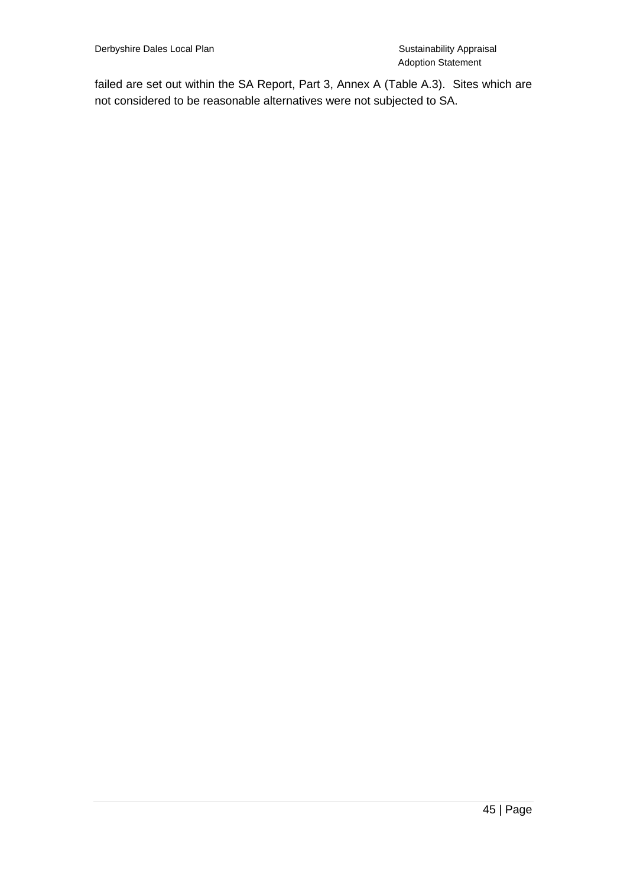failed are set out within the SA Report, Part 3, Annex A (Table A.3). Sites which are not considered to be reasonable alternatives were not subjected to SA.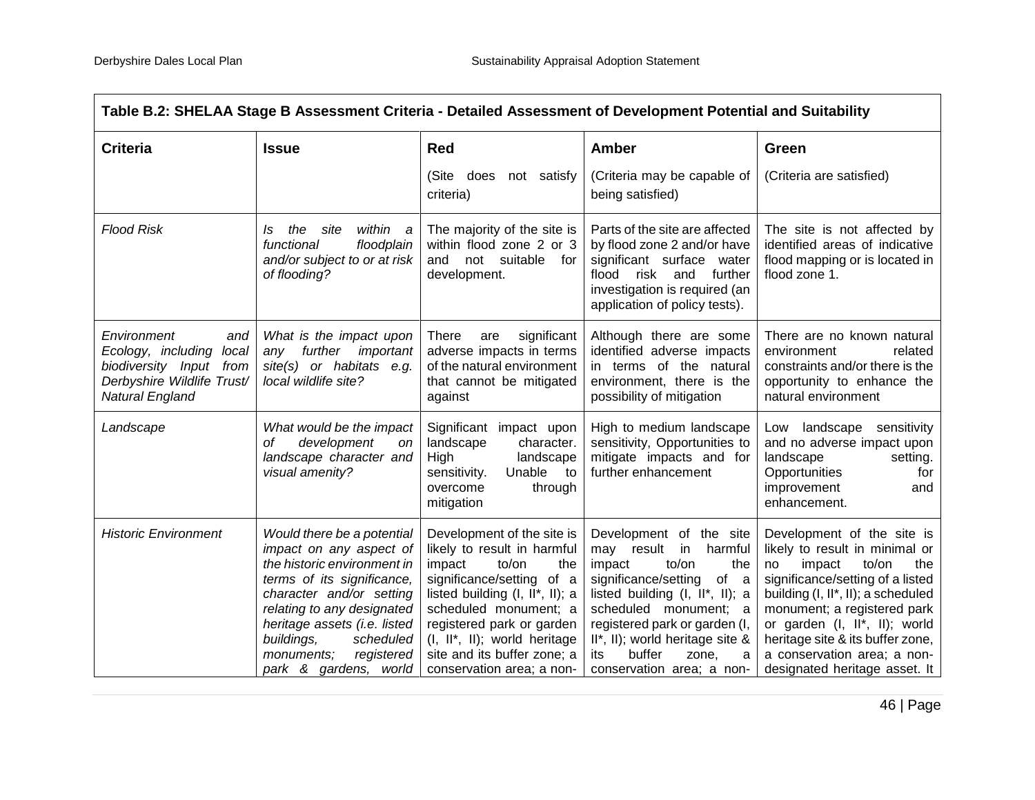| Table B.2: SHELAA Stage B Assessment Criteria - Detailed Assessment of Development Potential and Suitability | | | | |
|---|---|---|---|---|
| **Criteria** | **Issue** | **Red**<br>(Site does not satisfy criteria) | **Amber**<br>(Criteria may be capable of being satisfied) | **Green**<br>(Criteria are satisfied) |
| *Flood Risk* | *Is the site within a functional floodplain and/or subject to or at risk of flooding?* | The majority of the site is within flood zone 2 or 3 and not suitable for development. | Parts of the site are affected by flood zone 2 and/or have significant surface water flood risk and further investigation is required (an application of policy tests). | The site is not affected by identified areas of indicative flood mapping or is located in flood zone 1. |
| *Environment and Ecology, including local biodiversity Input from Derbyshire Wildlife Trust/ Natural England* | *What is the impact upon any further important site(s) or habitats e.g. local wildlife site?* | There are significant adverse impacts in terms of the natural environment that cannot be mitigated against | Although there are some identified adverse impacts in terms of the natural environment, there is the possibility of mitigation | There are no known natural environment related constraints and/or there is the opportunity to enhance the natural environment |
| *Landscape* | *What would be the impact of development on landscape character and visual amenity?* | Significant impact upon landscape character. High landscape sensitivity. Unable to overcome through mitigation | High to medium landscape sensitivity, Opportunities to mitigate impacts and for further enhancement | Low landscape sensitivity and no adverse impact upon landscape setting. Opportunities for improvement and enhancement. |
| *Historic Environment* | *Would there be a potential impact on any aspect of the historic environment in terms of its significance, character and/or setting relating to any designated heritage assets (i.e. listed buildings, scheduled monuments; registered park & gardens, world* | Development of the site is likely to result in harmful impact to/on the significance/setting of a listed building (I, II*, II); a scheduled monument; a registered park or garden (I, II*, II); world heritage site and its buffer zone; a conservation area; a non- | Development of the site may result in harmful impact to/on the significance/setting of a listed building (I, II*, II); a scheduled monument; a registered park or garden (I, II*, II); world heritage site & its buffer zone, a conservation area; a non- | Development of the site is likely to result in minimal or no impact to/on the significance/setting of a listed building (I, II*, II); a scheduled monument; a registered park or garden (I, II*, II); world heritage site & its buffer zone, a conservation area; a non-designated heritage asset. It |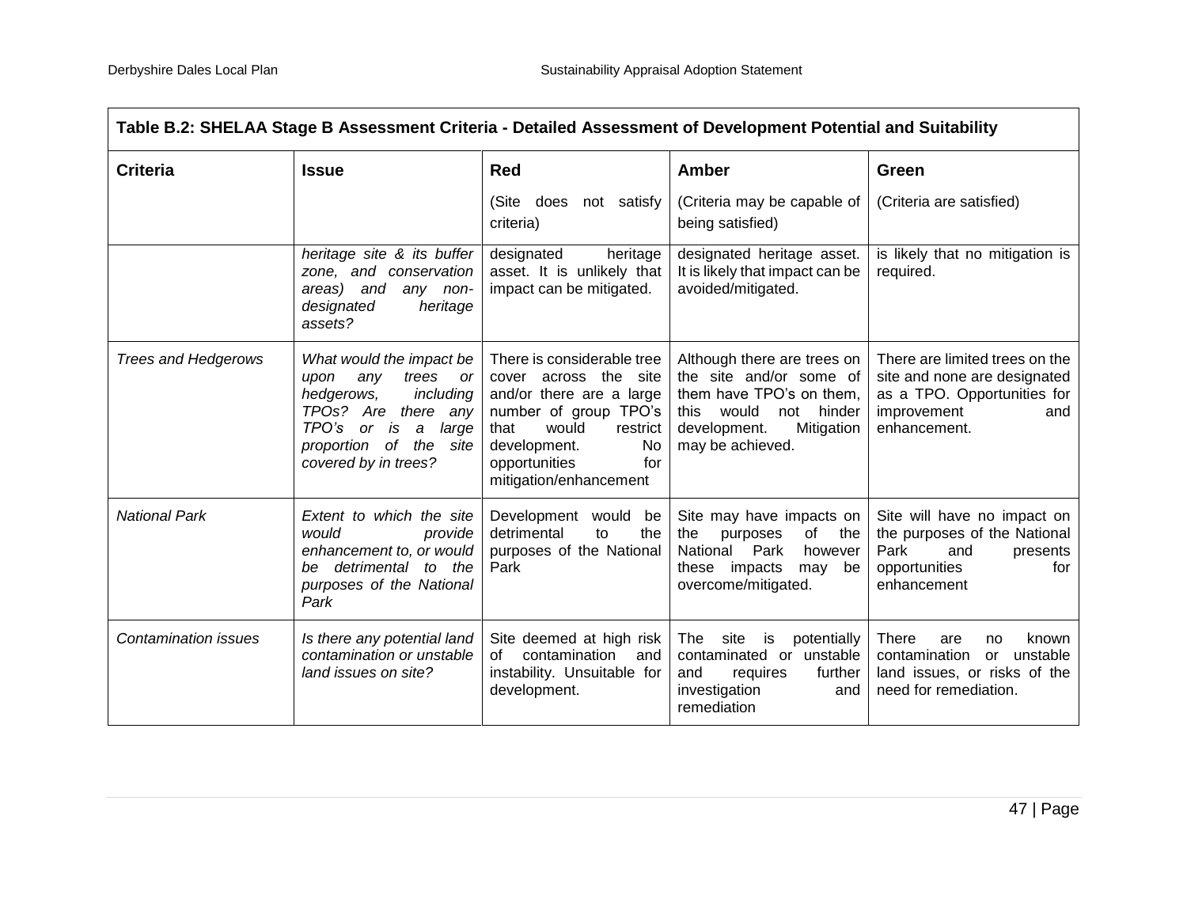| **Table B.2: SHELAA Stage B Assessment Criteria - Detailed Assessment of Development Potential and Suitability** | | | | |
|---|---|---|---|---|
| **Criteria** | **Issue** | **Red**<br>(Site does not satisfy criteria) | **Amber**<br>(Criteria may be capable of being satisfied) | **Green**<br>(Criteria are satisfied) |
| | *heritage site & its buffer zone, and conservation areas) and any non-designated heritage assets?* | designated heritage asset. It is unlikely that impact can be mitigated. | designated heritage asset. It is likely that impact can be avoided/mitigated. | is likely that no mitigation is required. |
| *Trees and Hedgerows* | *What would the impact be upon any trees or hedgerows, including TPOs? Are there any TPO's or is a large proportion of the site covered by in trees?* | There is considerable tree cover across the site and/or there are a large number of group TPO's that would restrict development. No opportunities for mitigation/enhancement | Although there are trees on the site and/or some of them have TPO's on them, this would not hinder development. Mitigation may be achieved. | There are limited trees on the site and none are designated as a TPO. Opportunities for improvement and enhancement. |
| *National Park* | *Extent to which the site would provide enhancement to, or would be detrimental to the purposes of the National Park* | Development would be detrimental to the purposes of the National Park | Site may have impacts on the purposes of the National Park however these impacts may be overcome/mitigated. | Site will have no impact on the purposes of the National Park and presents opportunities for enhancement |
| *Contamination issues* | *Is there any potential land contamination or unstable land issues on site?* | Site deemed at high risk of contamination and instability. Unsuitable for development. | The site is potentially contaminated or unstable and requires further investigation and remediation | There are no known contamination or unstable land issues, or risks of the need for remediation. |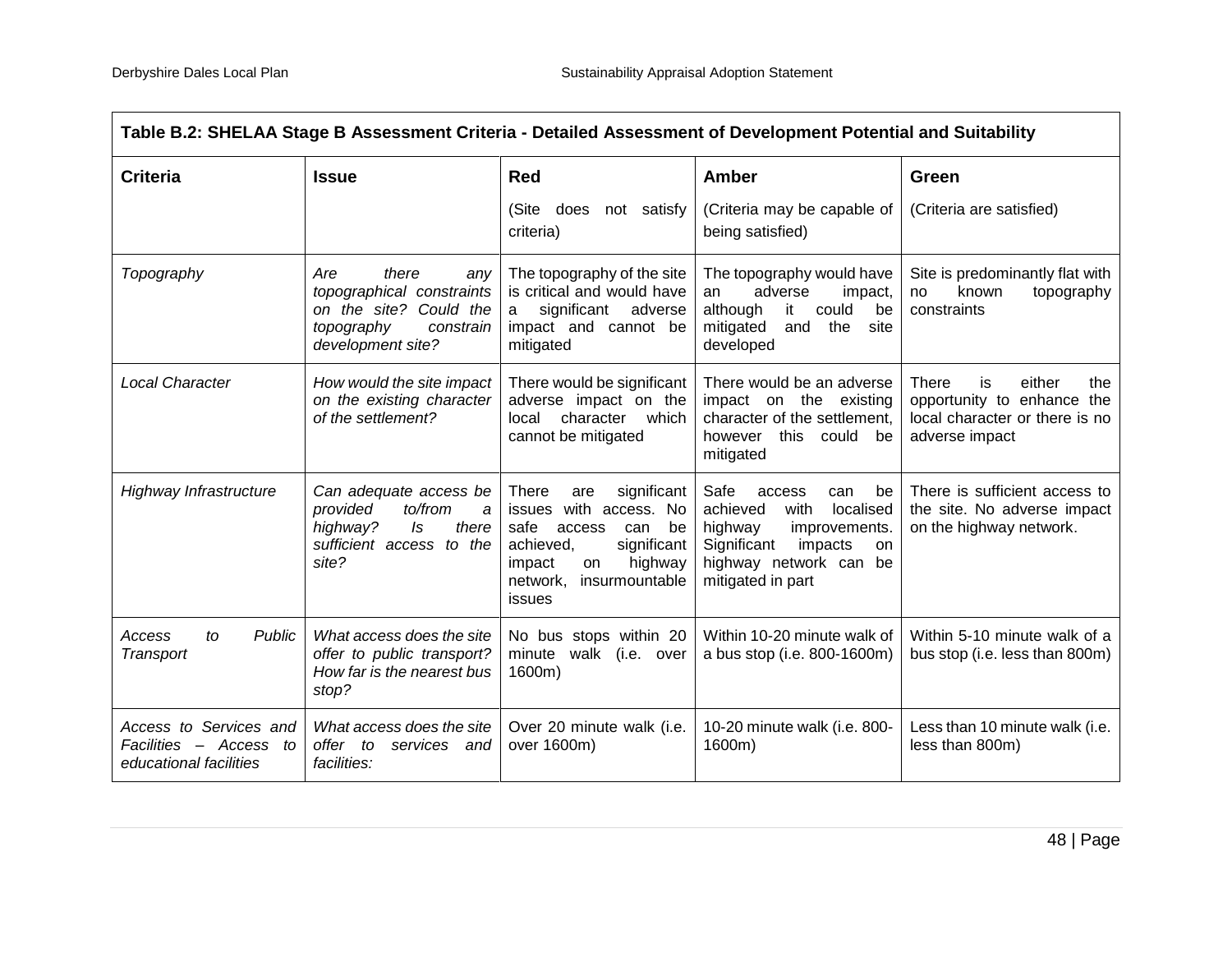| Table B.2: SHELAA Stage B Assessment Criteria - Detailed Assessment of Development Potential and Suitability | | | | |
|---|---|---|---|---|
| **Criteria** | **Issue** | **Red** (Site does not satisfy criteria) | **Amber** (Criteria may be capable of being satisfied) | **Green** (Criteria are satisfied) |
| *Topography* | *Are there any topographical constraints on the site? Could the topography constrain development site?* | The topography of the site is critical and would have a significant adverse impact and cannot be mitigated | The topography would have an adverse impact, although it could be mitigated and the site developed | Site is predominantly flat with no known topography constraints |
| *Local Character* | *How would the site impact on the existing character of the settlement?* | There would be significant adverse impact on the local character which cannot be mitigated | There would be an adverse impact on the existing character of the settlement, however this could be mitigated | There is either the opportunity to enhance the local character or there is no adverse impact |
| *Highway Infrastructure* | *Can adequate access be provided to/from a highway? Is there sufficient access to the site?* | There are significant issues with access. No safe access can be achieved, significant impact on highway network, insurmountable issues | Safe access can be achieved with localised highway improvements. Significant impacts on highway network can be mitigated in part | There is sufficient access to the site. No adverse impact on the highway network. |
| *Access to Public Transport* | *What access does the site offer to public transport? How far is the nearest bus stop?* | No bus stops within 20 minute walk (i.e. over 1600m) | Within 10-20 minute walk of a bus stop (i.e. 800-1600m) | Within 5-10 minute walk of a bus stop (i.e. less than 800m) |
| *Access to Services and Facilities – Access to educational facilities* | *What access does the site offer to services and facilities:* | Over 20 minute walk (i.e. over 1600m) | 10-20 minute walk (i.e. 800-1600m) | Less than 10 minute walk (i.e. less than 800m) |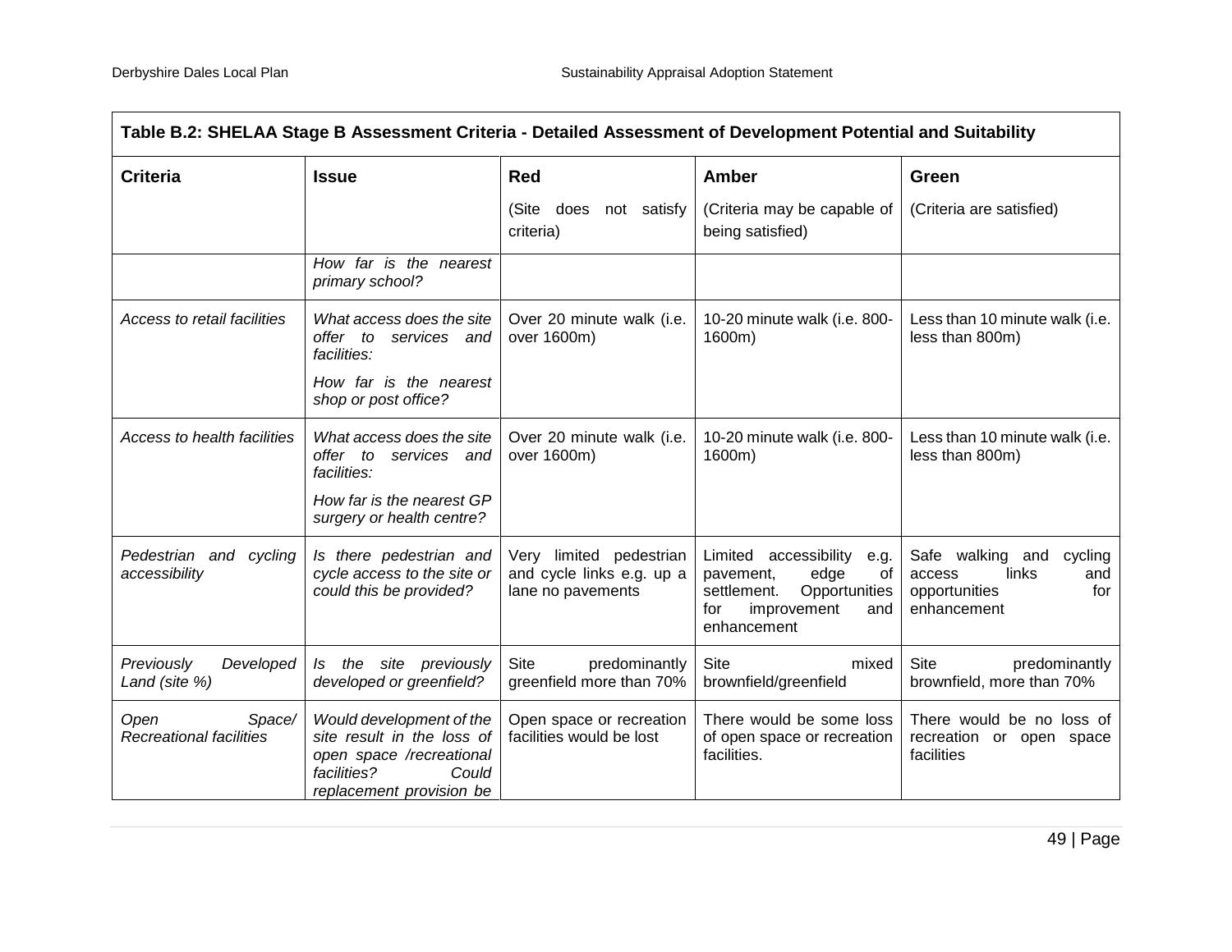| Table B.2: SHELAA Stage B Assessment Criteria - Detailed Assessment of Development Potential and Suitability | | | | |
|---|---|---|---|---|
| **Criteria** | **Issue** | **Red**<br>(Site does not satisfy criteria) | **Amber**<br>(Criteria may be capable of being satisfied) | **Green**<br>(Criteria are satisfied) |
| | *How far is the nearest primary school?* | | | |
| *Access to retail facilities* | *What access does the site offer to services and facilities:*<br>*How far is the nearest shop or post office?* | Over 20 minute walk (i.e. over 1600m) | 10-20 minute walk (i.e. 800-1600m) | Less than 10 minute walk (i.e. less than 800m) |
| *Access to health facilities* | *What access does the site offer to services and facilities:*<br>*How far is the nearest GP surgery or health centre?* | Over 20 minute walk (i.e. over 1600m) | 10-20 minute walk (i.e. 800-1600m) | Less than 10 minute walk (i.e. less than 800m) |
| *Pedestrian and cycling accessibility* | *Is there pedestrian and cycle access to the site or could this be provided?* | Very limited pedestrian and cycle links e.g. up a lane no pavements | Limited accessibility e.g. pavement, edge of settlement. Opportunities for improvement and enhancement | Safe walking and cycling access links and opportunities for enhancement |
| *Previously Developed Land (site %)* | *Is the site previously developed or greenfield?* | Site predominantly greenfield more than 70% | Site mixed brownfield/greenfield | Site predominantly brownfield, more than 70% |
| *Open Space/ Recreational facilities* | *Would development of the site result in the loss of open space /recreational facilities? Could replacement provision be* | Open space or recreation facilities would be lost | There would be some loss of open space or recreation facilities. | There would be no loss of recreation or open space facilities |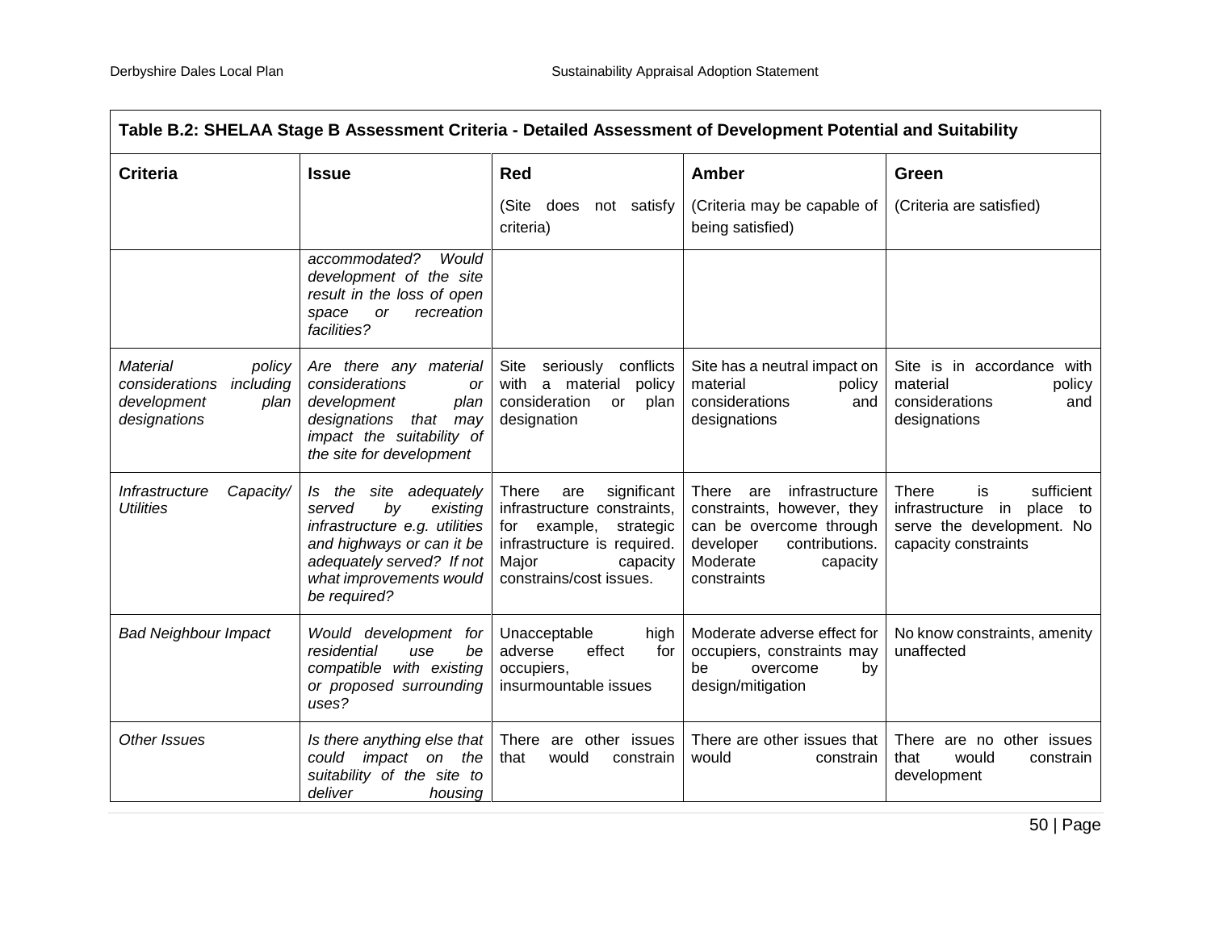| Table B.2: SHELAA Stage B Assessment Criteria - Detailed Assessment of Development Potential and Suitability | | | | |
|---|---|---|---|---|
| **Criteria** | **Issue** | **Red** (Site does not satisfy criteria) | **Amber** (Criteria may be capable of being satisfied) | **Green** (Criteria are satisfied) |
| | *accommodated? Would development of the site result in the loss of open space or recreation facilities?* | | | |
| *Material policy considerations including development plan designations* | *Are there any material considerations or development plan designations that may impact the suitability of the site for development* | Site seriously conflicts with a material policy consideration or plan designation | Site has a neutral impact on material policy considerations and designations | Site is in accordance with material policy considerations and designations |
| *Infrastructure Capacity/ Utilities* | *Is the site adequately served by existing infrastructure e.g. utilities and highways or can it be adequately served? If not what improvements would be required?* | There are significant infrastructure constraints, for example, strategic infrastructure is required. Major capacity constrains/cost issues. | There are infrastructure constraints, however, they can be overcome through developer contributions. Moderate capacity constraints | There is sufficient infrastructure in place to serve the development. No capacity constraints |
| *Bad Neighbour Impact* | *Would development for residential use be compatible with existing or proposed surrounding uses?* | Unacceptable high adverse effect for occupiers, insurmountable issues | Moderate adverse effect for occupiers, constraints may be overcome by design/mitigation | No know constraints, amenity unaffected |
| *Other Issues* | *Is there anything else that could impact on the suitability of the site to deliver housing* | There are other issues that would constrain | There are other issues that would constrain | There are no other issues that would constrain development |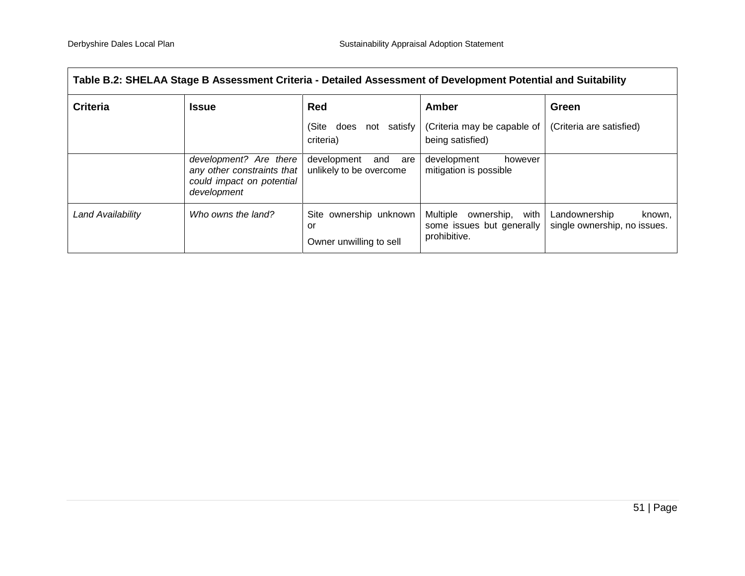| Table B.2: SHELAA Stage B Assessment Criteria - Detailed Assessment of Development Potential and Suitability | | | | |
|---|---|---|---|---|
| **Criteria** | **Issue** | **Red**<br>(Site does not satisfy criteria) | **Amber**<br>(Criteria may be capable of being satisfied) | **Green**<br>(Criteria are satisfied) |
| | *development? Are there any other constraints that could impact on potential development* | development and are unlikely to be overcome | development however mitigation is possible | |
| *Land Availability* | *Who owns the land?* | Site ownership unknown or<br>Owner unwilling to sell | Multiple ownership, with some issues but generally prohibitive. | Landownership known, single ownership, no issues. |